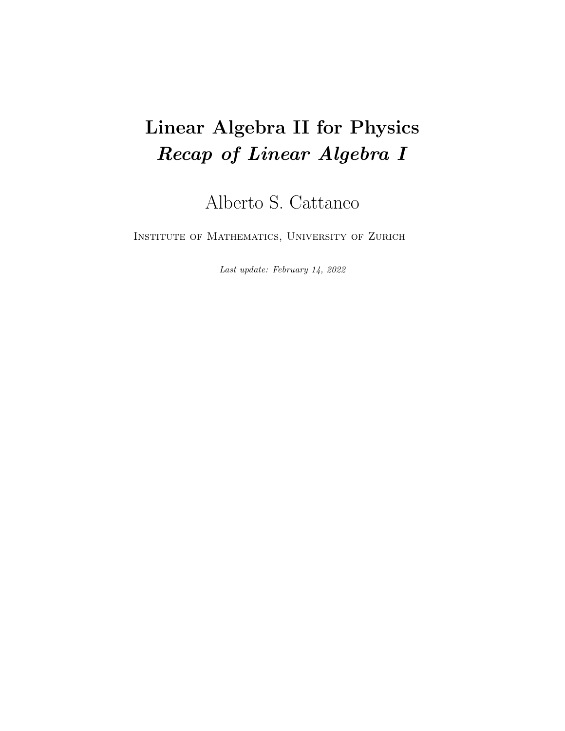# Linear Algebra II for Physics
## *Recap of Linear Algebra I*

Alberto S. Cattaneo

Institute of Mathematics, University of Zurich

*Last update: February 14, 2022*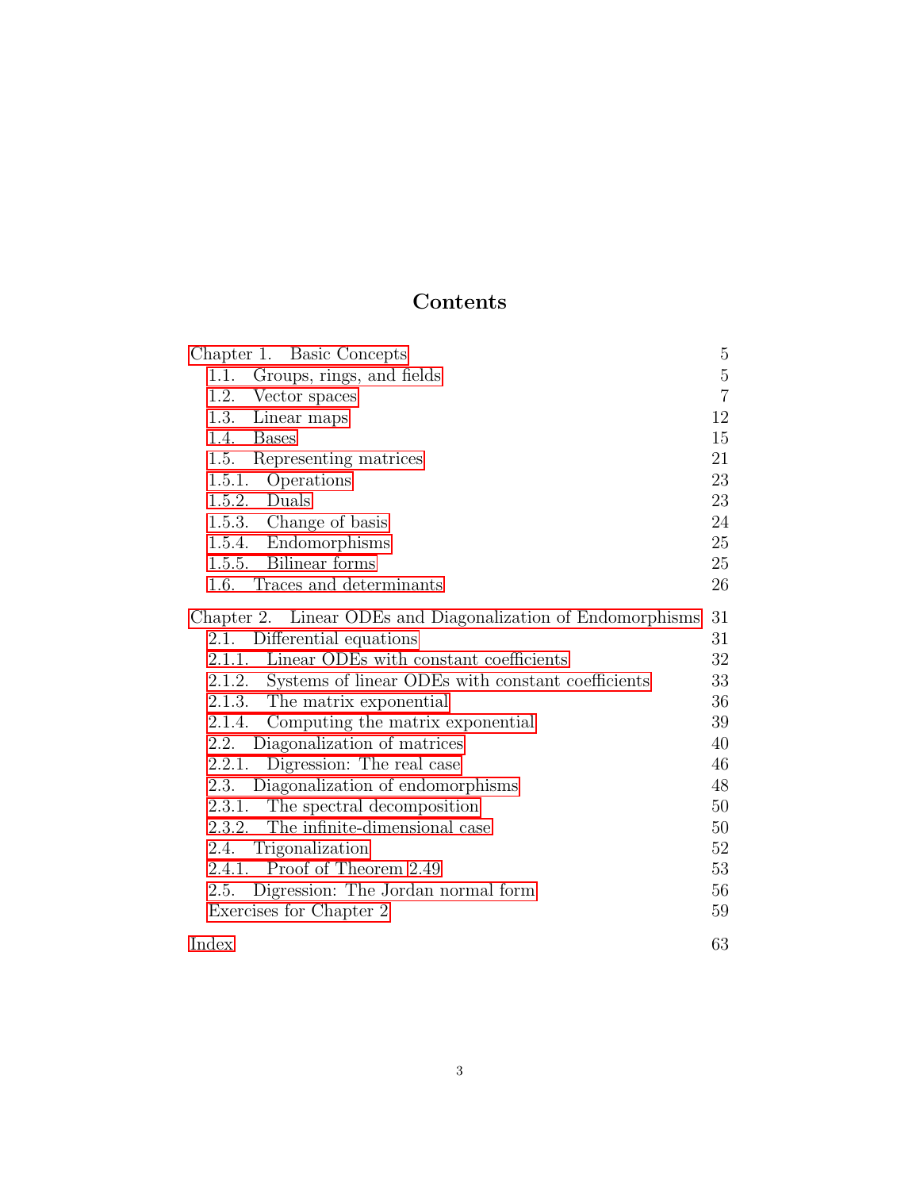# Contents

| | |
|---|---|
| Chapter 1. Basic Concepts | 5 |
| 1.1. Groups, rings, and fields | 5 |
| 1.2. Vector spaces | 7 |
| 1.3. Linear maps | 12 |
| 1.4. Bases | 15 |
| 1.5. Representing matrices | 21 |
| 1.5.1. Operations | 23 |
| 1.5.2. Duals | 23 |
| 1.5.3. Change of basis | 24 |
| 1.5.4. Endomorphisms | 25 |
| 1.5.5. Bilinear forms | 25 |
| 1.6. Traces and determinants | 26 |
| Chapter 2. Linear ODEs and Diagonalization of Endomorphisms | 31 |
| 2.1. Differential equations | 31 |
| 2.1.1. Linear ODEs with constant coefficients | 32 |
| 2.1.2. Systems of linear ODEs with constant coefficients | 33 |
| 2.1.3. The matrix exponential | 36 |
| 2.1.4. Computing the matrix exponential | 39 |
| 2.2. Diagonalization of matrices | 40 |
| 2.2.1. Digression: The real case | 46 |
| 2.3. Diagonalization of endomorphisms | 48 |
| 2.3.1. The spectral decomposition | 50 |
| 2.3.2. The infinite-dimensional case | 50 |
| 2.4. Trigonalization | 52 |
| 2.4.1. Proof of Theorem 2.49 | 53 |
| 2.5. Digression: The Jordan normal form | 56 |
| Exercises for Chapter 2 | 59 |
| Index | 63 |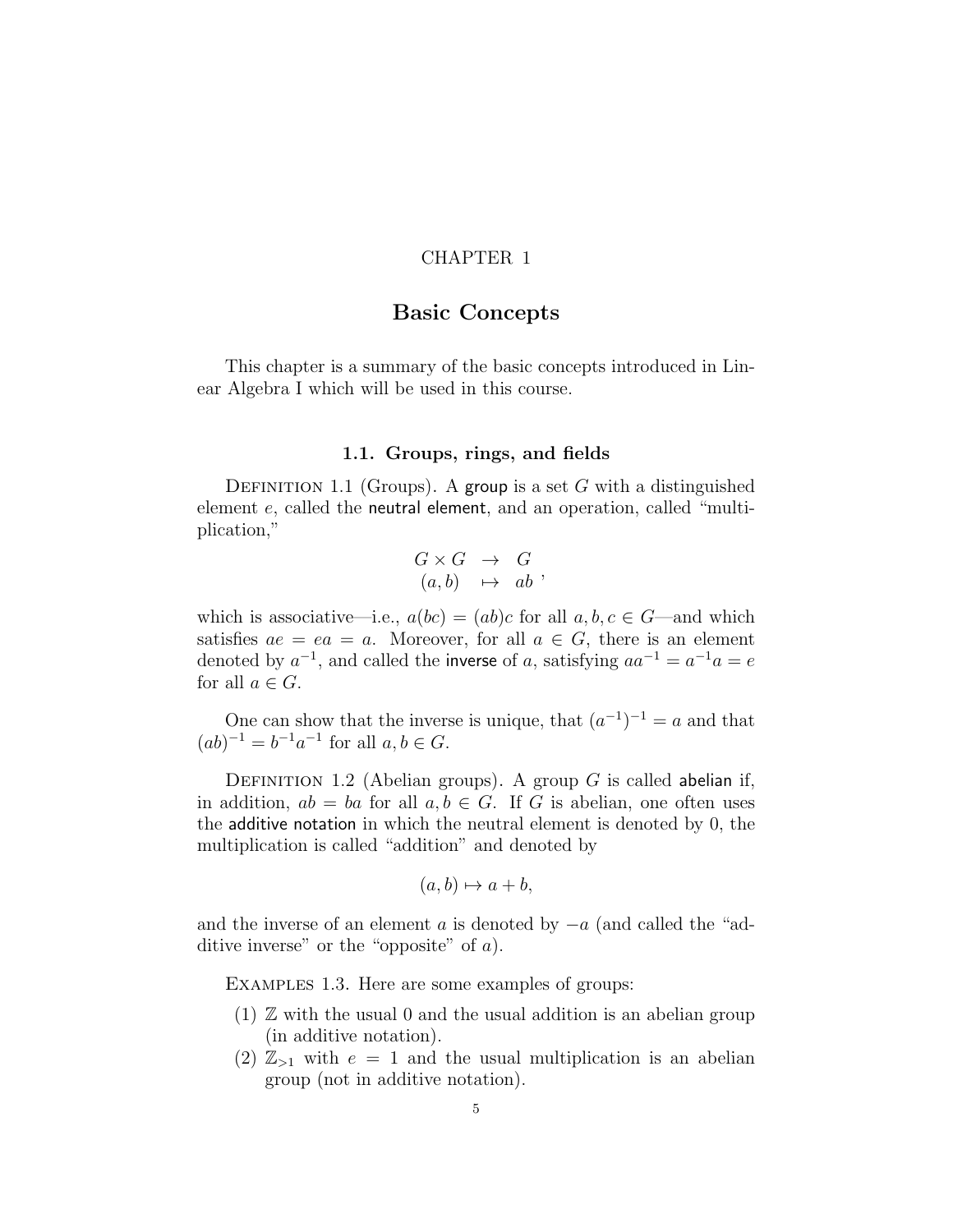CHAPTER 1

# Basic Concepts

This chapter is a summary of the basic concepts introduced in Linear Algebra I which will be used in this course.

## 1.1. Groups, rings, and fields

Definition 1.1 (Groups). A group is a set $G$ with a distinguished element $e$, called the neutral element, and an operation, called "multiplication,"

$$\begin{array}{rcl} G \times G & \to & G \\ (a,b) & \mapsto & ab \end{array},$$

which is associative—i.e., $a(bc) = (ab)c$ for all $a, b, c \in G$—and which satisfies $ae = ea = a$. Moreover, for all $a \in G$, there is an element denoted by $a^{-1}$, and called the inverse of $a$, satisfying $aa^{-1} = a^{-1}a = e$ for all $a \in G$.

One can show that the inverse is unique, that $(a^{-1})^{-1} = a$ and that $(ab)^{-1} = b^{-1}a^{-1}$ for all $a, b \in G$.

Definition 1.2 (Abelian groups). A group $G$ is called abelian if, in addition, $ab = ba$ for all $a, b \in G$. If $G$ is abelian, one often uses the additive notation in which the neutral element is denoted by 0, the multiplication is called "addition" and denoted by

$$(a,b) \mapsto a + b,$$

and the inverse of an element $a$ is denoted by $-a$ (and called the "additive inverse" or the "opposite" of $a$).

Examples 1.3. Here are some examples of groups:

(1) $\mathbb{Z}$ with the usual 0 and the usual addition is an abelian group (in additive notation).
(2) $\mathbb{Z}_{>1}$ with $e = 1$ and the usual multiplication is an abelian group (not in additive notation).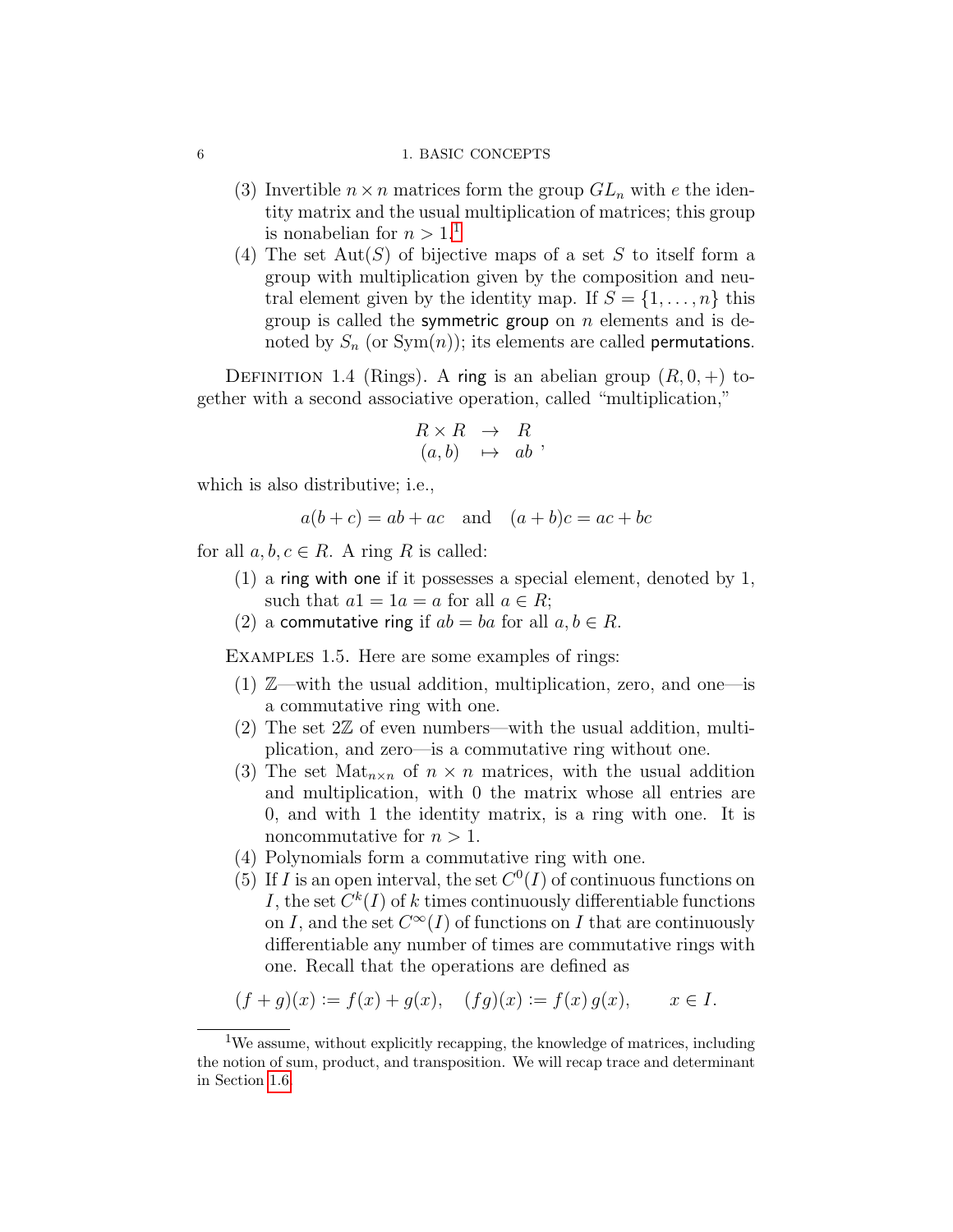(3) Invertible $n \times n$ matrices form the group $GL_n$ with $e$ the identity matrix and the usual multiplication of matrices; this group is nonabelian for $n > 1$.[1]

(4) The set $\mathrm{Aut}(S)$ of bijective maps of a set $S$ to itself form a group with multiplication given by the composition and neutral element given by the identity map. If $S = \{1, \ldots, n\}$ this group is called the symmetric group on $n$ elements and is denoted by $S_n$ (or $\mathrm{Sym}(n)$); its elements are called permutations.

Definition 1.4 (Rings). A ring is an abelian group $(R, 0, +)$ together with a second associative operation, called "multiplication,"

$$\begin{array}{rcl} R \times R & \to & R \\ (a, b) & \mapsto & ab \end{array},$$

which is also distributive; i.e.,

$$a(b + c) = ab + ac \quad \text{and} \quad (a + b)c = ac + bc$$

for all $a, b, c \in R$. A ring $R$ is called:

(1) a ring with one if it possesses a special element, denoted by 1, such that $a1 = 1a = a$ for all $a \in R$;

(2) a commutative ring if $ab = ba$ for all $a, b \in R$.

Examples 1.5. Here are some examples of rings:

(1) $\mathbb{Z}$—with the usual addition, multiplication, zero, and one—is a commutative ring with one.

(2) The set $2\mathbb{Z}$ of even numbers—with the usual addition, multiplication, and zero—is a commutative ring without one.

(3) The set $\mathrm{Mat}_{n \times n}$ of $n \times n$ matrices, with the usual addition and multiplication, with 0 the matrix whose all entries are 0, and with 1 the identity matrix, is a ring with one. It is noncommutative for $n > 1$.

(4) Polynomials form a commutative ring with one.

(5) If $I$ is an open interval, the set $C^0(I)$ of continuous functions on $I$, the set $C^k(I)$ of $k$ times continuously differentiable functions on $I$, and the set $C^\infty(I)$ of functions on $I$ that are continuously differentiable any number of times are commutative rings with one. Recall that the operations are defined as

$$(f + g)(x) := f(x) + g(x), \quad (fg)(x) := f(x)\, g(x), \qquad x \in I.$$

[1] We assume, without explicitly recapping, the knowledge of matrices, including the notion of sum, product, and transposition. We will recap trace and determinant in Section 1.6.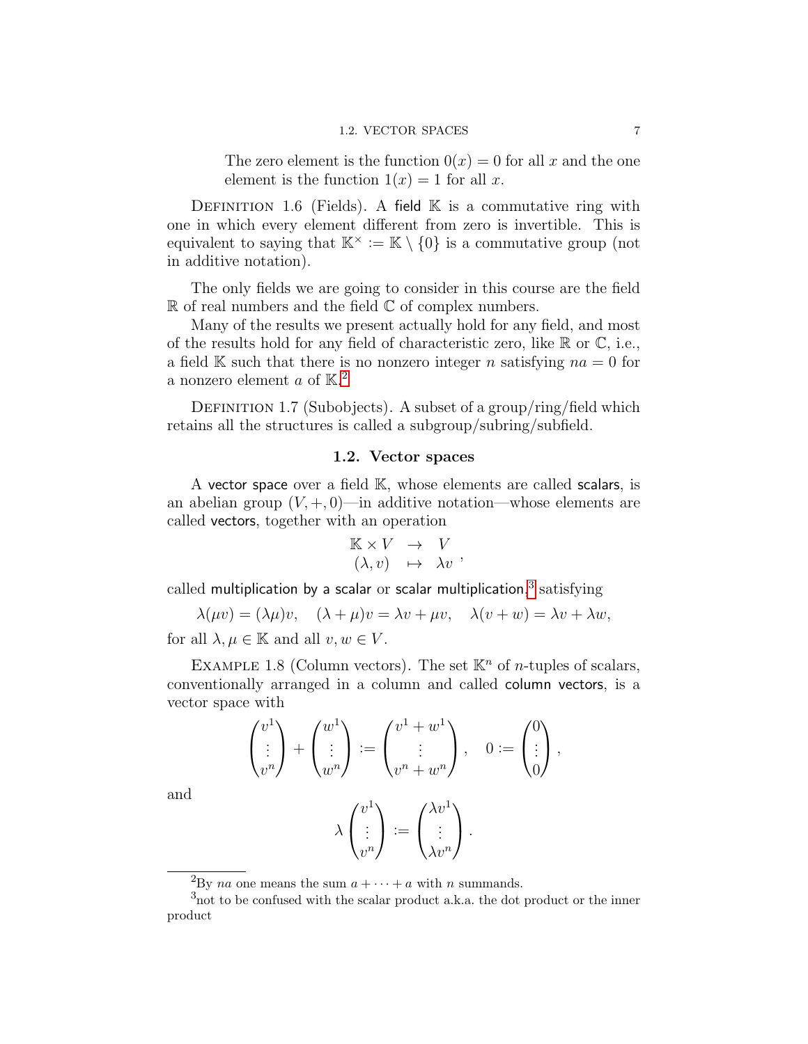The zero element is the function $0(x) = 0$ for all $x$ and the one element is the function $1(x) = 1$ for all $x$.

Definition 1.6 (Fields). A field $\mathbb{K}$ is a commutative ring with one in which every element different from zero is invertible. This is equivalent to saying that $\mathbb{K}^\times := \mathbb{K} \setminus \{0\}$ is a commutative group (not in additive notation).

The only fields we are going to consider in this course are the field $\mathbb{R}$ of real numbers and the field $\mathbb{C}$ of complex numbers.

Many of the results we present actually hold for any field, and most of the results hold for any field of characteristic zero, like $\mathbb{R}$ or $\mathbb{C}$, i.e., a field $\mathbb{K}$ such that there is no nonzero integer $n$ satisfying $na = 0$ for a nonzero element $a$ of $\mathbb{K}$.[2]

Definition 1.7 (Subobjects). A subset of a group/ring/field which retains all the structures is called a subgroup/subring/subfield.

## 1.2. Vector spaces

A vector space over a field $\mathbb{K}$, whose elements are called scalars, is an abelian group $(V, +, 0)$—in additive notation—whose elements are called vectors, together with an operation

$$\begin{array}{ccc} \mathbb{K} \times V & \to & V \\ (\lambda, v) & \mapsto & \lambda v \end{array},$$

called multiplication by a scalar or scalar multiplication,[3] satisfying

$$\lambda(\mu v) = (\lambda\mu)v, \quad (\lambda + \mu)v = \lambda v + \mu v, \quad \lambda(v + w) = \lambda v + \lambda w,$$

for all $\lambda, \mu \in \mathbb{K}$ and all $v, w \in V$.

Example 1.8 (Column vectors). The set $\mathbb{K}^n$ of $n$-tuples of scalars, conventionally arranged in a column and called column vectors, is a vector space with

$$\begin{pmatrix} v^1 \\ \vdots \\ v^n \end{pmatrix} + \begin{pmatrix} w^1 \\ \vdots \\ w^n \end{pmatrix} := \begin{pmatrix} v^1 + w^1 \\ \vdots \\ v^n + w^n \end{pmatrix}, \quad 0 := \begin{pmatrix} 0 \\ \vdots \\ 0 \end{pmatrix},$$

and

$$\lambda \begin{pmatrix} v^1 \\ \vdots \\ v^n \end{pmatrix} := \begin{pmatrix} \lambda v^1 \\ \vdots \\ \lambda v^n \end{pmatrix}.$$

---

[2] By $na$ one means the sum $a + \cdots + a$ with $n$ summands.

[3] not to be confused with the scalar product a.k.a. the dot product or the inner product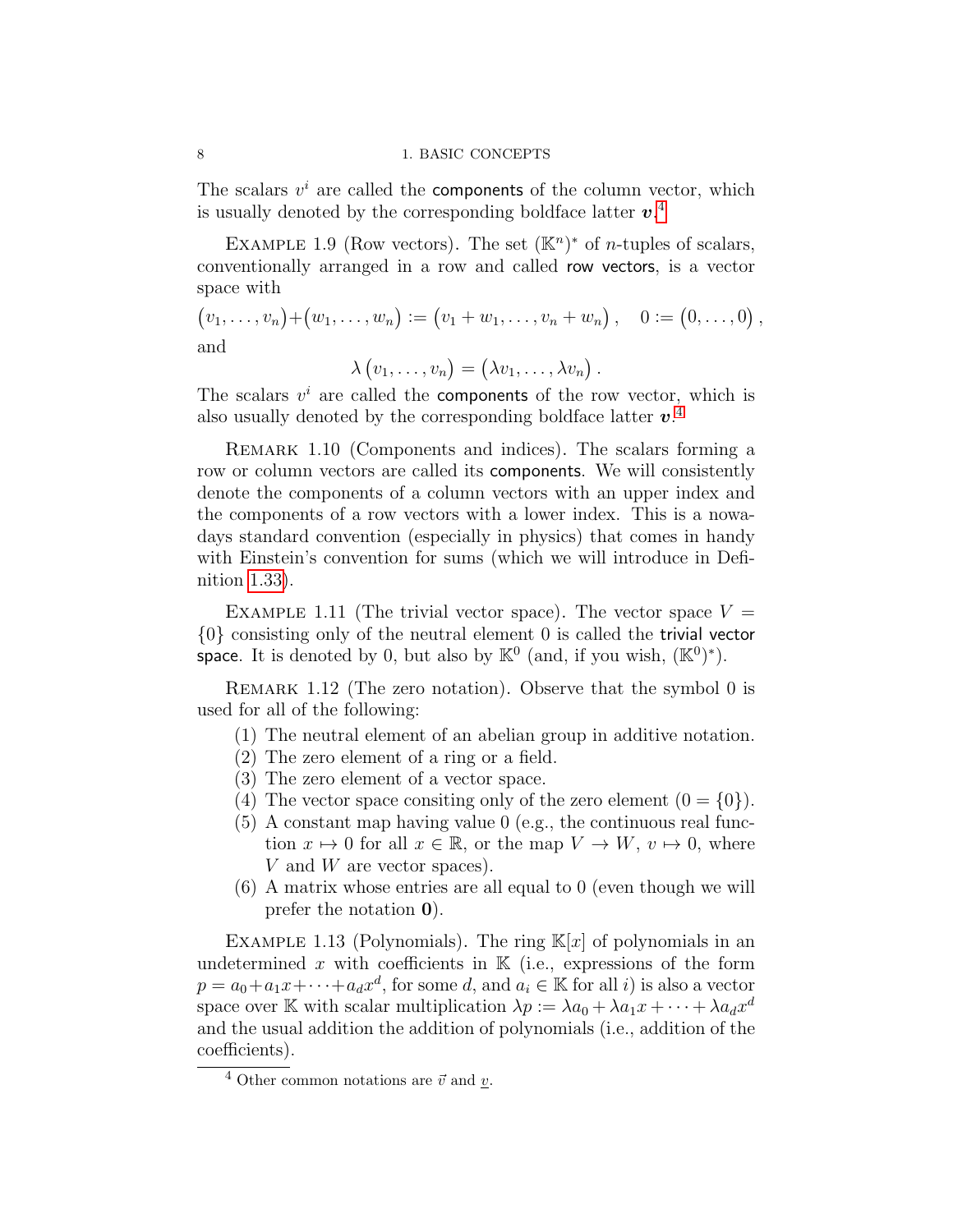The scalars $v^i$ are called the components of the column vector, which is usually denoted by the corresponding boldface latter $\boldsymbol{v}$.[4]

Example 1.9 (Row vectors). The set $(\mathbb{K}^n)^*$ of $n$-tuples of scalars, conventionally arranged in a row and called row vectors, is a vector space with

$$\big(v_1,\dots,v_n\big)+\big(w_1,\dots,w_n\big) := \big(v_1+w_1,\dots,v_n+w_n\big)\,,\quad 0 := \big(0,\dots,0\big)\,,$$

and

$$\lambda\,\big(v_1,\dots,v_n\big) = \big(\lambda v_1,\dots,\lambda v_n\big)\,.$$

The scalars $v^i$ are called the components of the row vector, which is also usually denoted by the corresponding boldface latter $\boldsymbol{v}$.[4]

Remark 1.10 (Components and indices). The scalars forming a row or column vectors are called its components. We will consistently denote the components of a column vectors with an upper index and the components of a row vectors with a lower index. This is a nowadays standard convention (especially in physics) that comes in handy with Einstein's convention for sums (which we will introduce in Definition 1.33).

Example 1.11 (The trivial vector space). The vector space $V = \{0\}$ consisting only of the neutral element 0 is called the trivial vector space. It is denoted by 0, but also by $\mathbb{K}^0$ (and, if you wish, $(\mathbb{K}^0)^*$).

Remark 1.12 (The zero notation). Observe that the symbol 0 is used for all of the following:

1. The neutral element of an abelian group in additive notation.
2. The zero element of a ring or a field.
3. The zero element of a vector space.
4. The vector space consiting only of the zero element ($0 = \{0\}$).
5. A constant map having value 0 (e.g., the continuous real function $x \mapsto 0$ for all $x \in \mathbb{R}$, or the map $V \to W$, $v \mapsto 0$, where $V$ and $W$ are vector spaces).
6. A matrix whose entries are all equal to 0 (even though we will prefer the notation $\mathbf{0}$).

Example 1.13 (Polynomials). The ring $\mathbb{K}[x]$ of polynomials in an undetermined $x$ with coefficients in $\mathbb{K}$ (i.e., expressions of the form $p = a_0 + a_1x + \cdots + a_dx^d$, for some $d$, and $a_i \in \mathbb{K}$ for all $i$) is also a vector space over $\mathbb{K}$ with scalar multiplication $\lambda p := \lambda a_0 + \lambda a_1 x + \cdots + \lambda a_d x^d$ and the usual addition the addition of polynomials (i.e., addition of the coefficients).

[4] Other common notations are $\vec{v}$ and $\underline{v}$.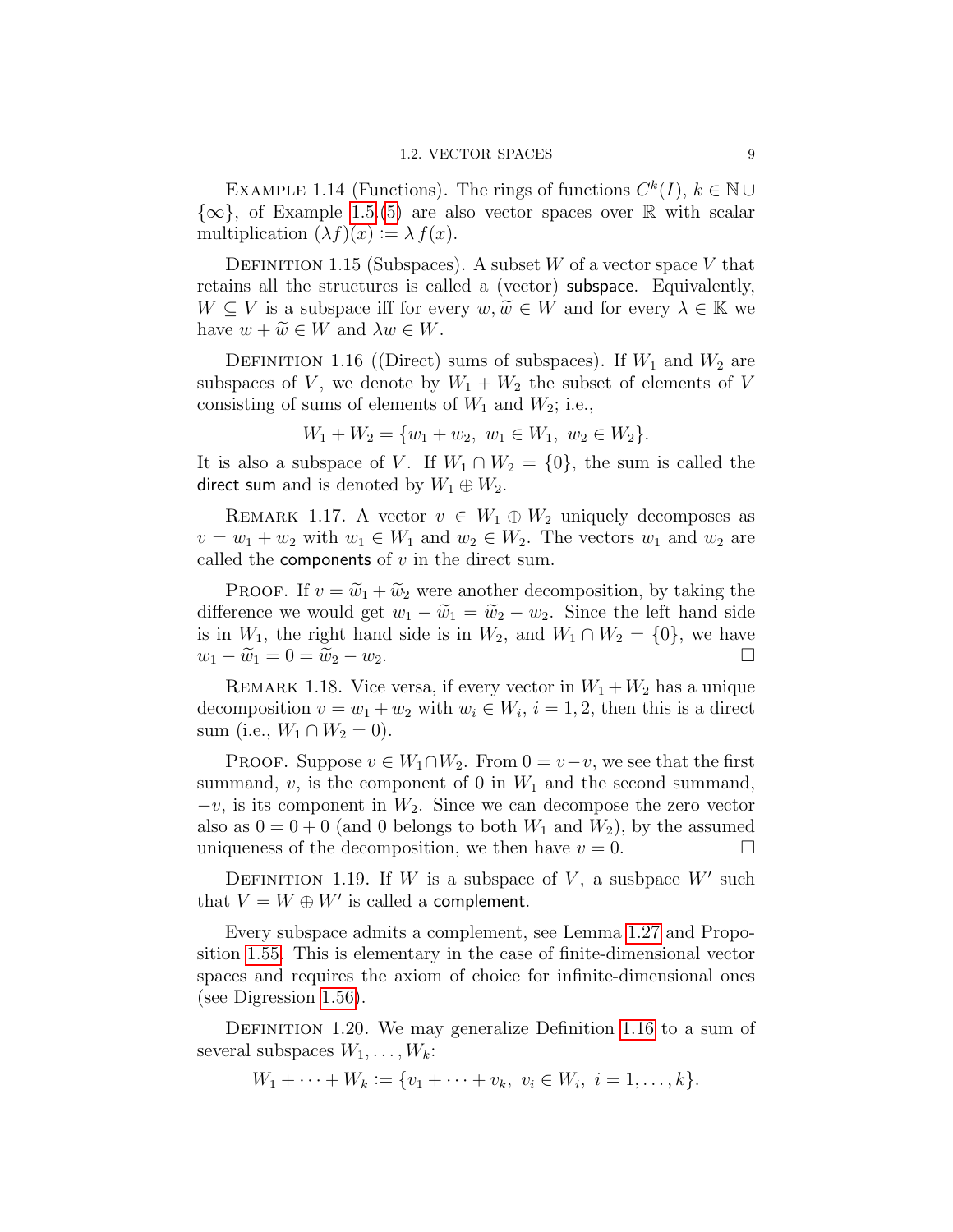Example 1.14 (Functions). The rings of functions $C^k(I)$, $k \in \mathbb{N} \cup \{\infty\}$, of Example 1.5.(5) are also vector spaces over $\mathbb{R}$ with scalar multiplication $(\lambda f)(x) := \lambda\, f(x)$.

Definition 1.15 (Subspaces). A subset $W$ of a vector space $V$ that retains all the structures is called a (vector) subspace. Equivalently, $W \subseteq V$ is a subspace iff for every $w, \widetilde{w} \in W$ and for every $\lambda \in \mathbb{K}$ we have $w + \widetilde{w} \in W$ and $\lambda w \in W$.

Definition 1.16 ((Direct) sums of subspaces). If $W_1$ and $W_2$ are subspaces of $V$, we denote by $W_1 + W_2$ the subset of elements of $V$ consisting of sums of elements of $W_1$ and $W_2$; i.e.,

$$W_1 + W_2 = \{w_1 + w_2,\ w_1 \in W_1,\ w_2 \in W_2\}.$$

It is also a subspace of $V$. If $W_1 \cap W_2 = \{0\}$, the sum is called the direct sum and is denoted by $W_1 \oplus W_2$.

Remark 1.17. A vector $v \in W_1 \oplus W_2$ uniquely decomposes as $v = w_1 + w_2$ with $w_1 \in W_1$ and $w_2 \in W_2$. The vectors $w_1$ and $w_2$ are called the components of $v$ in the direct sum.

Proof. If $v = \widetilde{w}_1 + \widetilde{w}_2$ were another decomposition, by taking the difference we would get $w_1 - \widetilde{w}_1 = \widetilde{w}_2 - w_2$. Since the left hand side is in $W_1$, the right hand side is in $W_2$, and $W_1 \cap W_2 = \{0\}$, we have $w_1 - \widetilde{w}_1 = 0 = \widetilde{w}_2 - w_2$. □

Remark 1.18. Vice versa, if every vector in $W_1 + W_2$ has a unique decomposition $v = w_1 + w_2$ with $w_i \in W_i$, $i = 1, 2$, then this is a direct sum (i.e., $W_1 \cap W_2 = 0$).

Proof. Suppose $v \in W_1 \cap W_2$. From $0 = v - v$, we see that the first summand, $v$, is the component of 0 in $W_1$ and the second summand, $-v$, is its component in $W_2$. Since we can decompose the zero vector also as $0 = 0 + 0$ (and 0 belongs to both $W_1$ and $W_2$), by the assumed uniqueness of the decomposition, we then have $v = 0$. □

Definition 1.19. If $W$ is a subspace of $V$, a susbpace $W'$ such that $V = W \oplus W'$ is called a complement.

Every subspace admits a complement, see Lemma 1.27 and Proposition 1.55. This is elementary in the case of finite-dimensional vector spaces and requires the axiom of choice for infinite-dimensional ones (see Digression 1.56).

Definition 1.20. We may generalize Definition 1.16 to a sum of several subspaces $W_1, \dots, W_k$:

$$W_1 + \cdots + W_k := \{v_1 + \cdots + v_k,\ v_i \in W_i,\ i = 1, \dots, k\}.$$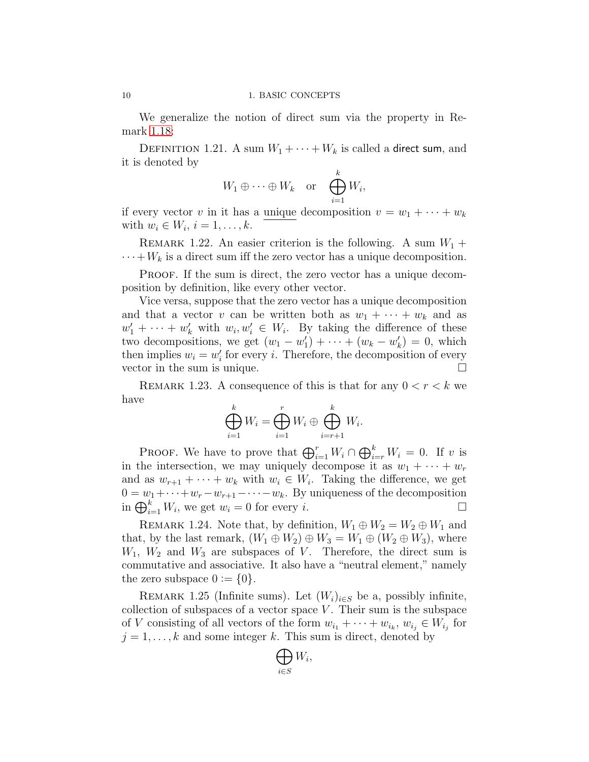We generalize the notion of direct sum via the property in Remark 1.18:

Definition 1.21. A sum $W_1 + \cdots + W_k$ is called a direct sum, and it is denoted by

$$W_1 \oplus \cdots \oplus W_k \quad \text{or} \quad \bigoplus_{i=1}^{k} W_i,$$

if every vector $v$ in it has a unique decomposition $v = w_1 + \cdots + w_k$ with $w_i \in W_i$, $i = 1, \ldots, k$.

Remark 1.22. An easier criterion is the following. A sum $W_1 + \cdots + W_k$ is a direct sum iff the zero vector has a unique decomposition.

Proof. If the sum is direct, the zero vector has a unique decomposition by definition, like every other vector.

Vice versa, suppose that the zero vector has a unique decomposition and that a vector $v$ can be written both as $w_1 + \cdots + w_k$ and as $w_1' + \cdots + w_k'$ with $w_i, w_i' \in W_i$. By taking the difference of these two decompositions, we get $(w_1 - w_1') + \cdots + (w_k - w_k') = 0$, which then implies $w_i = w_i'$ for every $i$. Therefore, the decomposition of every vector in the sum is unique. $\square$

Remark 1.23. A consequence of this is that for any $0 < r < k$ we have

$$\bigoplus_{i=1}^{k} W_i = \bigoplus_{i=1}^{r} W_i \oplus \bigoplus_{i=r+1}^{k} W_i.$$

Proof. We have to prove that $\bigoplus_{i=1}^{r} W_i \cap \bigoplus_{i=r}^{k} W_i = 0$. If $v$ is in the intersection, we may uniquely decompose it as $w_1 + \cdots + w_r$ and as $w_{r+1} + \cdots + w_k$ with $w_i \in W_i$. Taking the difference, we get $0 = w_1 + \cdots + w_r - w_{r+1} - \cdots - w_k$. By uniqueness of the decomposition in $\bigoplus_{i=1}^{k} W_i$, we get $w_i = 0$ for every $i$. $\square$

Remark 1.24. Note that, by definition, $W_1 \oplus W_2 = W_2 \oplus W_1$ and that, by the last remark, $(W_1 \oplus W_2) \oplus W_3 = W_1 \oplus (W_2 \oplus W_3)$, where $W_1$, $W_2$ and $W_3$ are subspaces of $V$. Therefore, the direct sum is commutative and associative. It also have a "neutral element," namely the zero subspace $0 := \{0\}$.

Remark 1.25 (Infinite sums). Let $(W_i)_{i \in S}$ be a, possibly infinite, collection of subspaces of a vector space $V$. Their sum is the subspace of $V$ consisting of all vectors of the form $w_{i_1} + \cdots + w_{i_k}$, $w_{i_j} \in W_{i_j}$ for $j = 1, \ldots, k$ and some integer $k$. This sum is direct, denoted by

$$\bigoplus_{i \in S} W_i,$$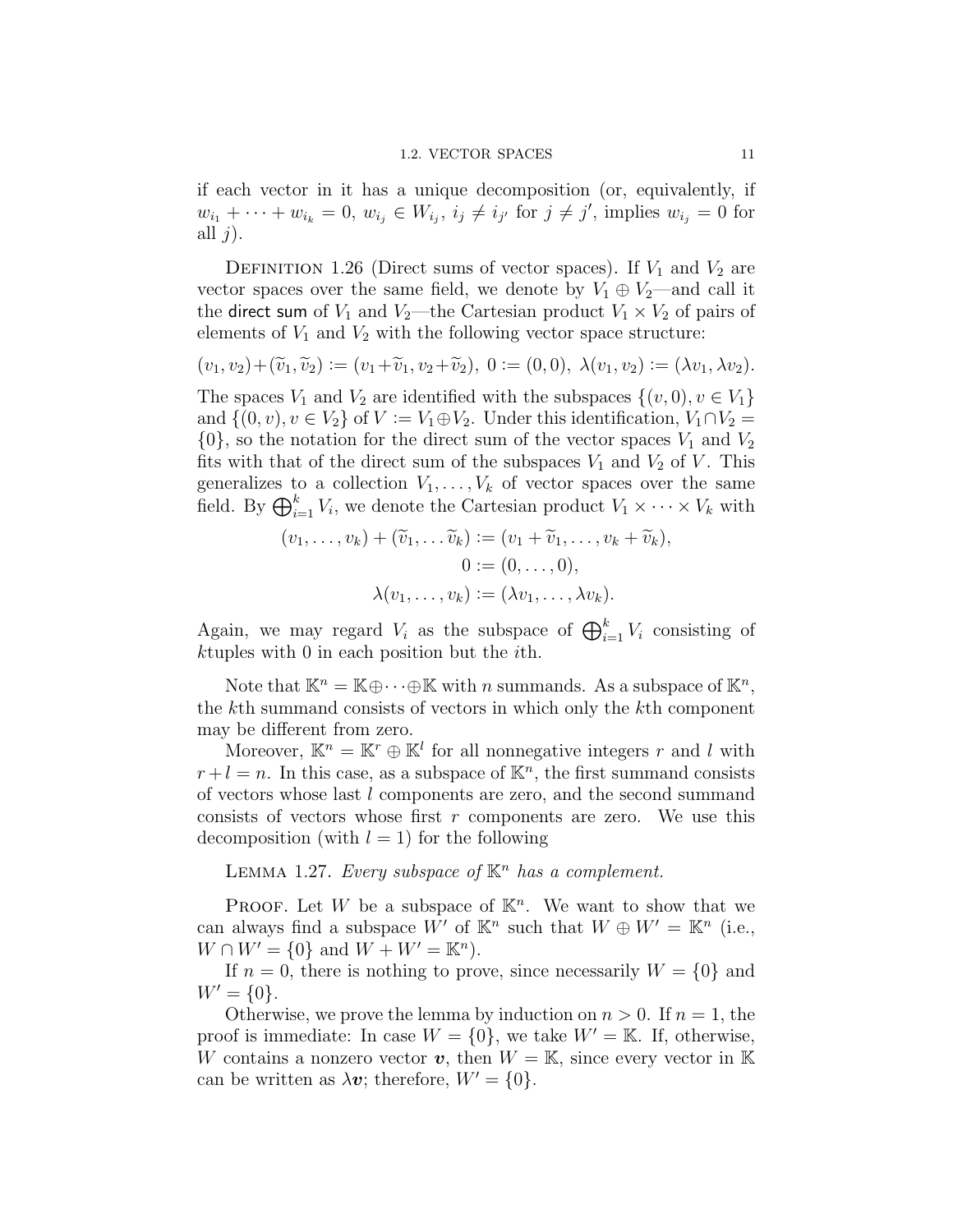if each vector in it has a unique decomposition (or, equivalently, if $w_{i_1} + \cdots + w_{i_k} = 0$, $w_{i_j} \in W_{i_j}$, $i_j \neq i_{j'}$ for $j \neq j'$, implies $w_{i_j} = 0$ for all $j$).

Definition 1.26 (Direct sums of vector spaces). If $V_1$ and $V_2$ are vector spaces over the same field, we denote by $V_1 \oplus V_2$—and call it the direct sum of $V_1$ and $V_2$—the Cartesian product $V_1 \times V_2$ of pairs of elements of $V_1$ and $V_2$ with the following vector space structure:

$$(v_1, v_2) + (\widetilde{v}_1, \widetilde{v}_2) := (v_1 + \widetilde{v}_1, v_2 + \widetilde{v}_2),\ 0 := (0, 0),\ \lambda(v_1, v_2) := (\lambda v_1, \lambda v_2).$$

The spaces $V_1$ and $V_2$ are identified with the subspaces $\{(v, 0), v \in V_1\}$ and $\{(0, v), v \in V_2\}$ of $V := V_1 \oplus V_2$. Under this identification, $V_1 \cap V_2 = \{0\}$, so the notation for the direct sum of the vector spaces $V_1$ and $V_2$ fits with that of the direct sum of the subspaces $V_1$ and $V_2$ of $V$. This generalizes to a collection $V_1, \ldots, V_k$ of vector spaces over the same field. By $\bigoplus_{i=1}^k V_i$, we denote the Cartesian product $V_1 \times \cdots \times V_k$ with

$$(v_1, \ldots, v_k) + (\widetilde{v}_1, \ldots \widetilde{v}_k) := (v_1 + \widetilde{v}_1, \ldots, v_k + \widetilde{v}_k),$$
$$0 := (0, \ldots, 0),$$
$$\lambda(v_1, \ldots, v_k) := (\lambda v_1, \ldots, \lambda v_k).$$

Again, we may regard $V_i$ as the subspace of $\bigoplus_{i=1}^k V_i$ consisting of $k$tuples with 0 in each position but the $i$th.

Note that $\mathbb{K}^n = \mathbb{K} \oplus \cdots \oplus \mathbb{K}$ with $n$ summands. As a subspace of $\mathbb{K}^n$, the $k$th summand consists of vectors in which only the $k$th component may be different from zero.

Moreover, $\mathbb{K}^n = \mathbb{K}^r \oplus \mathbb{K}^l$ for all nonnegative integers $r$ and $l$ with $r + l = n$. In this case, as a subspace of $\mathbb{K}^n$, the first summand consists of vectors whose last $l$ components are zero, and the second summand consists of vectors whose first $r$ components are zero. We use this decomposition (with $l = 1$) for the following

Lemma 1.27. *Every subspace of $\mathbb{K}^n$ has a complement.*

Proof. Let $W$ be a subspace of $\mathbb{K}^n$. We want to show that we can always find a subspace $W'$ of $\mathbb{K}^n$ such that $W \oplus W' = \mathbb{K}^n$ (i.e., $W \cap W' = \{0\}$ and $W + W' = \mathbb{K}^n$).

If $n = 0$, there is nothing to prove, since necessarily $W = \{0\}$ and $W' = \{0\}$.

Otherwise, we prove the lemma by induction on $n > 0$. If $n = 1$, the proof is immediate: In case $W = \{0\}$, we take $W' = \mathbb{K}$. If, otherwise, $W$ contains a nonzero vector $\boldsymbol{v}$, then $W = \mathbb{K}$, since every vector in $\mathbb{K}$ can be written as $\lambda \boldsymbol{v}$; therefore, $W' = \{0\}$.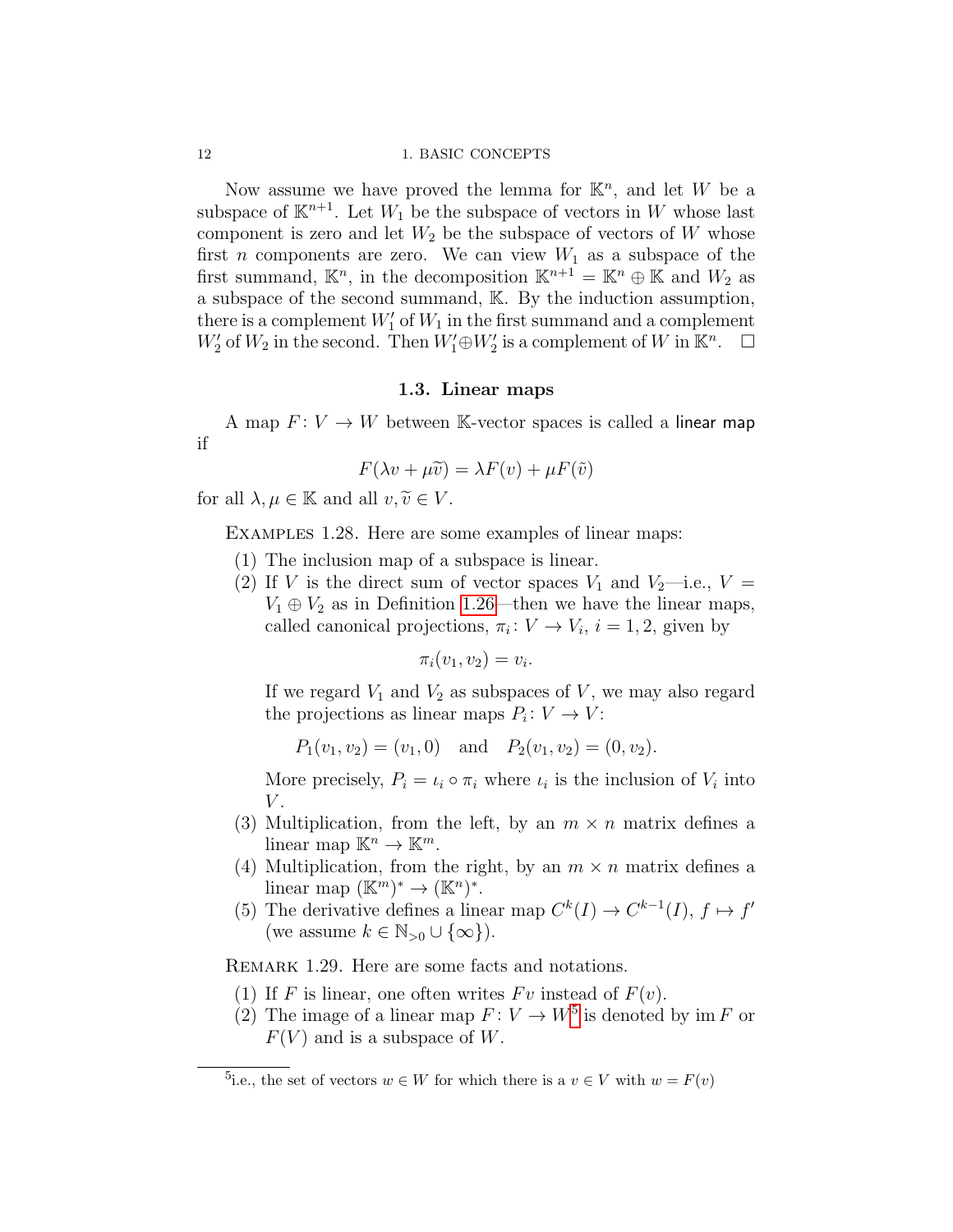Now assume we have proved the lemma for $\mathbb{K}^n$, and let $W$ be a subspace of $\mathbb{K}^{n+1}$. Let $W_1$ be the subspace of vectors in $W$ whose last component is zero and let $W_2$ be the subspace of vectors of $W$ whose first $n$ components are zero. We can view $W_1$ as a subspace of the first summand, $\mathbb{K}^n$, in the decomposition $\mathbb{K}^{n+1} = \mathbb{K}^n \oplus \mathbb{K}$ and $W_2$ as a subspace of the second summand, $\mathbb{K}$. By the induction assumption, there is a complement $W_1'$ of $W_1$ in the first summand and a complement $W_2'$ of $W_2$ in the second. Then $W_1' \oplus W_2'$ is a complement of $W$ in $\mathbb{K}^n$. $\square$

### 1.3. Linear maps

A map $F\colon V \to W$ between $\mathbb{K}$-vector spaces is called a linear map if

$$F(\lambda v + \mu\widetilde{v}) = \lambda F(v) + \mu F(\tilde{v})$$

for all $\lambda, \mu \in \mathbb{K}$ and all $v, \widetilde{v} \in V$.

Examples 1.28. Here are some examples of linear maps:

1. The inclusion map of a subspace is linear.
2. If $V$ is the direct sum of vector spaces $V_1$ and $V_2$—i.e., $V = V_1 \oplus V_2$ as in Definition 1.26—then we have the linear maps, called canonical projections, $\pi_i\colon V \to V_i$, $i = 1, 2$, given by

   $$\pi_i(v_1, v_2) = v_i.$$

   If we regard $V_1$ and $V_2$ as subspaces of $V$, we may also regard the projections as linear maps $P_i\colon V \to V$:

   $$P_1(v_1, v_2) = (v_1, 0) \quad \text{and} \quad P_2(v_1, v_2) = (0, v_2).$$

   More precisely, $P_i = \iota_i \circ \pi_i$ where $\iota_i$ is the inclusion of $V_i$ into $V$.
3. Multiplication, from the left, by an $m \times n$ matrix defines a linear map $\mathbb{K}^n \to \mathbb{K}^m$.
4. Multiplication, from the right, by an $m \times n$ matrix defines a linear map $(\mathbb{K}^m)^* \to (\mathbb{K}^n)^*$.
5. The derivative defines a linear map $C^k(I) \to C^{k-1}(I)$, $f \mapsto f'$ (we assume $k \in \mathbb{N}_{>0} \cup \{\infty\}$).

Remark 1.29. Here are some facts and notations.

1. If $F$ is linear, one often writes $Fv$ instead of $F(v)$.
2. The image of a linear map $F\colon V \to W$[5] is denoted by $\operatorname{im} F$ or $F(V)$ and is a subspace of $W$.

[5] i.e., the set of vectors $w \in W$ for which there is a $v \in V$ with $w = F(v)$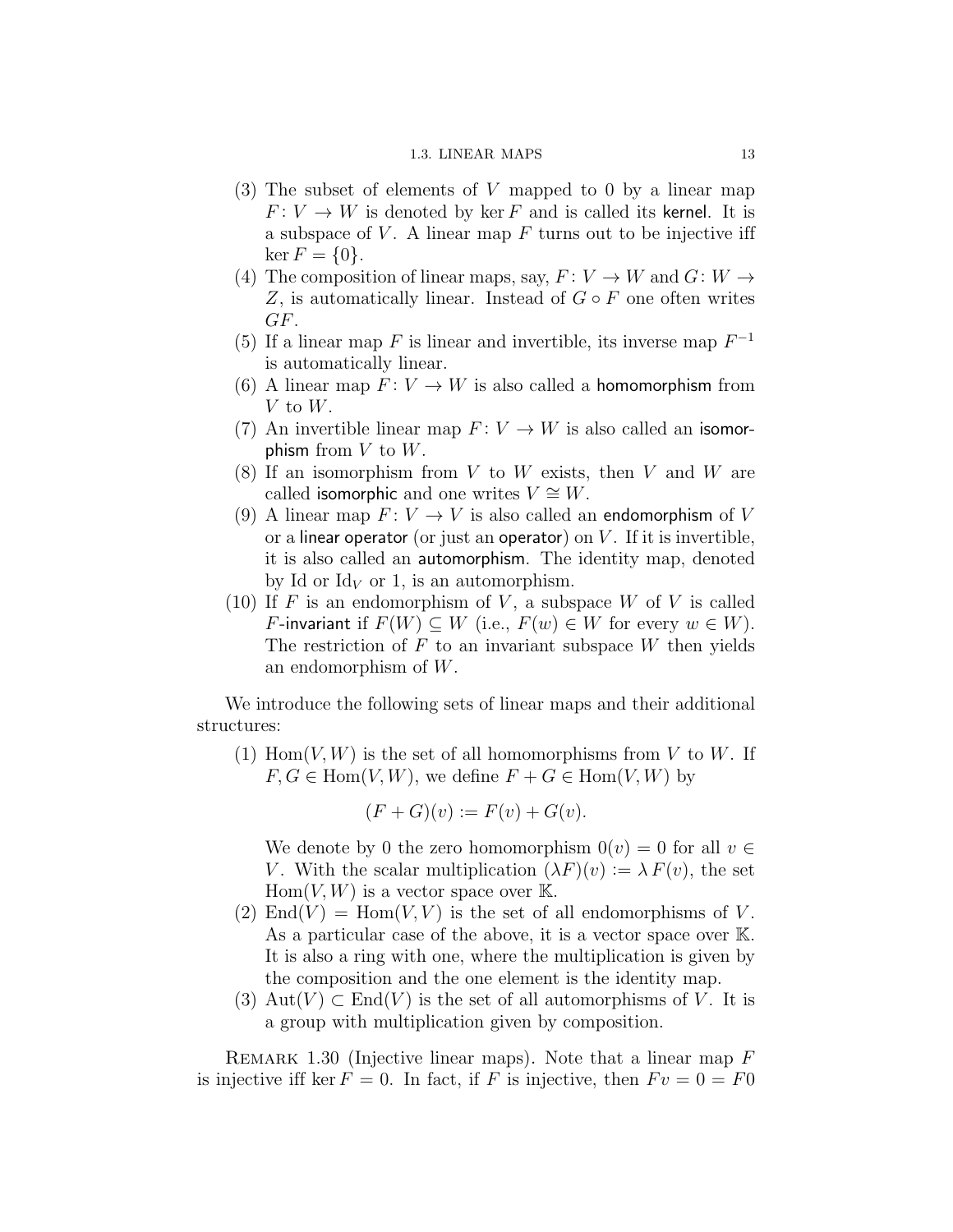(3) The subset of elements of $V$ mapped to 0 by a linear map $F\colon V \to W$ is denoted by $\ker F$ and is called its **kernel**. It is a subspace of $V$. A linear map $F$ turns out to be injective iff $\ker F = \{0\}$.

(4) The composition of linear maps, say, $F\colon V \to W$ and $G\colon W \to Z$, is automatically linear. Instead of $G \circ F$ one often writes $GF$.

(5) If a linear map $F$ is linear and invertible, its inverse map $F^{-1}$ is automatically linear.

(6) A linear map $F\colon V \to W$ is also called a **homomorphism** from $V$ to $W$.

(7) An invertible linear map $F\colon V \to W$ is also called an **isomorphism** from $V$ to $W$.

(8) If an isomorphism from $V$ to $W$ exists, then $V$ and $W$ are called **isomorphic** and one writes $V \cong W$.

(9) A linear map $F\colon V \to V$ is also called an **endomorphism** of $V$ or a **linear operator** (or just an **operator**) on $V$. If it is invertible, it is also called an **automorphism**. The identity map, denoted by Id or $\mathrm{Id}_V$ or 1, is an automorphism.

(10) If $F$ is an endomorphism of $V$, a subspace $W$ of $V$ is called $F$-**invariant** if $F(W) \subseteq W$ (i.e., $F(w) \in W$ for every $w \in W$). The restriction of $F$ to an invariant subspace $W$ then yields an endomorphism of $W$.

We introduce the following sets of linear maps and their additional structures:

(1) $\mathrm{Hom}(V, W)$ is the set of all homomorphisms from $V$ to $W$. If $F, G \in \mathrm{Hom}(V, W)$, we define $F + G \in \mathrm{Hom}(V, W)$ by

$$(F + G)(v) := F(v) + G(v).$$

We denote by 0 the zero homomorphism $0(v) = 0$ for all $v \in V$. With the scalar multiplication $(\lambda F)(v) := \lambda\, F(v)$, the set $\mathrm{Hom}(V, W)$ is a vector space over $\mathbb{K}$.

(2) $\mathrm{End}(V) = \mathrm{Hom}(V, V)$ is the set of all endomorphisms of $V$. As a particular case of the above, it is a vector space over $\mathbb{K}$. It is also a ring with one, where the multiplication is given by the composition and the one element is the identity map.

(3) $\mathrm{Aut}(V) \subset \mathrm{End}(V)$ is the set of all automorphisms of $V$. It is a group with multiplication given by composition.

Remark 1.30 (Injective linear maps). Note that a linear map $F$ is injective iff $\ker F = 0$. In fact, if $F$ is injective, then $Fv = 0 = F0$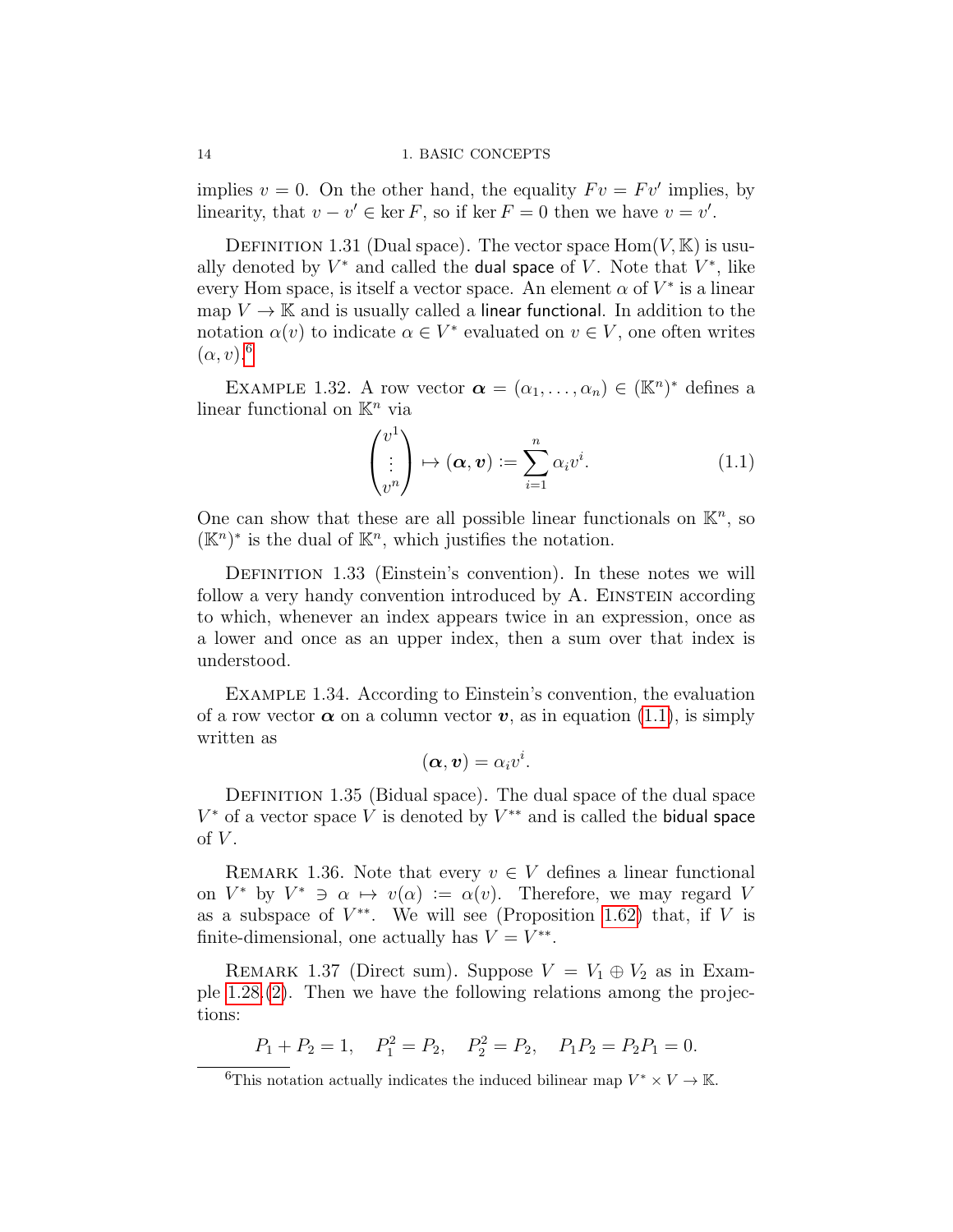implies $v = 0$. On the other hand, the equality $Fv = Fv'$ implies, by linearity, that $v - v' \in \ker F$, so if $\ker F = 0$ then we have $v = v'$.

Definition 1.31 (Dual space). The vector space $\mathrm{Hom}(V, \mathbb{K})$ is usually denoted by $V^*$ and called the dual space of $V$. Note that $V^*$, like every Hom space, is itself a vector space. An element $\alpha$ of $V^*$ is a linear map $V \to \mathbb{K}$ and is usually called a linear functional. In addition to the notation $\alpha(v)$ to indicate $\alpha \in V^*$ evaluated on $v \in V$, one often writes $(\alpha, v)$.[6]

Example 1.32. A row vector $\boldsymbol{\alpha} = (\alpha_1, \ldots, \alpha_n) \in (\mathbb{K}^n)^*$ defines a linear functional on $\mathbb{K}^n$ via

$$\begin{pmatrix} v^1 \\ \vdots \\ v^n \end{pmatrix} \mapsto (\boldsymbol{\alpha}, \boldsymbol{v}) := \sum_{i=1}^{n} \alpha_i v^i. \tag{1.1}$$

One can show that these are all possible linear functionals on $\mathbb{K}^n$, so $(\mathbb{K}^n)^*$ is the dual of $\mathbb{K}^n$, which justifies the notation.

Definition 1.33 (Einstein's convention). In these notes we will follow a very handy convention introduced by A. Einstein according to which, whenever an index appears twice in an expression, once as a lower and once as an upper index, then a sum over that index is understood.

Example 1.34. According to Einstein's convention, the evaluation of a row vector $\boldsymbol{\alpha}$ on a column vector $\boldsymbol{v}$, as in equation (1.1), is simply written as

$$(\boldsymbol{\alpha}, \boldsymbol{v}) = \alpha_i v^i.$$

Definition 1.35 (Bidual space). The dual space of the dual space $V^*$ of a vector space $V$ is denoted by $V^{**}$ and is called the bidual space of $V$.

Remark 1.36. Note that every $v \in V$ defines a linear functional on $V^*$ by $V^* \ni \alpha \mapsto v(\alpha) := \alpha(v)$. Therefore, we may regard $V$ as a subspace of $V^{**}$. We will see (Proposition 1.62) that, if $V$ is finite-dimensional, one actually has $V = V^{**}$.

Remark 1.37 (Direct sum). Suppose $V = V_1 \oplus V_2$ as in Example 1.28.(2). Then we have the following relations among the projections:

$$P_1 + P_2 = 1, \quad P_1^2 = P_2, \quad P_2^2 = P_2, \quad P_1 P_2 = P_2 P_1 = 0.$$

[6] This notation actually indicates the induced bilinear map $V^* \times V \to \mathbb{K}$.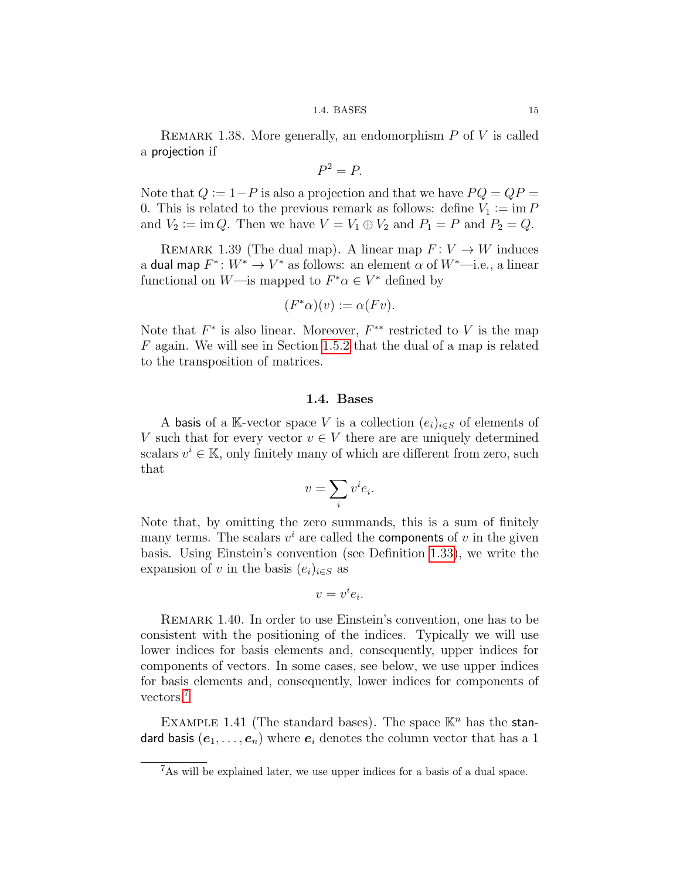REMARK 1.38. More generally, an endomorphism $P$ of $V$ is called a projection if

$$P^2 = P.$$

Note that $Q := 1 - P$ is also a projection and that we have $PQ = QP = 0$. This is related to the previous remark as follows: define $V_1 := \operatorname{im} P$ and $V_2 := \operatorname{im} Q$. Then we have $V = V_1 \oplus V_2$ and $P_1 = P$ and $P_2 = Q$.

REMARK 1.39 (The dual map). A linear map $F\colon V \to W$ induces a dual map $F^*\colon W^* \to V^*$ as follows: an element $\alpha$ of $W^*$—i.e., a linear functional on $W$—is mapped to $F^*\alpha \in V^*$ defined by

$$(F^*\alpha)(v) := \alpha(Fv).$$

Note that $F^*$ is also linear. Moreover, $F^{**}$ restricted to $V$ is the map $F$ again. We will see in Section 1.5.2 that the dual of a map is related to the transposition of matrices.

## 1.4. Bases

A basis of a $\mathbb{K}$-vector space $V$ is a collection $(e_i)_{i\in S}$ of elements of $V$ such that for every vector $v \in V$ there are are uniquely determined scalars $v^i \in \mathbb{K}$, only finitely many of which are different from zero, such that

$$v = \sum_i v^i e_i.$$

Note that, by omitting the zero summands, this is a sum of finitely many terms. The scalars $v^i$ are called the components of $v$ in the given basis. Using Einstein's convention (see Definition 1.33), we write the expansion of $v$ in the basis $(e_i)_{i\in S}$ as

$$v = v^i e_i.$$

REMARK 1.40. In order to use Einstein's convention, one has to be consistent with the positioning of the indices. Typically we will use lower indices for basis elements and, consequently, upper indices for components of vectors. In some cases, see below, we use upper indices for basis elements and, consequently, lower indices for components of vectors.[7]

EXAMPLE 1.41 (The standard bases). The space $\mathbb{K}^n$ has the standard basis $(\boldsymbol{e}_1, \ldots, \boldsymbol{e}_n)$ where $\boldsymbol{e}_i$ denotes the column vector that has a 1

[7] As will be explained later, we use upper indices for a basis of a dual space.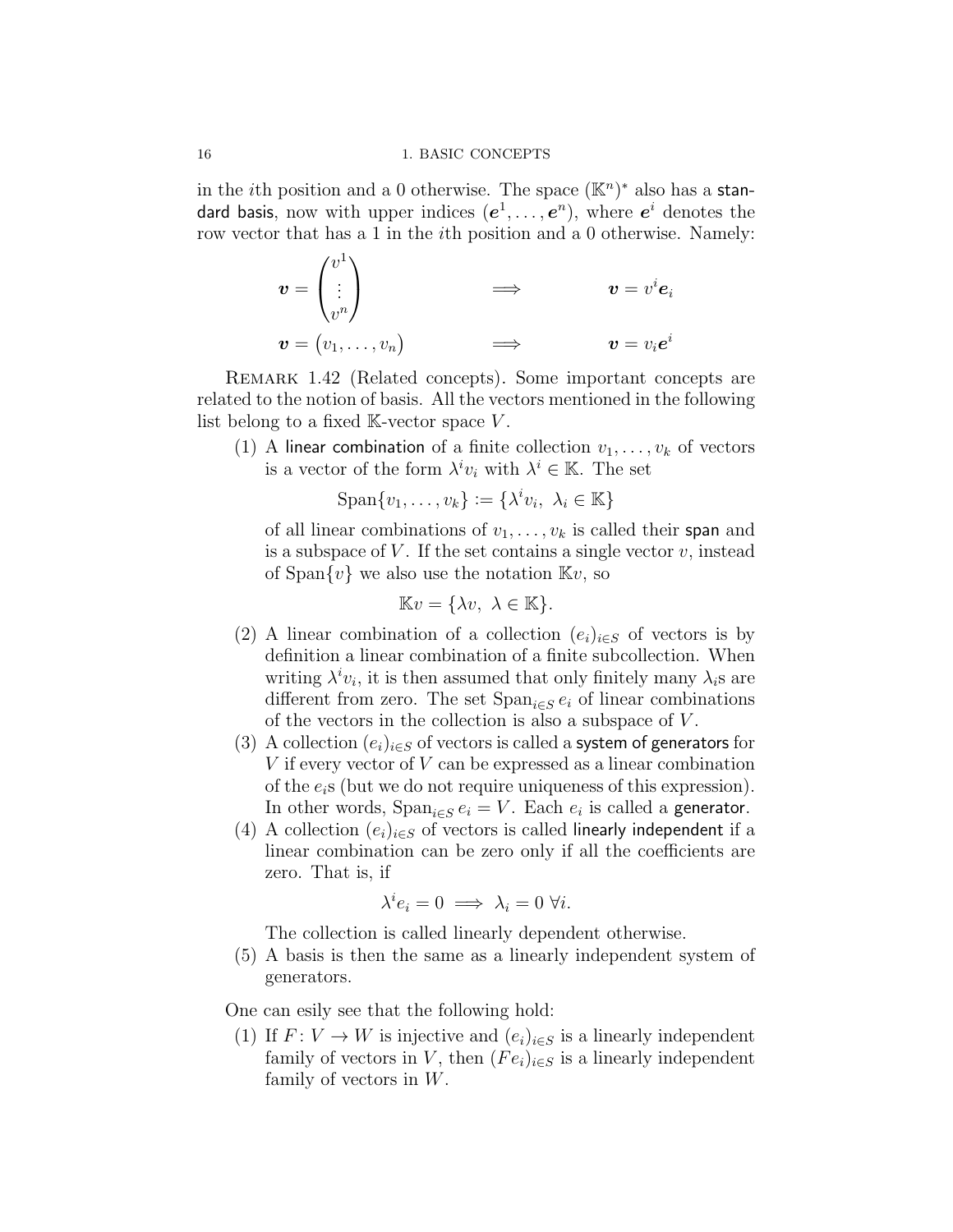in the $i$th position and a 0 otherwise. The space $(\mathbb{K}^n)^*$ also has a standard basis, now with upper indices $(\boldsymbol{e}^1, \ldots, \boldsymbol{e}^n)$, where $\boldsymbol{e}^i$ denotes the row vector that has a 1 in the $i$th position and a 0 otherwise. Namely:

$$\boldsymbol{v} = \begin{pmatrix} v^1 \\ \vdots \\ v^n \end{pmatrix} \qquad \Longrightarrow \qquad \boldsymbol{v} = v^i \boldsymbol{e}_i$$

$$\boldsymbol{v} = \begin{pmatrix} v_1, \ldots, v_n \end{pmatrix} \qquad \Longrightarrow \qquad \boldsymbol{v} = v_i \boldsymbol{e}^i$$

Remark 1.42 (Related concepts). Some important concepts are related to the notion of basis. All the vectors mentioned in the following list belong to a fixed $\mathbb{K}$-vector space $V$.

(1) A linear combination of a finite collection $v_1, \ldots, v_k$ of vectors is a vector of the form $\lambda^i v_i$ with $\lambda^i \in \mathbb{K}$. The set

$$\operatorname{Span}\{v_1, \ldots, v_k\} := \{\lambda^i v_i,\ \lambda_i \in \mathbb{K}\}$$

of all linear combinations of $v_1, \ldots, v_k$ is called their span and is a subspace of $V$. If the set contains a single vector $v$, instead of $\operatorname{Span}\{v\}$ we also use the notation $\mathbb{K}v$, so

$$\mathbb{K}v = \{\lambda v,\ \lambda \in \mathbb{K}\}.$$

(2) A linear combination of a collection $(e_i)_{i \in S}$ of vectors is by definition a linear combination of a finite subcollection. When writing $\lambda^i v_i$, it is then assumed that only finitely many $\lambda_i$s are different from zero. The set $\operatorname{Span}_{i \in S} e_i$ of linear combinations of the vectors in the collection is also a subspace of $V$.

(3) A collection $(e_i)_{i \in S}$ of vectors is called a system of generators for $V$ if every vector of $V$ can be expressed as a linear combination of the $e_i$s (but we do not require uniqueness of this expression). In other words, $\operatorname{Span}_{i \in S} e_i = V$. Each $e_i$ is called a generator.

(4) A collection $(e_i)_{i \in S}$ of vectors is called linearly independent if a linear combination can be zero only if all the coefficients are zero. That is, if

$$\lambda^i e_i = 0 \implies \lambda_i = 0\ \forall i.$$

The collection is called linearly dependent otherwise.

(5) A basis is then the same as a linearly independent system of generators.

One can esily see that the following hold:

(1) If $F\colon V \to W$ is injective and $(e_i)_{i \in S}$ is a linearly independent family of vectors in $V$, then $(Fe_i)_{i \in S}$ is a linearly independent family of vectors in $W$.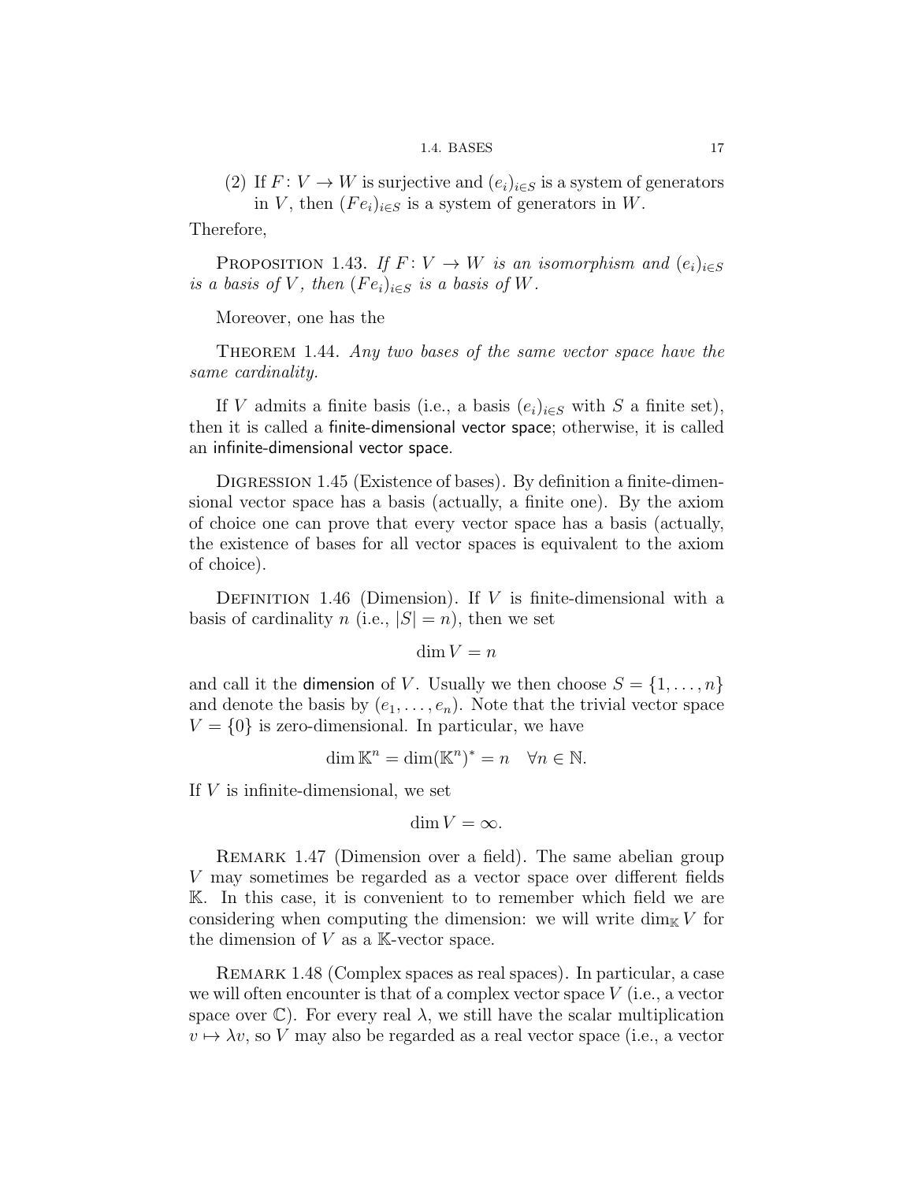(2) If $F: V \to W$ is surjective and $(e_i)_{i \in S}$ is a system of generators in $V$, then $(Fe_i)_{i \in S}$ is a system of generators in $W$.

Therefore,

PROPOSITION 1.43. *If $F: V \to W$ is an isomorphism and $(e_i)_{i \in S}$ is a basis of $V$, then $(Fe_i)_{i \in S}$ is a basis of $W$.*

Moreover, one has the

THEOREM 1.44. *Any two bases of the same vector space have the same cardinality.*

If $V$ admits a finite basis (i.e., a basis $(e_i)_{i \in S}$ with $S$ a finite set), then it is called a finite-dimensional vector space; otherwise, it is called an infinite-dimensional vector space.

DIGRESSION 1.45 (Existence of bases). By definition a finite-dimensional vector space has a basis (actually, a finite one). By the axiom of choice one can prove that every vector space has a basis (actually, the existence of bases for all vector spaces is equivalent to the axiom of choice).

DEFINITION 1.46 (Dimension). If $V$ is finite-dimensional with a basis of cardinality $n$ (i.e., $|S| = n$), then we set

$$\dim V = n$$

and call it the dimension of $V$. Usually we then choose $S = \{1, \ldots, n\}$ and denote the basis by $(e_1, \ldots, e_n)$. Note that the trivial vector space $V = \{0\}$ is zero-dimensional. In particular, we have

$$\dim \mathbb{K}^n = \dim(\mathbb{K}^n)^* = n \quad \forall n \in \mathbb{N}.$$

If $V$ is infinite-dimensional, we set

$$\dim V = \infty.$$

REMARK 1.47 (Dimension over a field). The same abelian group $V$ may sometimes be regarded as a vector space over different fields $\mathbb{K}$. In this case, it is convenient to to remember which field we are considering when computing the dimension: we will write $\dim_{\mathbb{K}} V$ for the dimension of $V$ as a $\mathbb{K}$-vector space.

REMARK 1.48 (Complex spaces as real spaces). In particular, a case we will often encounter is that of a complex vector space $V$ (i.e., a vector space over $\mathbb{C}$). For every real $\lambda$, we still have the scalar multiplication $v \mapsto \lambda v$, so $V$ may also be regarded as a real vector space (i.e., a vector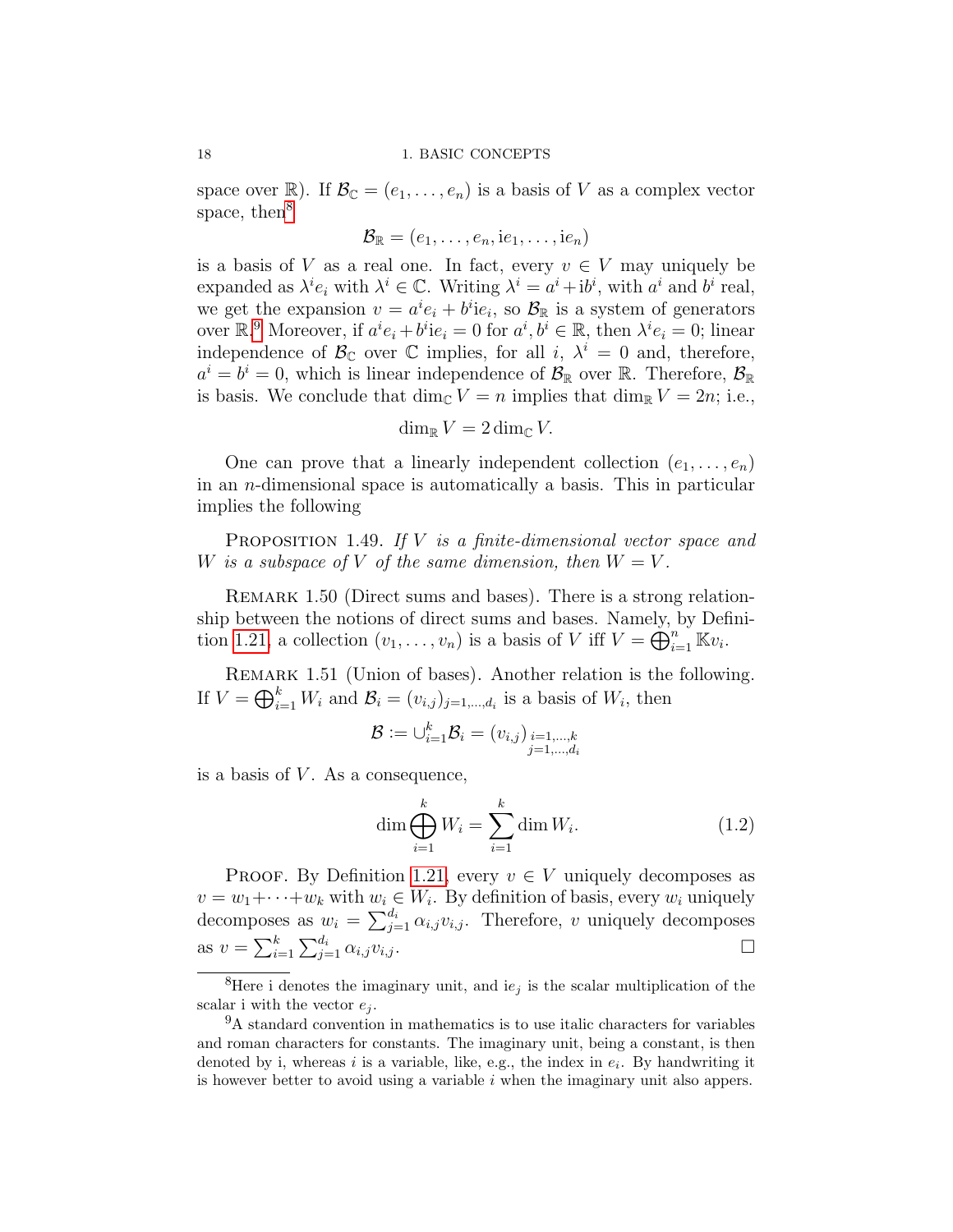space over $\mathbb{R}$). If $\mathcal{B}_{\mathbb{C}} = (e_1, \dots, e_n)$ is a basis of $V$ as a complex vector space, then[8]

$$\mathcal{B}_{\mathbb{R}} = (e_1, \dots, e_n, \mathrm{i}e_1, \dots, \mathrm{i}e_n)$$

is a basis of $V$ as a real one. In fact, every $v \in V$ may uniquely be expanded as $\lambda^i e_i$ with $\lambda^i \in \mathbb{C}$. Writing $\lambda^i = a^i + \mathrm{i}b^i$, with $a^i$ and $b^i$ real, we get the expansion $v = a^i e_i + b^i \mathrm{i}e_i$, so $\mathcal{B}_{\mathbb{R}}$ is a system of generators over $\mathbb{R}$.[9] Moreover, if $a^i e_i + b^i \mathrm{i}e_i = 0$ for $a^i, b^i \in \mathbb{R}$, then $\lambda^i e_i = 0$; linear independence of $\mathcal{B}_{\mathbb{C}}$ over $\mathbb{C}$ implies, for all $i$, $\lambda^i = 0$ and, therefore, $a^i = b^i = 0$, which is linear independence of $\mathcal{B}_{\mathbb{R}}$ over $\mathbb{R}$. Therefore, $\mathcal{B}_{\mathbb{R}}$ is basis. We conclude that $\dim_{\mathbb{C}} V = n$ implies that $\dim_{\mathbb{R}} V = 2n$; i.e.,

$$\dim_{\mathbb{R}} V = 2 \dim_{\mathbb{C}} V.$$

One can prove that a linearly independent collection $(e_1, \dots, e_n)$ in an $n$-dimensional space is automatically a basis. This in particular implies the following

Proposition 1.49. *If $V$ is a finite-dimensional vector space and $W$ is a subspace of $V$ of the same dimension, then $W = V$.*

Remark 1.50 (Direct sums and bases). There is a strong relationship between the notions of direct sums and bases. Namely, by Definition 1.21, a collection $(v_1, \dots, v_n)$ is a basis of $V$ iff $V = \bigoplus_{i=1}^n \mathbb{K}v_i$.

Remark 1.51 (Union of bases). Another relation is the following. If $V = \bigoplus_{i=1}^k W_i$ and $\mathcal{B}_i = (v_{i,j})_{j=1,\dots,d_i}$ is a basis of $W_i$, then

$$\mathcal{B} := \cup_{i=1}^k \mathcal{B}_i = (v_{i,j})_{\substack{i=1,\dots,k \\ j=1,\dots,d_i}}$$

is a basis of $V$. As a consequence,

$$\dim \bigoplus_{i=1}^k W_i = \sum_{i=1}^k \dim W_i. \tag{1.2}$$

Proof. By Definition 1.21, every $v \in V$ uniquely decomposes as $v = w_1 + \cdots + w_k$ with $w_i \in W_i$. By definition of basis, every $w_i$ uniquely decomposes as $w_i = \sum_{j=1}^{d_i} \alpha_{i,j} v_{i,j}$. Therefore, $v$ uniquely decomposes as $v = \sum_{i=1}^k \sum_{j=1}^{d_i} \alpha_{i,j} v_{i,j}$. □

[8] Here i denotes the imaginary unit, and $\mathrm{i}e_j$ is the scalar multiplication of the scalar i with the vector $e_j$.

[9] A standard convention in mathematics is to use italic characters for variables and roman characters for constants. The imaginary unit, being a constant, is then denoted by i, whereas $i$ is a variable, like, e.g., the index in $e_i$. By handwriting it is however better to avoid using a variable $i$ when the imaginary unit also appers.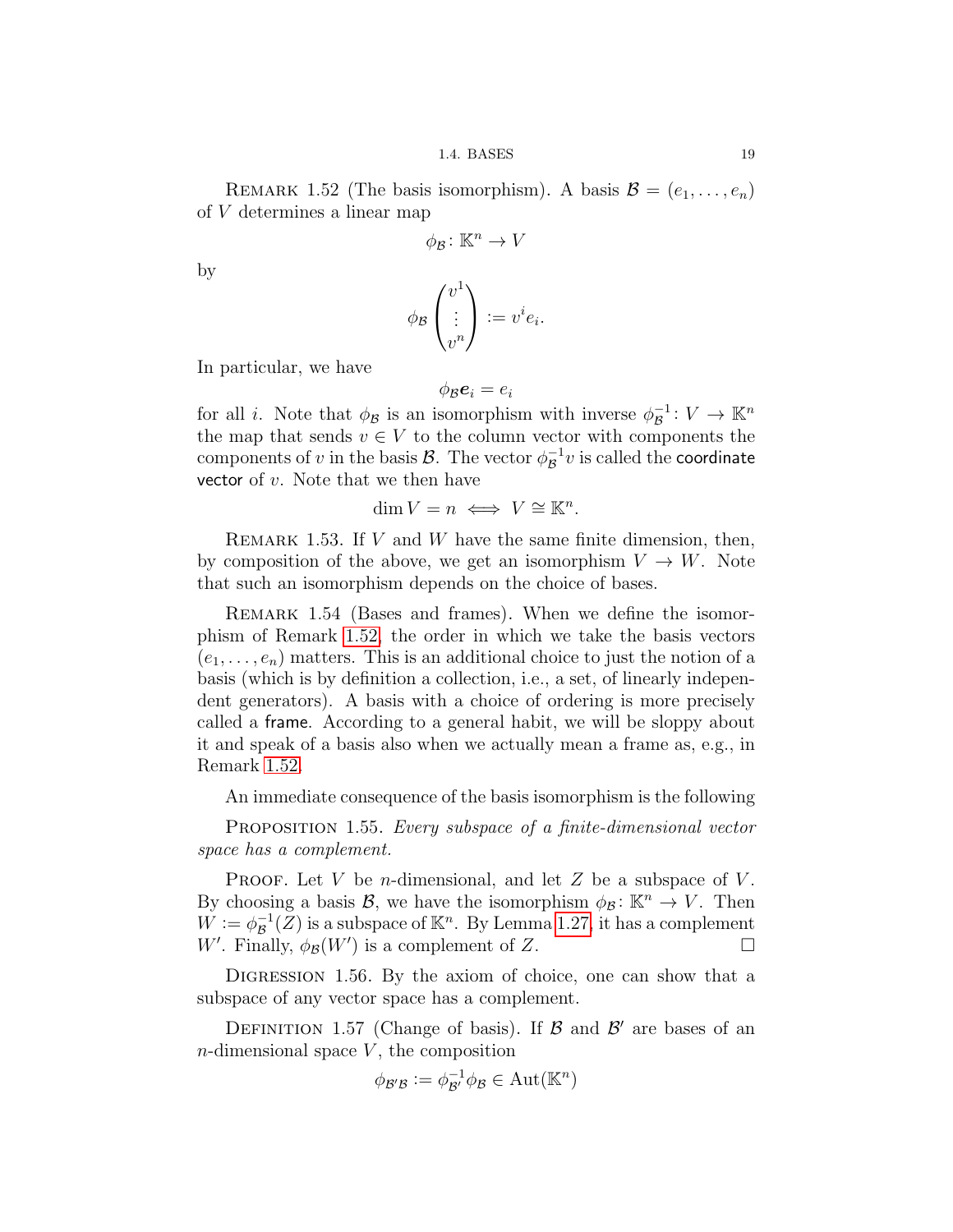Remark 1.52 (The basis isomorphism). A basis $\mathcal{B} = (e_1, \ldots, e_n)$ of $V$ determines a linear map

$$\phi_{\mathcal{B}} \colon \mathbb{K}^n \to V$$

by

$$\phi_{\mathcal{B}} \begin{pmatrix} v^1 \\ \vdots \\ v^n \end{pmatrix} := v^i e_i.$$

In particular, we have

$$\phi_{\mathcal{B}} \boldsymbol{e}_i = e_i$$

for all $i$. Note that $\phi_{\mathcal{B}}$ is an isomorphism with inverse $\phi_{\mathcal{B}}^{-1} \colon V \to \mathbb{K}^n$ the map that sends $v \in V$ to the column vector with components the components of $v$ in the basis $\mathcal{B}$. The vector $\phi_{\mathcal{B}}^{-1} v$ is called the coordinate vector of $v$. Note that we then have

$$\dim V = n \iff V \cong \mathbb{K}^n.$$

Remark 1.53. If $V$ and $W$ have the same finite dimension, then, by composition of the above, we get an isomorphism $V \to W$. Note that such an isomorphism depends on the choice of bases.

Remark 1.54 (Bases and frames). When we define the isomorphism of Remark 1.52, the order in which we take the basis vectors $(e_1, \ldots, e_n)$ matters. This is an additional choice to just the notion of a basis (which is by definition a collection, i.e., a set, of linearly independent generators). A basis with a choice of ordering is more precisely called a frame. According to a general habit, we will be sloppy about it and speak of a basis also when we actually mean a frame as, e.g., in Remark 1.52.

An immediate consequence of the basis isomorphism is the following

Proposition 1.55. *Every subspace of a finite-dimensional vector space has a complement.*

Proof. Let $V$ be $n$-dimensional, and let $Z$ be a subspace of $V$. By choosing a basis $\mathcal{B}$, we have the isomorphism $\phi_{\mathcal{B}} \colon \mathbb{K}^n \to V$. Then $W := \phi_{\mathcal{B}}^{-1}(Z)$ is a subspace of $\mathbb{K}^n$. By Lemma 1.27, it has a complement $W'$. Finally, $\phi_{\mathcal{B}}(W')$ is a complement of $Z$. $\square$

Digression 1.56. By the axiom of choice, one can show that a subspace of any vector space has a complement.

Definition 1.57 (Change of basis). If $\mathcal{B}$ and $\mathcal{B}'$ are bases of an $n$-dimensional space $V$, the composition

$$\phi_{\mathcal{B}'\mathcal{B}} := \phi_{\mathcal{B}'}^{-1} \phi_{\mathcal{B}} \in \operatorname{Aut}(\mathbb{K}^n)$$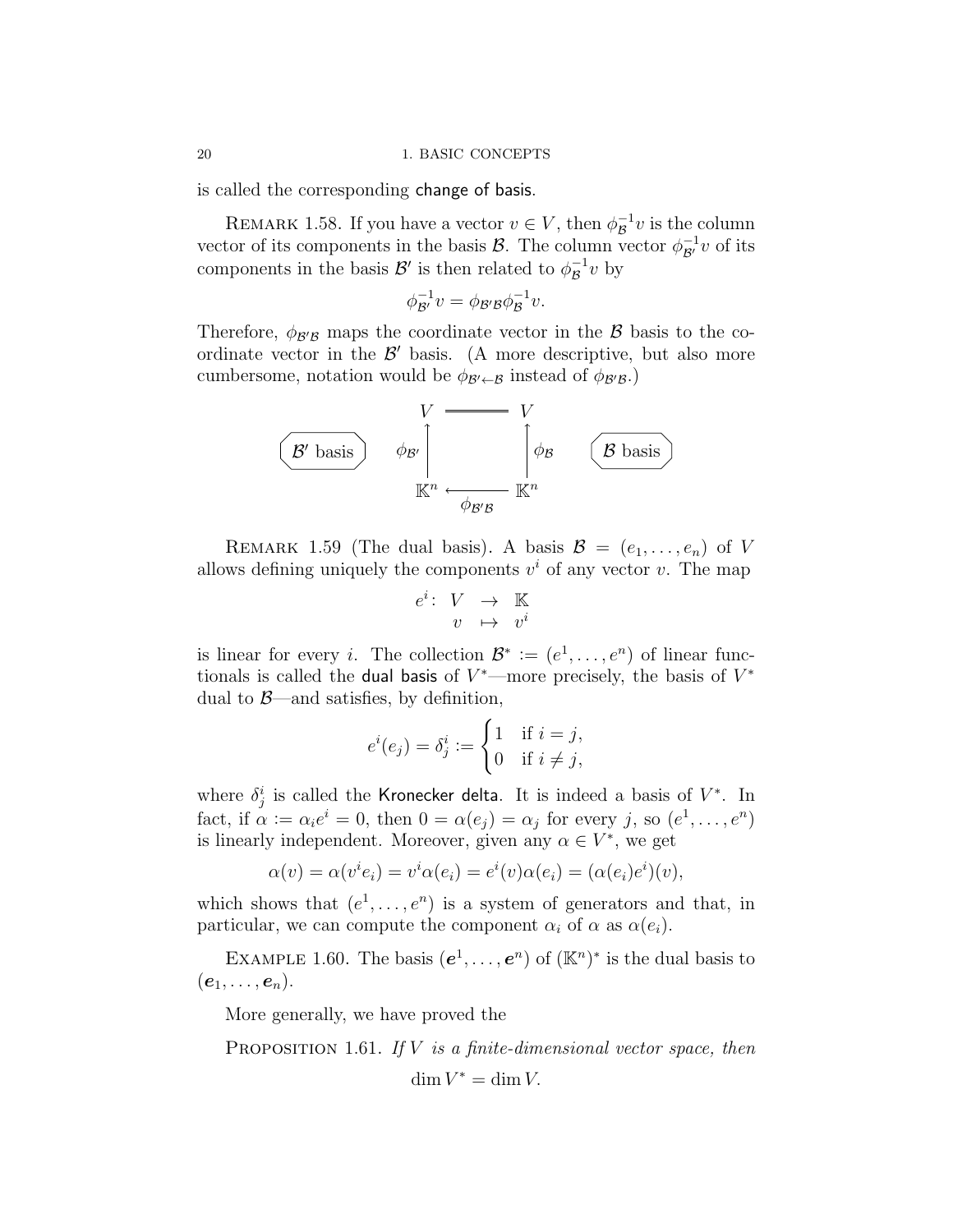is called the corresponding change of basis.

REMARK 1.58. If you have a vector $v \in V$, then $\phi_{\mathcal{B}}^{-1}v$ is the column vector of its components in the basis $\mathcal{B}$. The column vector $\phi_{\mathcal{B}'}^{-1}v$ of its components in the basis $\mathcal{B}'$ is then related to $\phi_{\mathcal{B}}^{-1}v$ by

$$\phi_{\mathcal{B}'}^{-1}v = \phi_{\mathcal{B}'\mathcal{B}}\phi_{\mathcal{B}}^{-1}v.$$

Therefore, $\phi_{\mathcal{B}'\mathcal{B}}$ maps the coordinate vector in the $\mathcal{B}$ basis to the coordinate vector in the $\mathcal{B}'$ basis. (A more descriptive, but also more cumbersome, notation would be $\phi_{\mathcal{B}'\leftarrow\mathcal{B}}$ instead of $\phi_{\mathcal{B}'\mathcal{B}}$.)

$$\begin{array}{ccccc} & V & = & V & \\ \boxed{\mathcal{B}' \text{ basis}} & \phi_{\mathcal{B}'}\Big\uparrow & & \Big\uparrow\phi_{\mathcal{B}} & \boxed{\mathcal{B} \text{ basis}} \\ & \mathbb{K}^n & \xleftarrow[\phi_{\mathcal{B}'\mathcal{B}}]{} & \mathbb{K}^n & \end{array}$$

REMARK 1.59 (The dual basis). A basis $\mathcal{B} = (e_1, \ldots, e_n)$ of $V$ allows defining uniquely the components $v^i$ of any vector $v$. The map

$$\begin{array}{rccc} e^i\colon & V & \to & \mathbb{K} \\ & v & \mapsto & v^i \end{array}$$

is linear for every $i$. The collection $\mathcal{B}^* := (e^1, \ldots, e^n)$ of linear functionals is called the dual basis of $V^*$—more precisely, the basis of $V^*$ dual to $\mathcal{B}$—and satisfies, by definition,

$$e^i(e_j) = \delta^i_j := \begin{cases} 1 & \text{if } i = j, \\ 0 & \text{if } i \neq j, \end{cases}$$

where $\delta^i_j$ is called the Kronecker delta. It is indeed a basis of $V^*$. In fact, if $\alpha := \alpha_i e^i = 0$, then $0 = \alpha(e_j) = \alpha_j$ for every $j$, so $(e^1, \ldots, e^n)$ is linearly independent. Moreover, given any $\alpha \in V^*$, we get

$$\alpha(v) = \alpha(v^i e_i) = v^i \alpha(e_i) = e^i(v)\alpha(e_i) = (\alpha(e_i)e^i)(v),$$

which shows that $(e^1, \ldots, e^n)$ is a system of generators and that, in particular, we can compute the component $\alpha_i$ of $\alpha$ as $\alpha(e_i)$.

EXAMPLE 1.60. The basis $(\boldsymbol{e}^1, \ldots, \boldsymbol{e}^n)$ of $(\mathbb{K}^n)^*$ is the dual basis to $(\boldsymbol{e}_1, \ldots, \boldsymbol{e}_n)$.

More generally, we have proved the

PROPOSITION 1.61. *If $V$ is a finite-dimensional vector space, then*

$$\dim V^* = \dim V.$$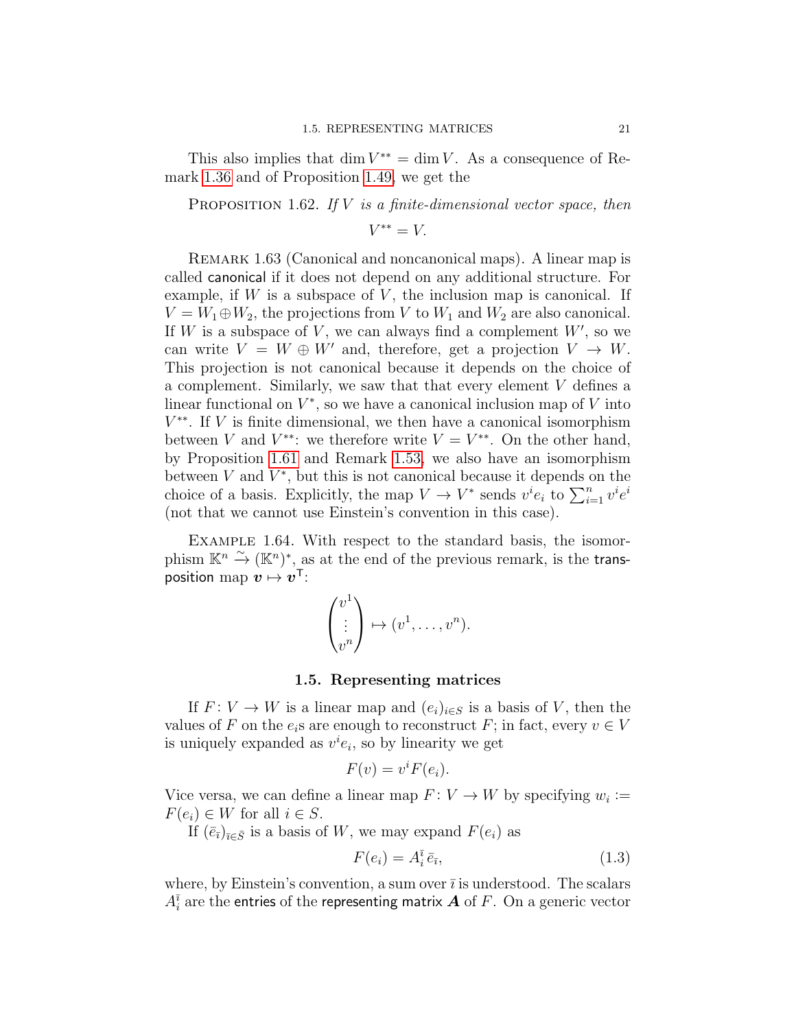This also implies that $\dim V^{**} = \dim V$. As a consequence of Remark 1.36 and of Proposition 1.49, we get the

Proposition 1.62. *If $V$ is a finite-dimensional vector space, then*

$$V^{**} = V.$$

Remark 1.63 (Canonical and noncanonical maps). A linear map is called canonical if it does not depend on any additional structure. For example, if $W$ is a subspace of $V$, the inclusion map is canonical. If $V = W_1 \oplus W_2$, the projections from $V$ to $W_1$ and $W_2$ are also canonical. If $W$ is a subspace of $V$, we can always find a complement $W'$, so we can write $V = W \oplus W'$ and, therefore, get a projection $V \to W$. This projection is not canonical because it depends on the choice of a complement. Similarly, we saw that that every element $V$ defines a linear functional on $V^*$, so we have a canonical inclusion map of $V$ into $V^{**}$. If $V$ is finite dimensional, we then have a canonical isomorphism between $V$ and $V^{**}$: we therefore write $V = V^{**}$. On the other hand, by Proposition 1.61 and Remark 1.53, we also have an isomorphism between $V$ and $V^*$, but this is not canonical because it depends on the choice of a basis. Explicitly, the map $V \to V^*$ sends $v^i e_i$ to $\sum_{i=1}^n v^i e^i$ (not that we cannot use Einstein's convention in this case).

Example 1.64. With respect to the standard basis, the isomorphism $\mathbb{K}^n \xrightarrow{\sim} (\mathbb{K}^n)^*$, as at the end of the previous remark, is the transposition map $\boldsymbol{v} \mapsto \boldsymbol{v}^\mathsf{T}$:

$$\begin{pmatrix} v^1 \\ \vdots \\ v^n \end{pmatrix} \mapsto (v^1, \dots, v^n).$$

## 1.5. Representing matrices

If $F\colon V \to W$ is a linear map and $(e_i)_{i \in S}$ is a basis of $V$, then the values of $F$ on the $e_i$s are enough to reconstruct $F$; in fact, every $v \in V$ is uniquely expanded as $v^i e_i$, so by linearity we get

$$F(v) = v^i F(e_i).$$

Vice versa, we can define a linear map $F\colon V \to W$ by specifying $w_i := F(e_i) \in W$ for all $i \in S$.

If $(\bar{e}_{\bar{\imath}})_{\bar{\imath} \in \bar{S}}$ is a basis of $W$, we may expand $F(e_i)$ as

$$F(e_i) = A_i^{\bar{\imath}} \bar{e}_{\bar{\imath}}, \tag{1.3}$$

where, by Einstein's convention, a sum over $\bar{\imath}$ is understood. The scalars $A_i^{\bar{\imath}}$ are the entries of the representing matrix $\boldsymbol{A}$ of $F$. On a generic vector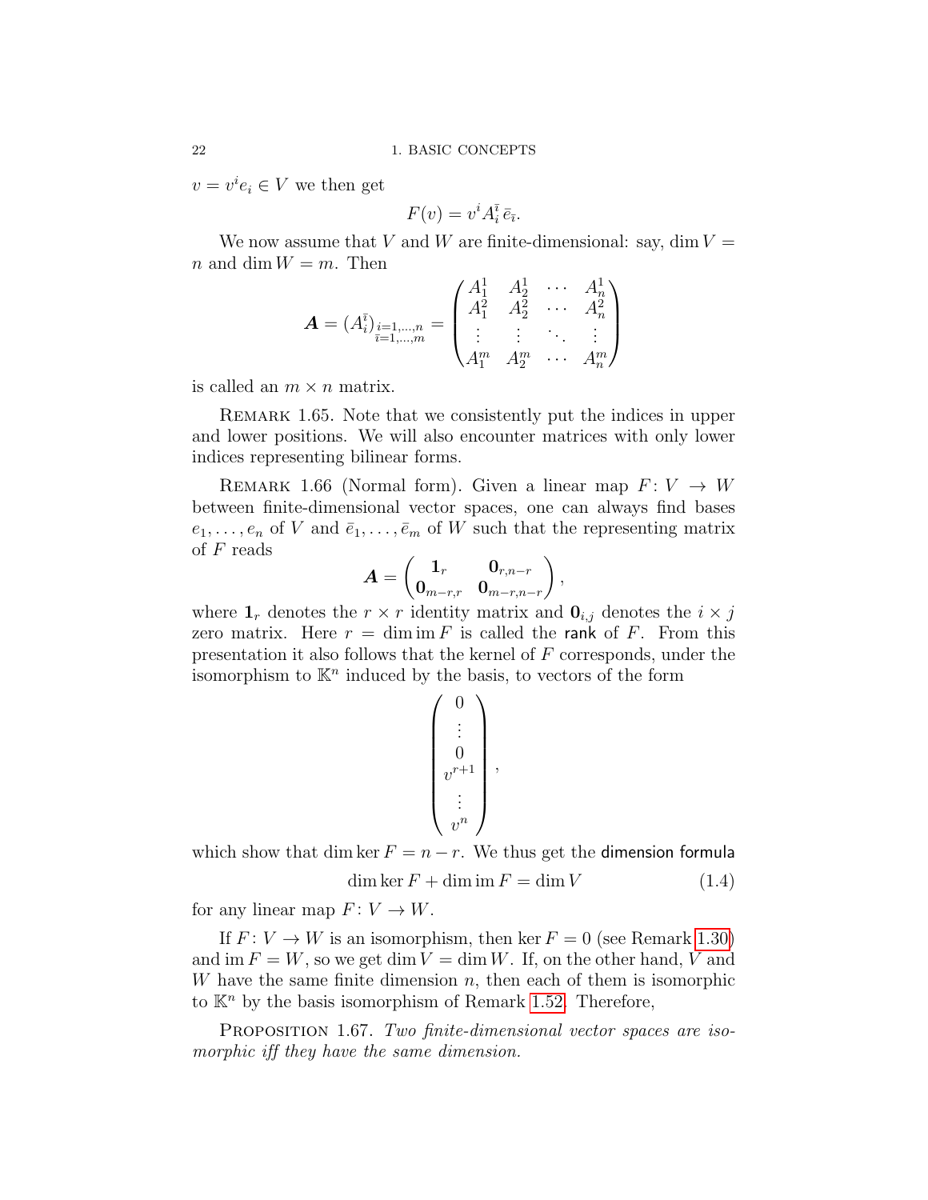$v = v^i e_i \in V$ we then get

$$F(v) = v^i A_i^{\bar{\imath}} \bar{e}_{\bar{\imath}}.$$

We now assume that $V$ and $W$ are finite-dimensional: say, $\dim V = n$ and $\dim W = m$. Then

$$\boldsymbol{A} = (A_i^{\bar{\imath}})_{\substack{i=1,\dots,n \\ \bar{\imath}=1,\dots,m}} = \begin{pmatrix} A_1^1 & A_2^1 & \cdots & A_n^1 \\ A_1^2 & A_2^2 & \cdots & A_n^2 \\ \vdots & \vdots & \ddots & \vdots \\ A_1^m & A_2^m & \cdots & A_n^m \end{pmatrix}$$

is called an $m \times n$ matrix.

Remark 1.65. Note that we consistently put the indices in upper and lower positions. We will also encounter matrices with only lower indices representing bilinear forms.

Remark 1.66 (Normal form). Given a linear map $F\colon V \to W$ between finite-dimensional vector spaces, one can always find bases $e_1, \dots, e_n$ of $V$ and $\bar{e}_1, \dots, \bar{e}_m$ of $W$ such that the representing matrix of $F$ reads

$$\boldsymbol{A} = \begin{pmatrix} \mathbf{1}_r & \mathbf{0}_{r,n-r} \\ \mathbf{0}_{m-r,r} & \mathbf{0}_{m-r,n-r} \end{pmatrix},$$

where $\mathbf{1}_r$ denotes the $r \times r$ identity matrix and $\mathbf{0}_{i,j}$ denotes the $i \times j$ zero matrix. Here $r = \dim \operatorname{im} F$ is called the rank of $F$. From this presentation it also follows that the kernel of $F$ corresponds, under the isomorphism to $\mathbb{K}^n$ induced by the basis, to vectors of the form

$$\begin{pmatrix} 0 \\ \vdots \\ 0 \\ v^{r+1} \\ \vdots \\ v^n \end{pmatrix},$$

which show that $\dim \ker F = n - r$. We thus get the dimension formula

$$\dim \ker F + \dim \operatorname{im} F = \dim V \tag{1.4}$$

for any linear map $F\colon V \to W$.

If $F\colon V \to W$ is an isomorphism, then $\ker F = 0$ (see Remark 1.30) and $\operatorname{im} F = W$, so we get $\dim V = \dim W$. If, on the other hand, $V$ and $W$ have the same finite dimension $n$, then each of them is isomorphic to $\mathbb{K}^n$ by the basis isomorphism of Remark 1.52. Therefore,

Proposition 1.67. *Two finite-dimensional vector spaces are isomorphic iff they have the same dimension.*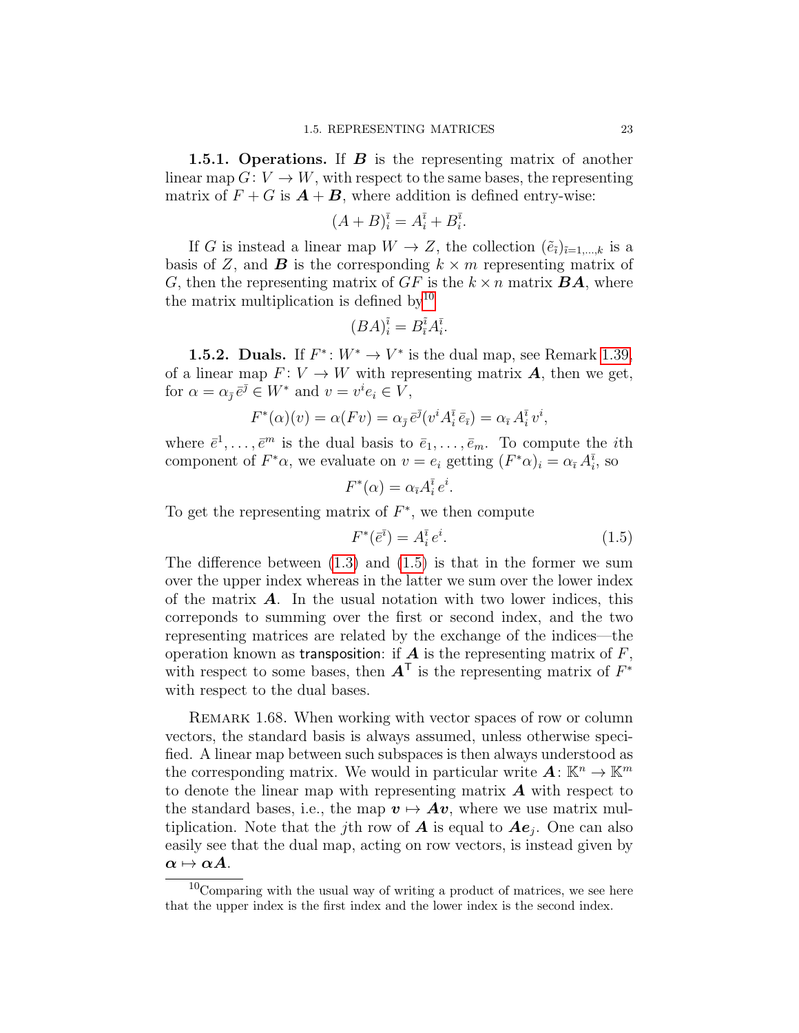**1.5.1. Operations.** If $\boldsymbol{B}$ is the representing matrix of another linear map $G\colon V \to W$, with respect to the same bases, the representing matrix of $F+G$ is $\boldsymbol{A}+\boldsymbol{B}$, where addition is defined entry-wise:

$$(A+B)^{\bar{\imath}}_i = A^{\bar{\imath}}_i + B^{\bar{\imath}}_i.$$

If $G$ is instead a linear map $W \to Z$, the collection $(\tilde{e}_{\tilde{\imath}})_{\tilde{\imath}=1,\dots,k}$ is a basis of $Z$, and $\boldsymbol{B}$ is the corresponding $k \times m$ representing matrix of $G$, then the representing matrix of $GF$ is the $k \times n$ matrix $\boldsymbol{BA}$, where the matrix multiplication is defined by[10]

$$(BA)^{\tilde{\imath}}_i = B^{\tilde{\imath}}_{\bar{\imath}} A^{\bar{\imath}}_i.$$

**1.5.2. Duals.** If $F^*\colon W^* \to V^*$ is the dual map, see Remark 1.39, of a linear map $F\colon V \to W$ with representing matrix $\boldsymbol{A}$, then we get, for $\alpha = \alpha_{\bar{\jmath}} \bar{e}^{\bar{\jmath}} \in W^*$ and $v = v^i e_i \in V$,

$$F^*(\alpha)(v) = \alpha(Fv) = \alpha_{\bar{\jmath}} \bar{e}^{\bar{\jmath}}(v^i A^{\bar{\imath}}_i \bar{e}_{\bar{\imath}}) = \alpha_{\bar{\imath}} A^{\bar{\imath}}_i v^i,$$

where $\bar{e}^1, \dots, \bar{e}^m$ is the dual basis to $\bar{e}_1, \dots, \bar{e}_m$. To compute the $i$th component of $F^*\alpha$, we evaluate on $v = e_i$ getting $(F^*\alpha)_i = \alpha_{\bar{\imath}} A^{\bar{\imath}}_i$, so

$$F^*(\alpha) = \alpha_{\bar{\imath}} A^{\bar{\imath}}_i e^i.$$

To get the representing matrix of $F^*$, we then compute

$$F^*(\bar{e}^{\bar{\imath}}) = A^{\bar{\imath}}_i e^i. \tag{1.5}$$

The difference between (1.3) and (1.5) is that in the former we sum over the upper index whereas in the latter we sum over the lower index of the matrix $\boldsymbol{A}$. In the usual notation with two lower indices, this correponds to summing over the first or second index, and the two representing matrices are related by the exchange of the indices—the operation known as transposition: if $\boldsymbol{A}$ is the representing matrix of $F$, with respect to some bases, then $\boldsymbol{A}^\mathsf{T}$ is the representing matrix of $F^*$ with respect to the dual bases.

Remark 1.68. When working with vector spaces of row or column vectors, the standard basis is always assumed, unless otherwise specified. A linear map between such subspaces is then always understood as the corresponding matrix. We would in particular write $\boldsymbol{A}\colon \mathbb{K}^n \to \mathbb{K}^m$ to denote the linear map with representing matrix $\boldsymbol{A}$ with respect to the standard bases, i.e., the map $\boldsymbol{v} \mapsto \boldsymbol{Av}$, where we use matrix multiplication. Note that the $j$th row of $\boldsymbol{A}$ is equal to $\boldsymbol{Ae}_j$. One can also easily see that the dual map, acting on row vectors, is instead given by $\boldsymbol{\alpha} \mapsto \boldsymbol{\alpha A}$.

[10] Comparing with the usual way of writing a product of matrices, we see here that the upper index is the first index and the lower index is the second index.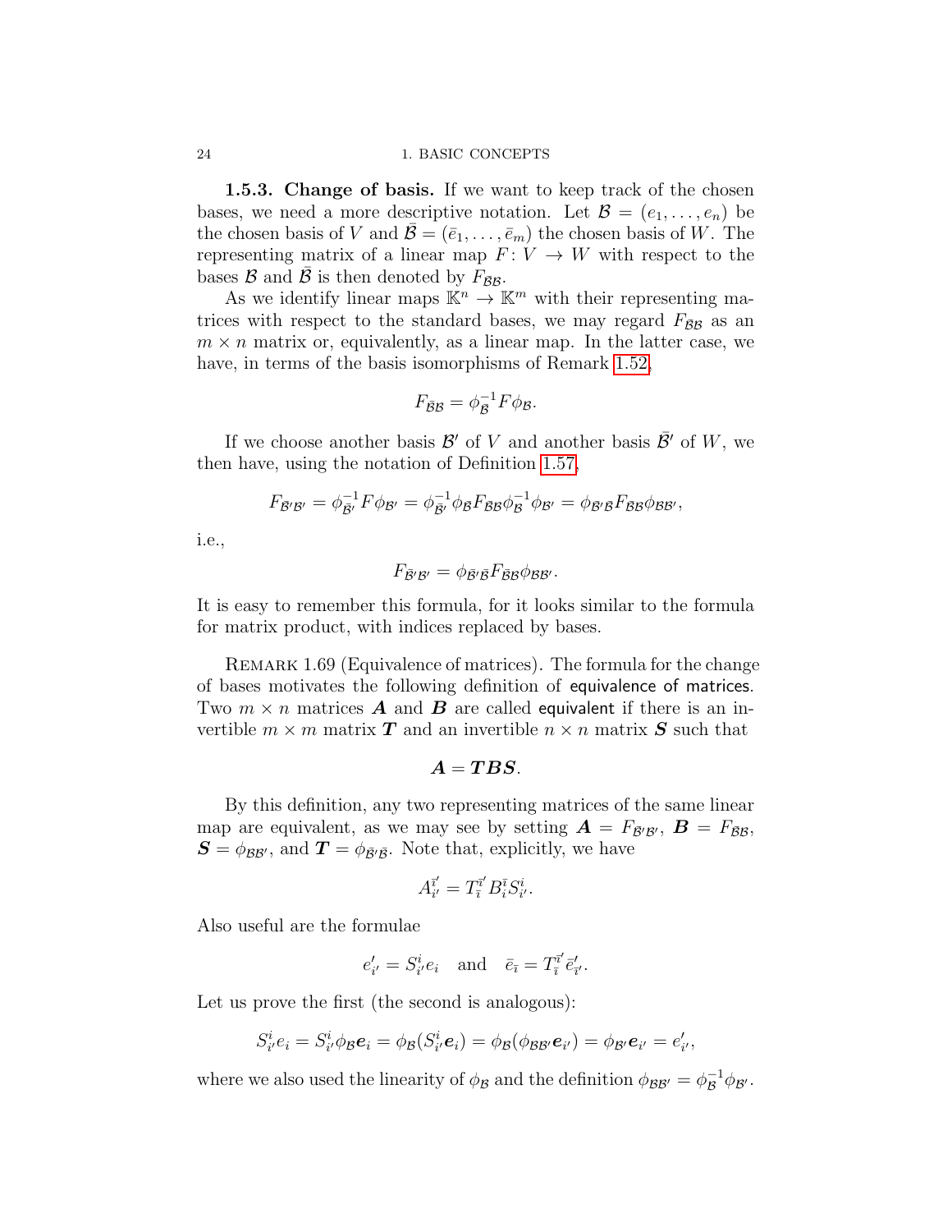**1.5.3. Change of basis.** If we want to keep track of the chosen bases, we need a more descriptive notation. Let $\mathcal{B} = (e_1, \dots, e_n)$ be the chosen basis of $V$ and $\bar{\mathcal{B}} = (\bar{e}_1, \dots, \bar{e}_m)$ the chosen basis of $W$. The representing matrix of a linear map $F \colon V \to W$ with respect to the bases $\mathcal{B}$ and $\bar{\mathcal{B}}$ is then denoted by $F_{\bar{\mathcal{B}}\mathcal{B}}$.

As we identify linear maps $\mathbb{K}^n \to \mathbb{K}^m$ with their representing matrices with respect to the standard bases, we may regard $F_{\bar{\mathcal{B}}\mathcal{B}}$ as an $m \times n$ matrix or, equivalently, as a linear map. In the latter case, we have, in terms of the basis isomorphisms of Remark 1.52,

$$F_{\bar{\mathcal{B}}\mathcal{B}} = \phi_{\bar{\mathcal{B}}}^{-1} F \phi_{\mathcal{B}}.$$

If we choose another basis $\mathcal{B}'$ of $V$ and another basis $\bar{\mathcal{B}}'$ of $W$, we then have, using the notation of Definition 1.57,

$$F_{\bar{\mathcal{B}}'\mathcal{B}'} = \phi_{\bar{\mathcal{B}}'}^{-1} F \phi_{\mathcal{B}'} = \phi_{\bar{\mathcal{B}}'}^{-1} \phi_{\bar{\mathcal{B}}} F_{\bar{\mathcal{B}}\mathcal{B}} \phi_{\mathcal{B}}^{-1} \phi_{\mathcal{B}'} = \phi_{\bar{\mathcal{B}}'\bar{\mathcal{B}}} F_{\bar{\mathcal{B}}\mathcal{B}} \phi_{\mathcal{B}\mathcal{B}'},$$

i.e.,

$$F_{\bar{\mathcal{B}}'\mathcal{B}'} = \phi_{\bar{\mathcal{B}}'\bar{\mathcal{B}}} F_{\bar{\mathcal{B}}\mathcal{B}} \phi_{\mathcal{B}\mathcal{B}'}.$$

It is easy to remember this formula, for it looks similar to the formula for matrix product, with indices replaced by bases.

Remark 1.69 (Equivalence of matrices). The formula for the change of bases motivates the following definition of equivalence of matrices. Two $m \times n$ matrices $\boldsymbol{A}$ and $\boldsymbol{B}$ are called equivalent if there is an invertible $m \times m$ matrix $\boldsymbol{T}$ and an invertible $n \times n$ matrix $\boldsymbol{S}$ such that

$$\boldsymbol{A} = \boldsymbol{T}\boldsymbol{B}\boldsymbol{S}.$$

By this definition, any two representing matrices of the same linear map are equivalent, as we may see by setting $\boldsymbol{A} = F_{\bar{\mathcal{B}}'\mathcal{B}'}$, $\boldsymbol{B} = F_{\bar{\mathcal{B}}\mathcal{B}}$, $\boldsymbol{S} = \phi_{\mathcal{B}\mathcal{B}'}$, and $\boldsymbol{T} = \phi_{\bar{\mathcal{B}}'\bar{\mathcal{B}}}$. Note that, explicitly, we have

$$A^{\bar{\imath}'}_{i'} = T^{\bar{\imath}'}_{\bar{\imath}} B^{\bar{\imath}}_{i} S^{i}_{i'}.$$

Also useful are the formulae

$$e'_{i'} = S^{i}_{i'} e_i \quad \text{and} \quad \bar{e}_{\bar{\imath}} = T^{\bar{\imath}'}_{\bar{\imath}} \bar{e}'_{\bar{\imath}'}.$$

Let us prove the first (the second is analogous):

$$S^{i}_{i'} e_i = S^{i}_{i'} \phi_{\mathcal{B}} \boldsymbol{e}_i = \phi_{\mathcal{B}}(S^{i}_{i'} \boldsymbol{e}_i) = \phi_{\mathcal{B}}(\phi_{\mathcal{B}\mathcal{B}'} \boldsymbol{e}_{i'}) = \phi_{\mathcal{B}'} \boldsymbol{e}_{i'} = e'_{i'},$$

where we also used the linearity of $\phi_{\mathcal{B}}$ and the definition $\phi_{\mathcal{B}\mathcal{B}'} = \phi_{\mathcal{B}}^{-1} \phi_{\mathcal{B}'}$.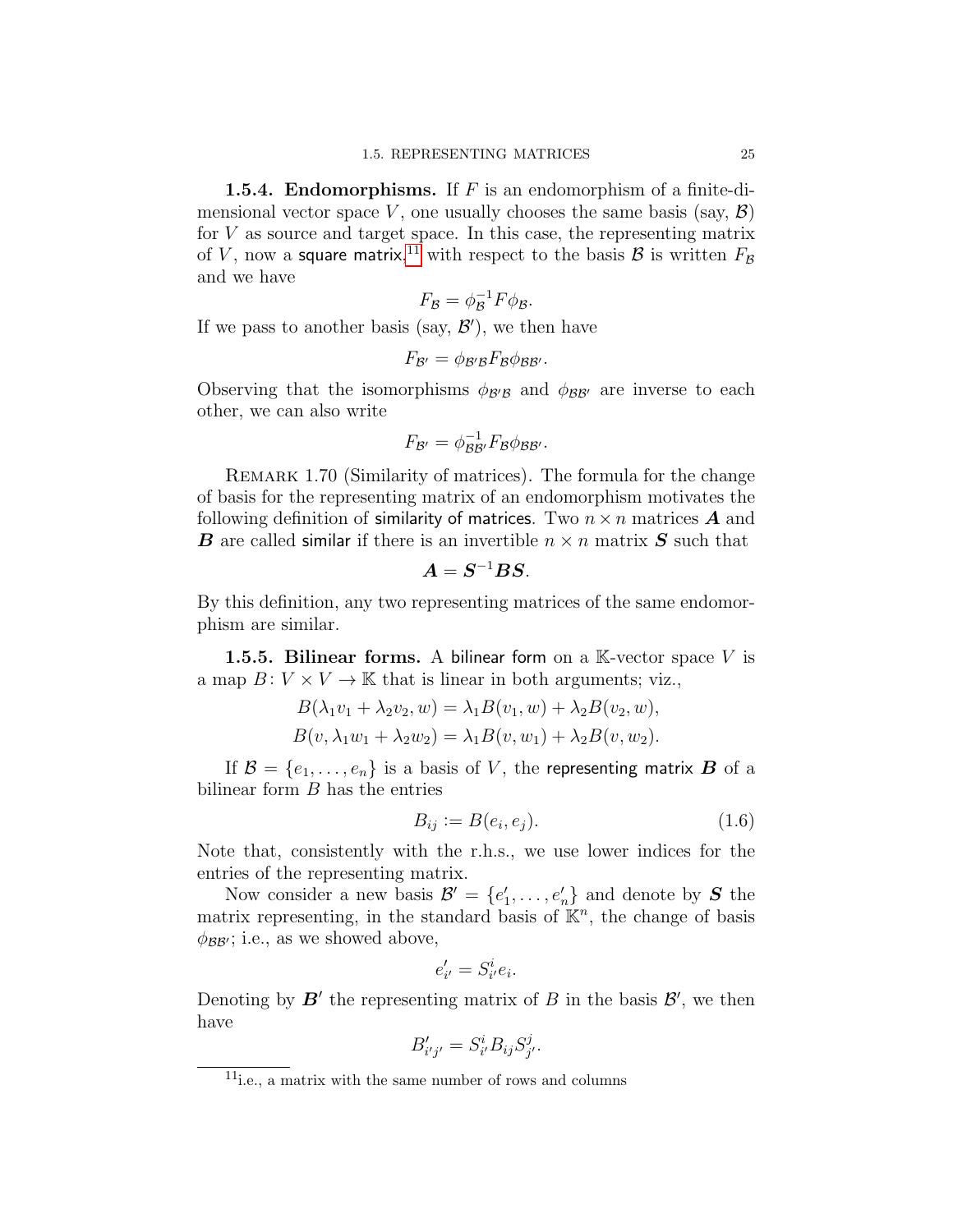**1.5.4. Endomorphisms.** If $F$ is an endomorphism of a finite-dimensional vector space $V$, one usually chooses the same basis (say, $\mathcal{B}$) for $V$ as source and target space. In this case, the representing matrix of $V$, now a square matrix,[11] with respect to the basis $\mathcal{B}$ is written $F_{\mathcal{B}}$ and we have

$$F_{\mathcal{B}} = \phi_{\mathcal{B}}^{-1} F \phi_{\mathcal{B}}.$$

If we pass to another basis (say, $\mathcal{B}'$), we then have

$$F_{\mathcal{B}'} = \phi_{\mathcal{B}'\mathcal{B}} F_{\mathcal{B}} \phi_{\mathcal{B}\mathcal{B}'}.$$

Observing that the isomorphisms $\phi_{\mathcal{B}'\mathcal{B}}$ and $\phi_{\mathcal{B}\mathcal{B}'}$ are inverse to each other, we can also write

$$F_{\mathcal{B}'} = \phi_{\mathcal{B}\mathcal{B}'}^{-1} F_{\mathcal{B}} \phi_{\mathcal{B}\mathcal{B}'}.$$

Remark 1.70 (Similarity of matrices). The formula for the change of basis for the representing matrix of an endomorphism motivates the following definition of similarity of matrices. Two $n \times n$ matrices $\boldsymbol{A}$ and $\boldsymbol{B}$ are called similar if there is an invertible $n \times n$ matrix $\boldsymbol{S}$ such that

$$\boldsymbol{A} = \boldsymbol{S}^{-1} \boldsymbol{B} \boldsymbol{S}.$$

By this definition, any two representing matrices of the same endomorphism are similar.

**1.5.5. Bilinear forms.** A bilinear form on a $\mathbb{K}$-vector space $V$ is a map $B\colon V \times V \to \mathbb{K}$ that is linear in both arguments; viz.,

$$B(\lambda_1 v_1 + \lambda_2 v_2, w) = \lambda_1 B(v_1, w) + \lambda_2 B(v_2, w),$$
$$B(v, \lambda_1 w_1 + \lambda_2 w_2) = \lambda_1 B(v, w_1) + \lambda_2 B(v, w_2).$$

If $\mathcal{B} = \{e_1, \dots, e_n\}$ is a basis of $V$, the representing matrix $\boldsymbol{B}$ of a bilinear form $B$ has the entries

$$B_{ij} := B(e_i, e_j). \tag{1.6}$$

Note that, consistently with the r.h.s., we use lower indices for the entries of the representing matrix.

Now consider a new basis $\mathcal{B}' = \{e'_1, \dots, e'_n\}$ and denote by $\boldsymbol{S}$ the matrix representing, in the standard basis of $\mathbb{K}^n$, the change of basis $\phi_{\mathcal{B}\mathcal{B}'}$; i.e., as we showed above,

$$e'_{i'} = S^i_{i'} e_i.$$

Denoting by $\boldsymbol{B}'$ the representing matrix of $B$ in the basis $\mathcal{B}'$, we then have

$$B'_{i'j'} = S^i_{i'} B_{ij} S^j_{j'}.$$

[11] i.e., a matrix with the same number of rows and columns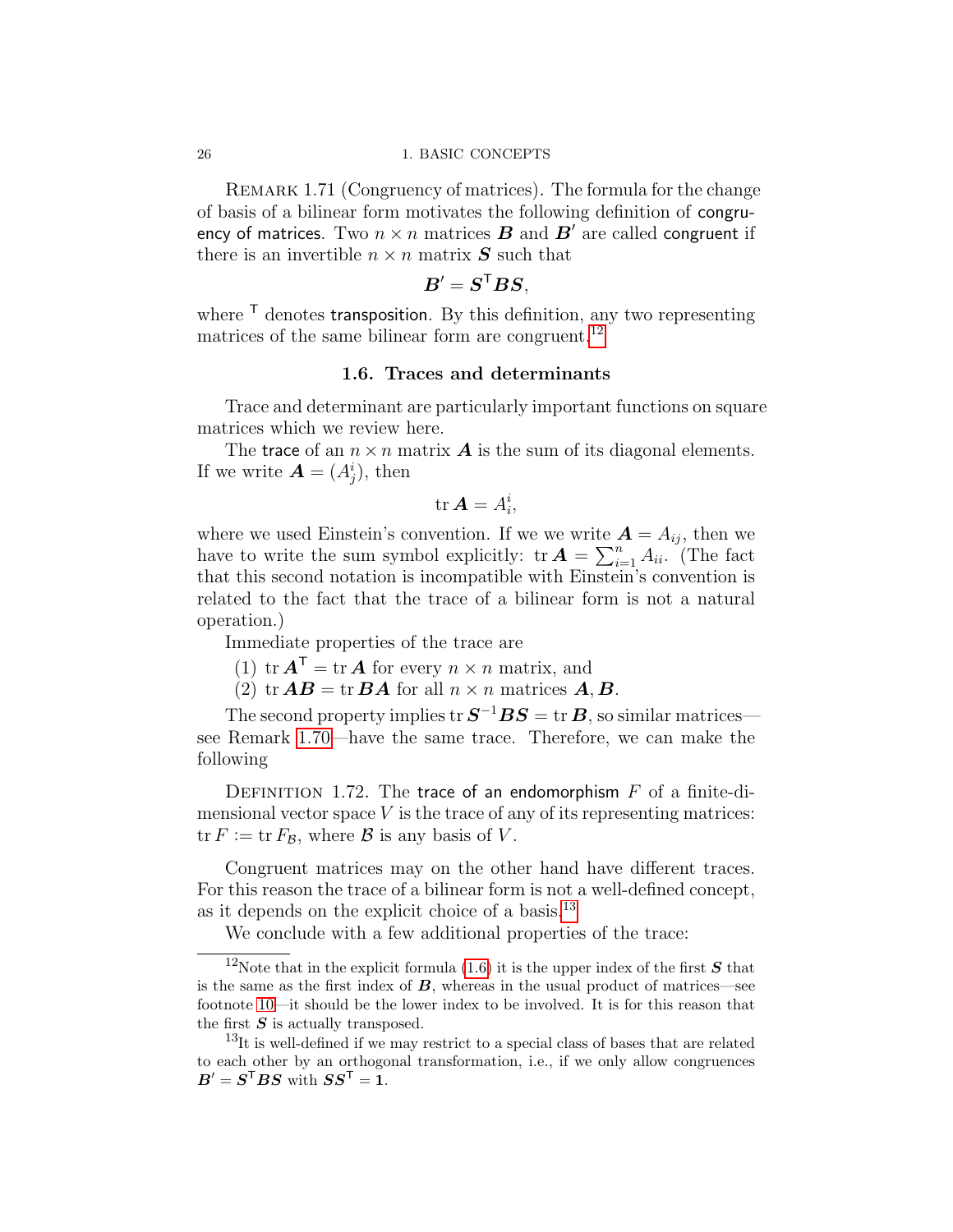Remark 1.71 (Congruency of matrices). The formula for the change of basis of a bilinear form motivates the following definition of congruency of matrices. Two $n \times n$ matrices $\boldsymbol{B}$ and $\boldsymbol{B}'$ are called congruent if there is an invertible $n \times n$ matrix $\boldsymbol{S}$ such that

$$\boldsymbol{B}' = \boldsymbol{S}^{\mathsf{T}} \boldsymbol{B} \boldsymbol{S},$$

where $^{\mathsf{T}}$ denotes transposition. By this definition, any two representing matrices of the same bilinear form are congruent.[12]

### 1.6. Traces and determinants

Trace and determinant are particularly important functions on square matrices which we review here.

The trace of an $n \times n$ matrix $\boldsymbol{A}$ is the sum of its diagonal elements. If we write $\boldsymbol{A} = (A^i_j)$, then

$$\operatorname{tr} \boldsymbol{A} = A^i_i,$$

where we used Einstein's convention. If we we write $\boldsymbol{A} = A_{ij}$, then we have to write the sum symbol explicitly: $\operatorname{tr} \boldsymbol{A} = \sum_{i=1}^n A_{ii}$. (The fact that this second notation is incompatible with Einstein's convention is related to the fact that the trace of a bilinear form is not a natural operation.)

Immediate properties of the trace are

(1) $\operatorname{tr} \boldsymbol{A}^{\mathsf{T}} = \operatorname{tr} \boldsymbol{A}$ for every $n \times n$ matrix, and
(2) $\operatorname{tr} \boldsymbol{A}\boldsymbol{B} = \operatorname{tr} \boldsymbol{B}\boldsymbol{A}$ for all $n \times n$ matrices $\boldsymbol{A}, \boldsymbol{B}$.

The second property implies $\operatorname{tr} \boldsymbol{S}^{-1}\boldsymbol{B}\boldsymbol{S} = \operatorname{tr} \boldsymbol{B}$, so similar matrices—see Remark 1.70—have the same trace. Therefore, we can make the following

Definition 1.72. The trace of an endomorphism $F$ of a finite-dimensional vector space $V$ is the trace of any of its representing matrices: $\operatorname{tr} F := \operatorname{tr} F_{\mathcal{B}}$, where $\mathcal{B}$ is any basis of $V$.

Congruent matrices may on the other hand have different traces. For this reason the trace of a bilinear form is not a well-defined concept, as it depends on the explicit choice of a basis.[13]

We conclude with a few additional properties of the trace:

---

[12] Note that in the explicit formula (1.6) it is the upper index of the first $\boldsymbol{S}$ that is the same as the first index of $\boldsymbol{B}$, whereas in the usual product of matrices—see footnote 10—it should be the lower index to be involved. It is for this reason that the first $\boldsymbol{S}$ is actually transposed.

[13] It is well-defined if we may restrict to a special class of bases that are related to each other by an orthogonal transformation, i.e., if we only allow congruences $\boldsymbol{B}' = \boldsymbol{S}^{\mathsf{T}}\boldsymbol{B}\boldsymbol{S}$ with $\boldsymbol{S}\boldsymbol{S}^{\mathsf{T}} = \boldsymbol{1}$.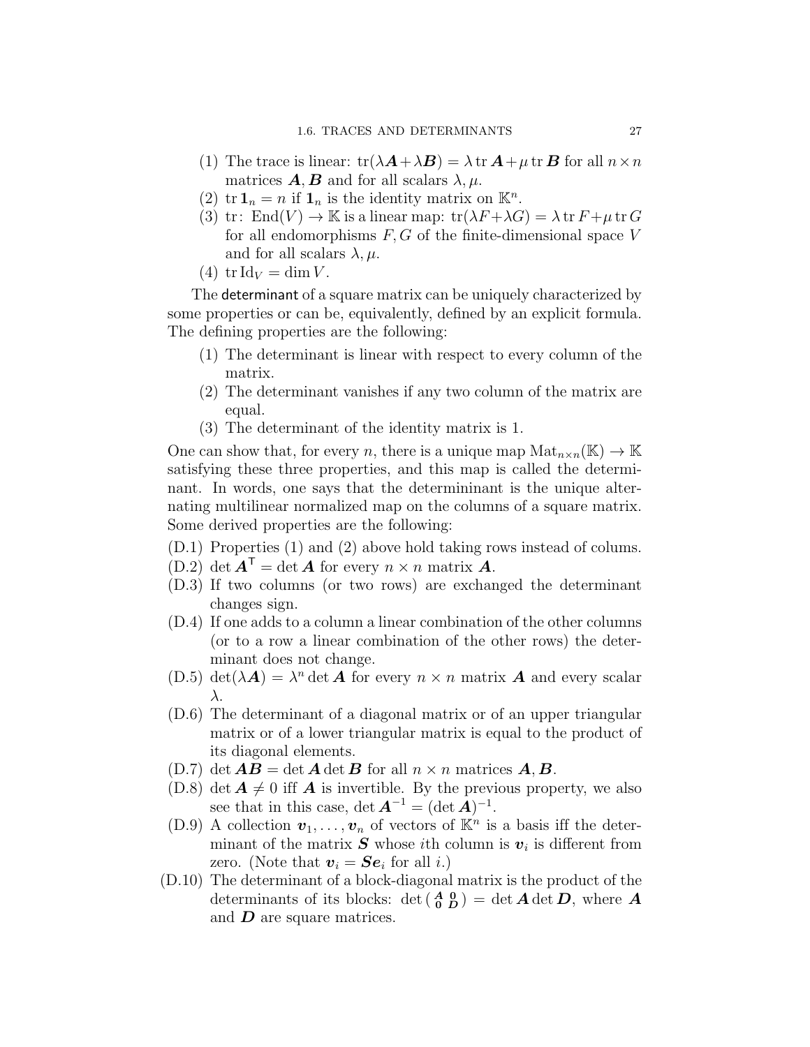(1) The trace is linear: $\operatorname{tr}(\lambda \boldsymbol{A}+\lambda \boldsymbol{B}) = \lambda \operatorname{tr} \boldsymbol{A} + \mu \operatorname{tr} \boldsymbol{B}$ for all $n \times n$ matrices $\boldsymbol{A}, \boldsymbol{B}$ and for all scalars $\lambda, \mu$.

(2) $\operatorname{tr} \mathbf{1}_n = n$ if $\mathbf{1}_n$ is the identity matrix on $\mathbb{K}^n$.

(3) $\operatorname{tr}\colon \operatorname{End}(V) \to \mathbb{K}$ is a linear map: $\operatorname{tr}(\lambda F+\lambda G) = \lambda \operatorname{tr} F + \mu \operatorname{tr} G$ for all endomorphisms $F, G$ of the finite-dimensional space $V$ and for all scalars $\lambda, \mu$.

(4) $\operatorname{tr} \mathrm{Id}_V = \dim V$.

The determinant of a square matrix can be uniquely characterized by some properties or can be, equivalently, defined by an explicit formula. The defining properties are the following:

(1) The determinant is linear with respect to every column of the matrix.

(2) The determinant vanishes if any two column of the matrix are equal.

(3) The determinant of the identity matrix is 1.

One can show that, for every $n$, there is a unique map $\operatorname{Mat}_{n\times n}(\mathbb{K}) \to \mathbb{K}$ satisfying these three properties, and this map is called the determinant. In words, one says that the determinininant is the unique alternating multilinear normalized map on the columns of a square matrix. Some derived properties are the following:

(D.1) Properties (1) and (2) above hold taking rows instead of colums.

(D.2) $\det \boldsymbol{A}^\mathsf{T} = \det \boldsymbol{A}$ for every $n \times n$ matrix $\boldsymbol{A}$.

(D.3) If two columns (or two rows) are exchanged the determinant changes sign.

(D.4) If one adds to a column a linear combination of the other columns (or to a row a linear combination of the other rows) the determinant does not change.

(D.5) $\det(\lambda \boldsymbol{A}) = \lambda^n \det \boldsymbol{A}$ for every $n \times n$ matrix $\boldsymbol{A}$ and every scalar $\lambda$.

(D.6) The determinant of a diagonal matrix or of an upper triangular matrix or of a lower triangular matrix is equal to the product of its diagonal elements.

(D.7) $\det \boldsymbol{AB} = \det \boldsymbol{A} \det \boldsymbol{B}$ for all $n \times n$ matrices $\boldsymbol{A}, \boldsymbol{B}$.

(D.8) $\det \boldsymbol{A} \neq 0$ iff $\boldsymbol{A}$ is invertible. By the previous property, we also see that in this case, $\det \boldsymbol{A}^{-1} = (\det \boldsymbol{A})^{-1}$.

(D.9) A collection $\boldsymbol{v}_1, \dots, \boldsymbol{v}_n$ of vectors of $\mathbb{K}^n$ is a basis iff the determinant of the matrix $\boldsymbol{S}$ whose $i$th column is $\boldsymbol{v}_i$ is different from zero. (Note that $\boldsymbol{v}_i = \boldsymbol{S}\boldsymbol{e}_i$ for all $i$.)

(D.10) The determinant of a block-diagonal matrix is the product of the determinants of its blocks: $\det \left(\begin{smallmatrix} \boldsymbol{A} & \boldsymbol{0} \\ \boldsymbol{0} & \boldsymbol{D} \end{smallmatrix}\right) = \det \boldsymbol{A} \det \boldsymbol{D}$, where $\boldsymbol{A}$ and $\boldsymbol{D}$ are square matrices.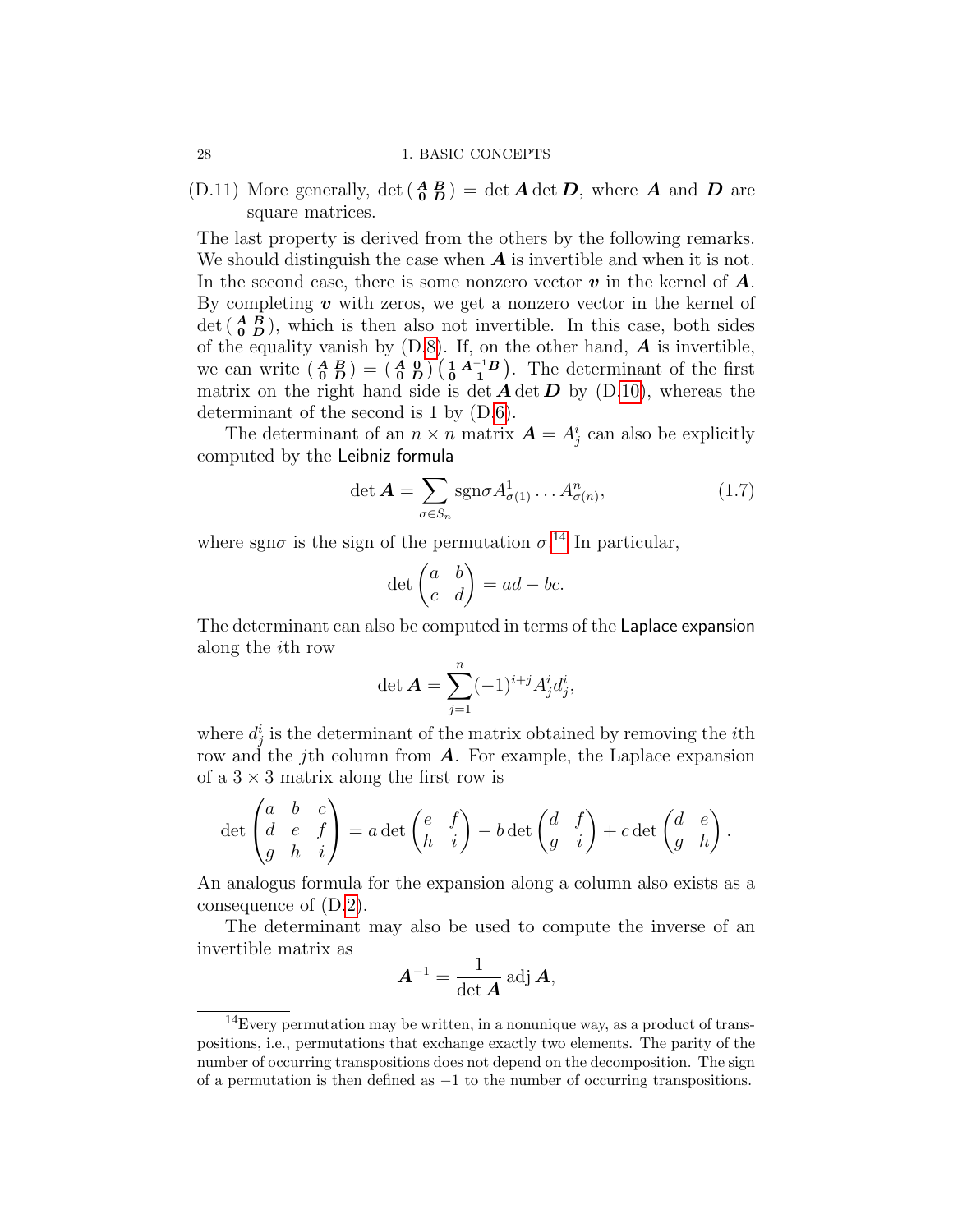(D.11) More generally, $\det \left(\begin{smallmatrix} \boldsymbol{A} & \boldsymbol{B} \\ \boldsymbol{0} & \boldsymbol{D} \end{smallmatrix}\right) = \det \boldsymbol{A} \det \boldsymbol{D}$, where $\boldsymbol{A}$ and $\boldsymbol{D}$ are square matrices.

The last property is derived from the others by the following remarks. We should distinguish the case when $\boldsymbol{A}$ is invertible and when it is not. In the second case, there is some nonzero vector $\boldsymbol{v}$ in the kernel of $\boldsymbol{A}$. By completing $\boldsymbol{v}$ with zeros, we get a nonzero vector in the kernel of $\det \left(\begin{smallmatrix} \boldsymbol{A} & \boldsymbol{B} \\ \boldsymbol{0} & \boldsymbol{D} \end{smallmatrix}\right)$, which is then also not invertible. In this case, both sides of the equality vanish by (D.8). If, on the other hand, $\boldsymbol{A}$ is invertible, we can write $\left(\begin{smallmatrix} \boldsymbol{A} & \boldsymbol{B} \\ \boldsymbol{0} & \boldsymbol{D} \end{smallmatrix}\right) = \left(\begin{smallmatrix} \boldsymbol{A} & \boldsymbol{0} \\ \boldsymbol{0} & \boldsymbol{D} \end{smallmatrix}\right)\left(\begin{smallmatrix} \boldsymbol{1} & \boldsymbol{A}^{-1}\boldsymbol{B} \\ \boldsymbol{0} & \boldsymbol{1} \end{smallmatrix}\right)$. The determinant of the first matrix on the right hand side is $\det \boldsymbol{A} \det \boldsymbol{D}$ by (D.10), whereas the determinant of the second is 1 by (D.6).

The determinant of an $n \times n$ matrix $\boldsymbol{A} = A^i_j$ can also be explicitly computed by the Leibniz formula

$$\det \boldsymbol{A} = \sum_{\sigma \in S_n} \operatorname{sgn}\sigma A^1_{\sigma(1)} \dots A^n_{\sigma(n)}, \tag{1.7}$$

where $\operatorname{sgn}\sigma$ is the sign of the permutation $\sigma$.[14] In particular,

$$\det \begin{pmatrix} a & b \\ c & d \end{pmatrix} = ad - bc.$$

The determinant can also be computed in terms of the Laplace expansion along the $i$th row

$$\det \boldsymbol{A} = \sum_{j=1}^{n} (-1)^{i+j} A^i_j d^i_j,$$

where $d^i_j$ is the determinant of the matrix obtained by removing the $i$th row and the $j$th column from $\boldsymbol{A}$. For example, the Laplace expansion of a $3 \times 3$ matrix along the first row is

$$\det \begin{pmatrix} a & b & c \\ d & e & f \\ g & h & i \end{pmatrix} = a \det \begin{pmatrix} e & f \\ h & i \end{pmatrix} - b \det \begin{pmatrix} d & f \\ g & i \end{pmatrix} + c \det \begin{pmatrix} d & e \\ g & h \end{pmatrix}.$$

An analogous formula for the expansion along a column also exists as a consequence of (D.2).

The determinant may also be used to compute the inverse of an invertible matrix as

$$\boldsymbol{A}^{-1} = \frac{1}{\det \boldsymbol{A}} \operatorname{adj} \boldsymbol{A},$$

---

[14] Every permutation may be written, in a nonunique way, as a product of transpositions, i.e., permutations that exchange exactly two elements. The parity of the number of occurring transpositions does not depend on the decomposition. The sign of a permutation is then defined as $-1$ to the number of occurring transpositions.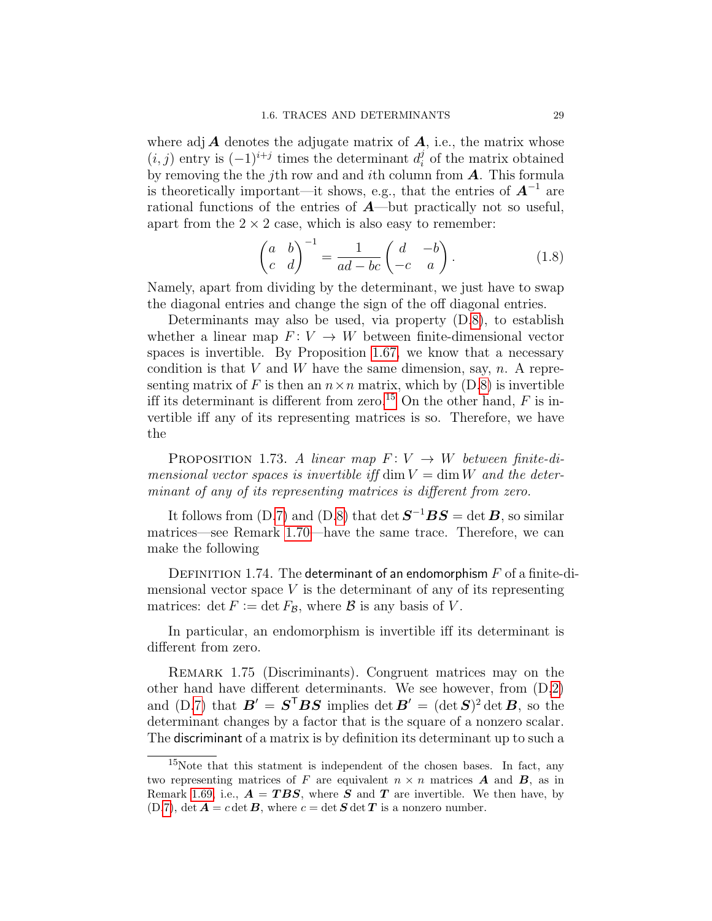where adj $\boldsymbol{A}$ denotes the adjugate matrix of $\boldsymbol{A}$, i.e., the matrix whose $(i,j)$ entry is $(-1)^{i+j}$ times the determinant $d_i^j$ of the matrix obtained by removing the the $j$th row and and $i$th column from $\boldsymbol{A}$. This formula is theoretically important—it shows, e.g., that the entries of $\boldsymbol{A}^{-1}$ are rational functions of the entries of $\boldsymbol{A}$—but practically not so useful, apart from the $2 \times 2$ case, which is also easy to remember:

$$\begin{pmatrix} a & b \\ c & d \end{pmatrix}^{-1} = \frac{1}{ad - bc} \begin{pmatrix} d & -b \\ -c & a \end{pmatrix}. \tag{1.8}$$

Namely, apart from dividing by the determinant, we just have to swap the diagonal entries and change the sign of the off diagonal entries.

Determinants may also be used, via property (D.8), to establish whether a linear map $F\colon V \to W$ between finite-dimensional vector spaces is invertible. By Proposition 1.67, we know that a necessary condition is that $V$ and $W$ have the same dimension, say, $n$. A representing matrix of $F$ is then an $n \times n$ matrix, which by (D.8) is invertible iff its determinant is different from zero.[15] On the other hand, $F$ is invertible iff any of its representing matrices is so. Therefore, we have the

Proposition 1.73. *A linear map $F\colon V \to W$ between finite-dimensional vector spaces is invertible iff $\dim V = \dim W$ and the determinant of any of its representing matrices is different from zero.*

It follows from (D.7) and (D.8) that $\det \boldsymbol{S}^{-1}\boldsymbol{B}\boldsymbol{S} = \det \boldsymbol{B}$, so similar matrices—see Remark 1.70—have the same trace. Therefore, we can make the following

Definition 1.74. The **determinant of an endomorphism** $F$ of a finite-dimensional vector space $V$ is the determinant of any of its representing matrices: $\det F := \det F_{\mathcal{B}}$, where $\mathcal{B}$ is any basis of $V$.

In particular, an endomorphism is invertible iff its determinant is different from zero.

Remark 1.75 (Discriminants). Congruent matrices may on the other hand have different determinants. We see however, from (D.2) and (D.7) that $\boldsymbol{B}' = \boldsymbol{S}^{\mathsf{T}}\boldsymbol{B}\boldsymbol{S}$ implies $\det \boldsymbol{B}' = (\det \boldsymbol{S})^2 \det \boldsymbol{B}$, so the determinant changes by a factor that is the square of a nonzero scalar. The **discriminant** of a matrix is by definition its determinant up to such a

---

[15] Note that this statment is independent of the chosen bases. In fact, any two representing matrices of $F$ are equivalent $n \times n$ matrices $\boldsymbol{A}$ and $\boldsymbol{B}$, as in Remark 1.69, i.e., $\boldsymbol{A} = \boldsymbol{T}\boldsymbol{B}\boldsymbol{S}$, where $\boldsymbol{S}$ and $\boldsymbol{T}$ are invertible. We then have, by (D.7), $\det \boldsymbol{A} = c \det \boldsymbol{B}$, where $c = \det \boldsymbol{S} \det \boldsymbol{T}$ is a nonzero number.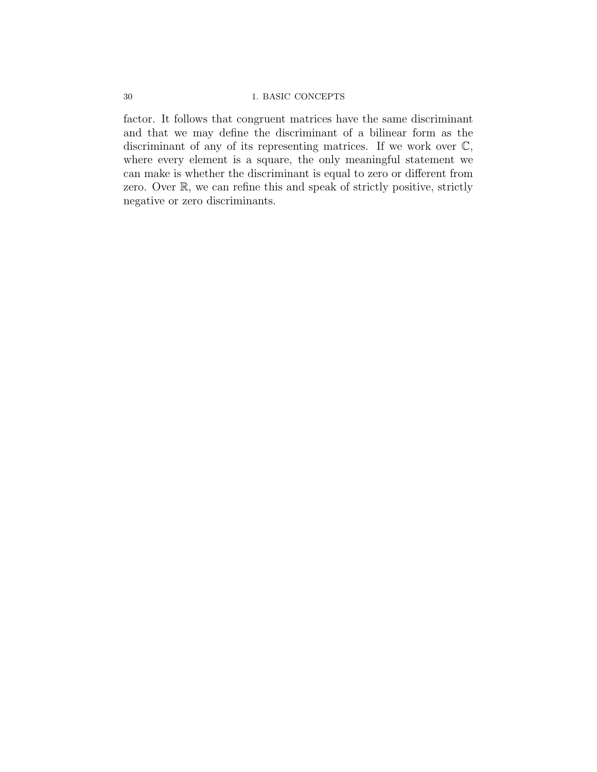factor. It follows that congruent matrices have the same discriminant and that we may define the discriminant of a bilinear form as the discriminant of any of its representing matrices. If we work over $\mathbb{C}$, where every element is a square, the only meaningful statement we can make is whether the discriminant is equal to zero or different from zero. Over $\mathbb{R}$, we can refine this and speak of strictly positive, strictly negative or zero discriminants.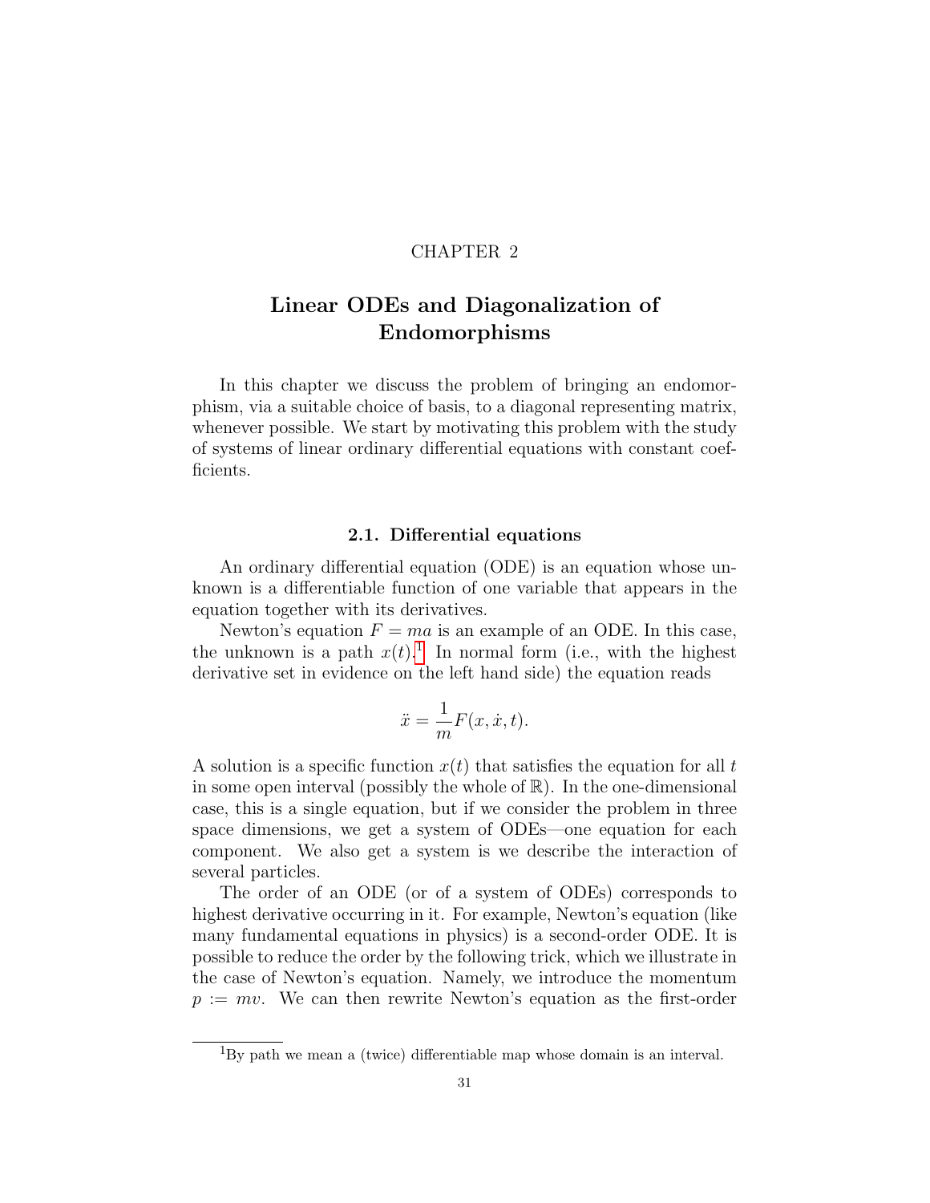CHAPTER 2

# Linear ODEs and Diagonalization of Endomorphisms

In this chapter we discuss the problem of bringing an endomorphism, via a suitable choice of basis, to a diagonal representing matrix, whenever possible. We start by motivating this problem with the study of systems of linear ordinary differential equations with constant coefficients.

## 2.1. Differential equations

An ordinary differential equation (ODE) is an equation whose unknown is a differentiable function of one variable that appears in the equation together with its derivatives.

Newton's equation $F = ma$ is an example of an ODE. In this case, the unknown is a path $x(t)$.[1] In normal form (i.e., with the highest derivative set in evidence on the left hand side) the equation reads

$$\ddot{x} = \frac{1}{m} F(x, \dot{x}, t).$$

A solution is a specific function $x(t)$ that satisfies the equation for all $t$ in some open interval (possibly the whole of $\mathbb{R}$). In the one-dimensional case, this is a single equation, but if we consider the problem in three space dimensions, we get a system of ODEs—one equation for each component. We also get a system is we describe the interaction of several particles.

The order of an ODE (or of a system of ODEs) corresponds to highest derivative occurring in it. For example, Newton's equation (like many fundamental equations in physics) is a second-order ODE. It is possible to reduce the order by the following trick, which we illustrate in the case of Newton's equation. Namely, we introduce the momentum $p := mv$. We can then rewrite Newton's equation as the first-order

[1] By path we mean a (twice) differentiable map whose domain is an interval.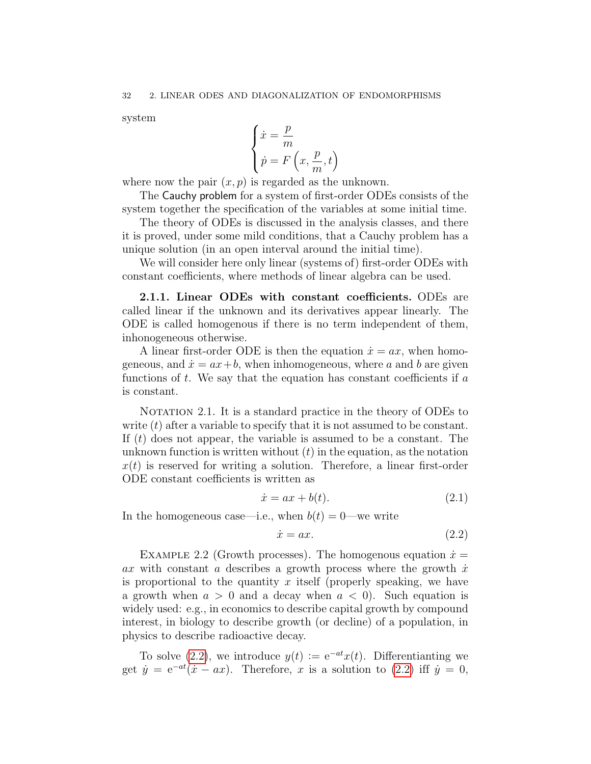system

$$
\begin{cases} \dot{x} = \dfrac{p}{m} \\ \dot{p} = F\left(x, \dfrac{p}{m}, t\right) \end{cases}
$$

where now the pair $(x, p)$ is regarded as the unknown.

The Cauchy problem for a system of first-order ODEs consists of the system together the specification of the variables at some initial time.

The theory of ODEs is discussed in the analysis classes, and there it is proved, under some mild conditions, that a Cauchy problem has a unique solution (in an open interval around the initial time).

We will consider here only linear (systems of) first-order ODEs with constant coefficients, where methods of linear algebra can be used.

**2.1.1. Linear ODEs with constant coefficients.** ODEs are called linear if the unknown and its derivatives appear linearly. The ODE is called homogenous if there is no term independent of them, inhonogeneous otherwise.

A linear first-order ODE is then the equation $\dot{x} = ax$, when homogeneous, and $\dot{x} = ax + b$, when inhomogeneous, where $a$ and $b$ are given functions of $t$. We say that the equation has constant coefficients if $a$ is constant.

Notation 2.1. It is a standard practice in the theory of ODEs to write $(t)$ after a variable to specify that it is not assumed to be constant. If $(t)$ does not appear, the variable is assumed to be a constant. The unknown function is written without $(t)$ in the equation, as the notation $x(t)$ is reserved for writing a solution. Therefore, a linear first-order ODE constant coefficients is written as

$$
\dot{x} = ax + b(t). \tag{2.1}
$$

In the homogeneous case—i.e., when $b(t) = 0$—we write

$$
\dot{x} = ax. \tag{2.2}
$$

Example 2.2 (Growth processes). The homogenous equation $\dot{x} = ax$ with constant $a$ describes a growth process where the growth $\dot{x}$ is proportional to the quantity $x$ itself (properly speaking, we have a growth when $a > 0$ and a decay when $a < 0$). Such equation is widely used: e.g., in economics to describe capital growth by compound interest, in biology to describe growth (or decline) of a population, in physics to describe radioactive decay.

To solve (2.2), we introduce $y(t) := \mathrm{e}^{-at}x(t)$. Differentianting we get $\dot{y} = \mathrm{e}^{-at}(\dot{x} - ax)$. Therefore, $x$ is a solution to (2.2) iff $\dot{y} = 0$,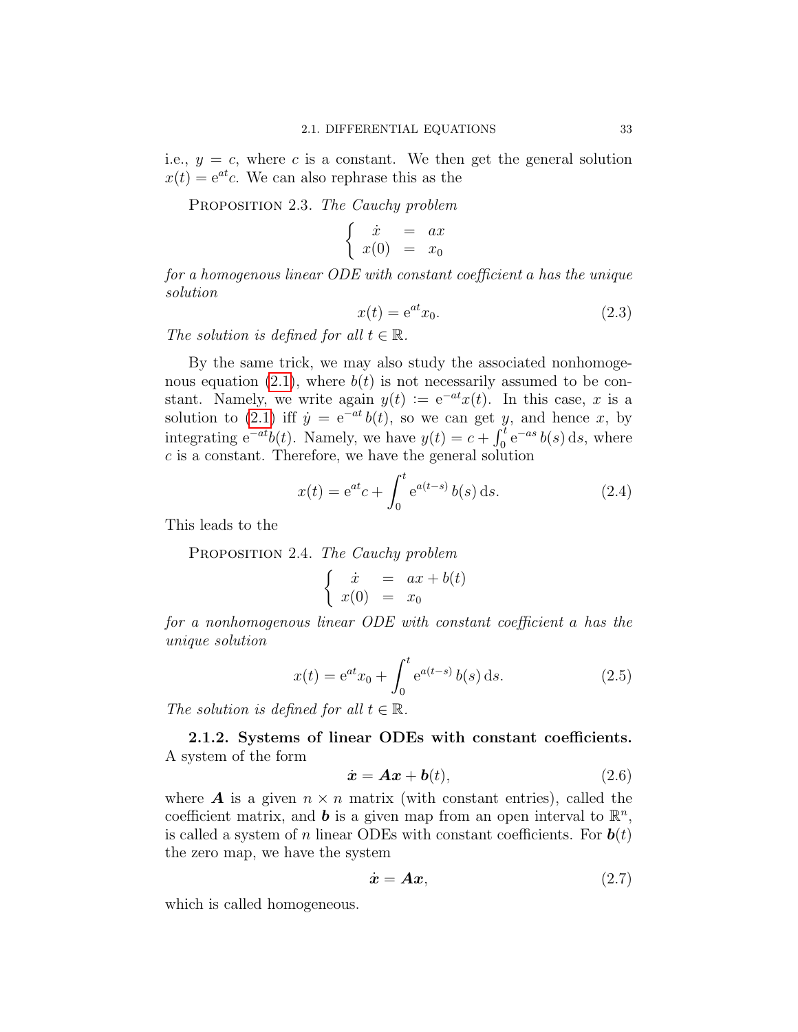i.e., $y = c$, where $c$ is a constant. We then get the general solution $x(t) = \mathrm{e}^{at}c$. We can also rephrase this as the

Proposition 2.3. *The Cauchy problem*

$$\begin{cases} \dot{x} &= ax \\ x(0) &= x_0 \end{cases}$$

*for a homogenous linear ODE with constant coefficient $a$ has the unique solution*

$$x(t) = \mathrm{e}^{at}x_0. \tag{2.3}$$

*The solution is defined for all $t \in \mathbb{R}$.*

By the same trick, we may also study the associated nonhomogenous equation (2.1), where $b(t)$ is not necessarily assumed to be constant. Namely, we write again $y(t) := \mathrm{e}^{-at}x(t)$. In this case, $x$ is a solution to (2.1) iff $\dot{y} = \mathrm{e}^{-at}\, b(t)$, so we can get $y$, and hence $x$, by integrating $\mathrm{e}^{-at}b(t)$. Namely, we have $y(t) = c + \int_0^t \mathrm{e}^{-as}\, b(s)\,\mathrm{d}s$, where $c$ is a constant. Therefore, we have the general solution

$$x(t) = \mathrm{e}^{at}c + \int_0^t \mathrm{e}^{a(t-s)}\, b(s)\,\mathrm{d}s. \tag{2.4}$$

This leads to the

Proposition 2.4. *The Cauchy problem*

$$\begin{cases} \dot{x} &= ax + b(t) \\ x(0) &= x_0 \end{cases}$$

*for a nonhomogenous linear ODE with constant coefficient $a$ has the unique solution*

$$x(t) = \mathrm{e}^{at}x_0 + \int_0^t \mathrm{e}^{a(t-s)}\, b(s)\,\mathrm{d}s. \tag{2.5}$$

*The solution is defined for all $t \in \mathbb{R}$.*

**2.1.2. Systems of linear ODEs with constant coefficients.** A system of the form

$$\dot{\boldsymbol{x}} = \boldsymbol{A}\boldsymbol{x} + \boldsymbol{b}(t), \tag{2.6}$$

where $\boldsymbol{A}$ is a given $n \times n$ matrix (with constant entries), called the coefficient matrix, and $\boldsymbol{b}$ is a given map from an open interval to $\mathbb{R}^n$, is called a system of $n$ linear ODEs with constant coefficients. For $\boldsymbol{b}(t)$ the zero map, we have the system

$$\dot{\boldsymbol{x}} = \boldsymbol{A}\boldsymbol{x}, \tag{2.7}$$

which is called homogeneous.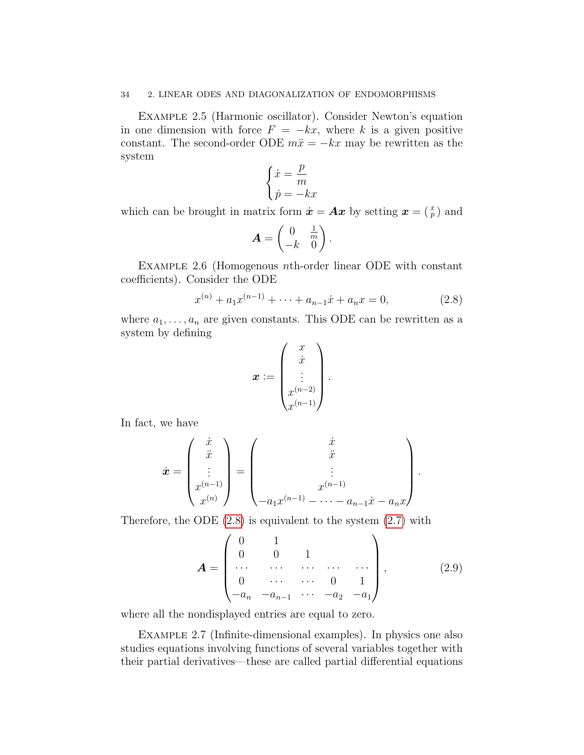Example 2.5 (Harmonic oscillator). Consider Newton's equation in one dimension with force $F = -kx$, where $k$ is a given positive constant. The second-order ODE $m\ddot{x} = -kx$ may be rewritten as the system

$$\begin{cases} \dot{x} = \dfrac{p}{m} \\ \dot{p} = -kx \end{cases}$$

which can be brought in matrix form $\dot{\boldsymbol{x}} = \boldsymbol{A}\boldsymbol{x}$ by setting $\boldsymbol{x} = \left(\begin{smallmatrix} x \\ p \end{smallmatrix}\right)$ and

$$\boldsymbol{A} = \begin{pmatrix} 0 & \frac{1}{m} \\ -k & 0 \end{pmatrix}.$$

Example 2.6 (Homogenous $n$th-order linear ODE with constant coefficients). Consider the ODE

$$x^{(n)} + a_1 x^{(n-1)} + \cdots + a_{n-1}\dot{x} + a_n x = 0, \tag{2.8}$$

where $a_1, \ldots, a_n$ are given constants. This ODE can be rewritten as a system by defining

$$\boldsymbol{x} := \begin{pmatrix} x \\ \dot{x} \\ \vdots \\ x^{(n-2)} \\ x^{(n-1)} \end{pmatrix}.$$

In fact, we have

$$\dot{\boldsymbol{x}} = \begin{pmatrix} \dot{x} \\ \ddot{x} \\ \vdots \\ x^{(n-1)} \\ x^{(n)} \end{pmatrix} = \begin{pmatrix} \dot{x} \\ \ddot{x} \\ \vdots \\ x^{(n-1)} \\ -a_1 x^{(n-1)} - \cdots - a_{n-1}\dot{x} - a_n x \end{pmatrix}.$$

Therefore, the ODE (2.8) is equivalent to the system (2.7) with

$$\boldsymbol{A} = \begin{pmatrix} 0 & 1 & & & \\ 0 & 0 & 1 & & \\ \cdots & \cdots & \cdots & \cdots & \cdots \\ 0 & \cdots & \cdots & 0 & 1 \\ -a_n & -a_{n-1} & \cdots & -a_2 & -a_1 \end{pmatrix}, \tag{2.9}$$

where all the nondisplayed entries are equal to zero.

Example 2.7 (Infinite-dimensional examples). In physics one also studies equations involving functions of several variables together with their partial derivatives—these are called partial differential equations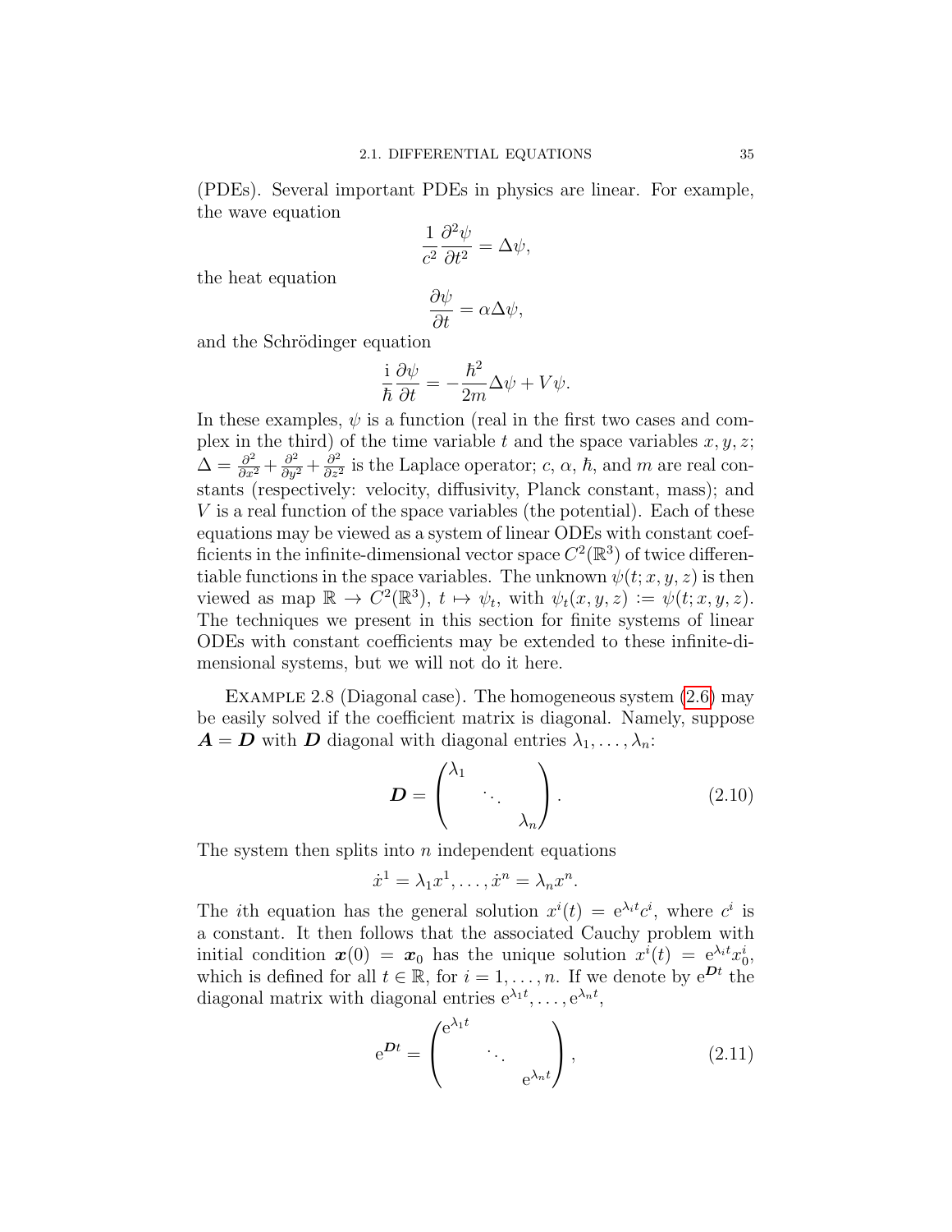(PDEs). Several important PDEs in physics are linear. For example, the wave equation

$$\frac{1}{c^2}\frac{\partial^2\psi}{\partial t^2} = \Delta\psi,$$

the heat equation

$$\frac{\partial\psi}{\partial t} = \alpha\Delta\psi,$$

and the Schrödinger equation

$$\frac{\mathrm{i}}{\hbar}\frac{\partial\psi}{\partial t} = -\frac{\hbar^2}{2m}\Delta\psi + V\psi.$$

In these examples, $\psi$ is a function (real in the first two cases and complex in the third) of the time variable $t$ and the space variables $x, y, z$; $\Delta = \frac{\partial^2}{\partial x^2} + \frac{\partial^2}{\partial y^2} + \frac{\partial^2}{\partial z^2}$ is the Laplace operator; $c$, $\alpha$, $\hbar$, and $m$ are real constants (respectively: velocity, diffusivity, Planck constant, mass); and $V$ is a real function of the space variables (the potential). Each of these equations may be viewed as a system of linear ODEs with constant coefficients in the infinite-dimensional vector space $C^2(\mathbb{R}^3)$ of twice differentiable functions in the space variables. The unknown $\psi(t; x, y, z)$ is then viewed as map $\mathbb{R} \to C^2(\mathbb{R}^3)$, $t \mapsto \psi_t$, with $\psi_t(x, y, z) := \psi(t; x, y, z)$. The techniques we present in this section for finite systems of linear ODEs with constant coefficients may be extended to these infinite-dimensional systems, but we will not do it here.

Example 2.8 (Diagonal case). The homogeneous system (2.6) may be easily solved if the coefficient matrix is diagonal. Namely, suppose $\boldsymbol{A} = \boldsymbol{D}$ with $\boldsymbol{D}$ diagonal with diagonal entries $\lambda_1, \dots, \lambda_n$:

$$\boldsymbol{D} = \begin{pmatrix} \lambda_1 & & \\ & \ddots & \\ & & \lambda_n \end{pmatrix}. \tag{2.10}$$

The system then splits into $n$ independent equations

$$\dot{x}^1 = \lambda_1 x^1, \dots, \dot{x}^n = \lambda_n x^n.$$

The $i$th equation has the general solution $x^i(t) = \mathrm{e}^{\lambda_i t} c^i$, where $c^i$ is a constant. It then follows that the associated Cauchy problem with initial condition $\boldsymbol{x}(0) = \boldsymbol{x}_0$ has the unique solution $x^i(t) = \mathrm{e}^{\lambda_i t} x_0^i$, which is defined for all $t \in \mathbb{R}$, for $i = 1, \dots, n$. If we denote by $\mathrm{e}^{\boldsymbol{D}t}$ the diagonal matrix with diagonal entries $\mathrm{e}^{\lambda_1 t}, \dots, \mathrm{e}^{\lambda_n t}$,

$$\mathrm{e}^{\boldsymbol{D}t} = \begin{pmatrix} \mathrm{e}^{\lambda_1 t} & & \\ & \ddots & \\ & & \mathrm{e}^{\lambda_n t} \end{pmatrix}, \tag{2.11}$$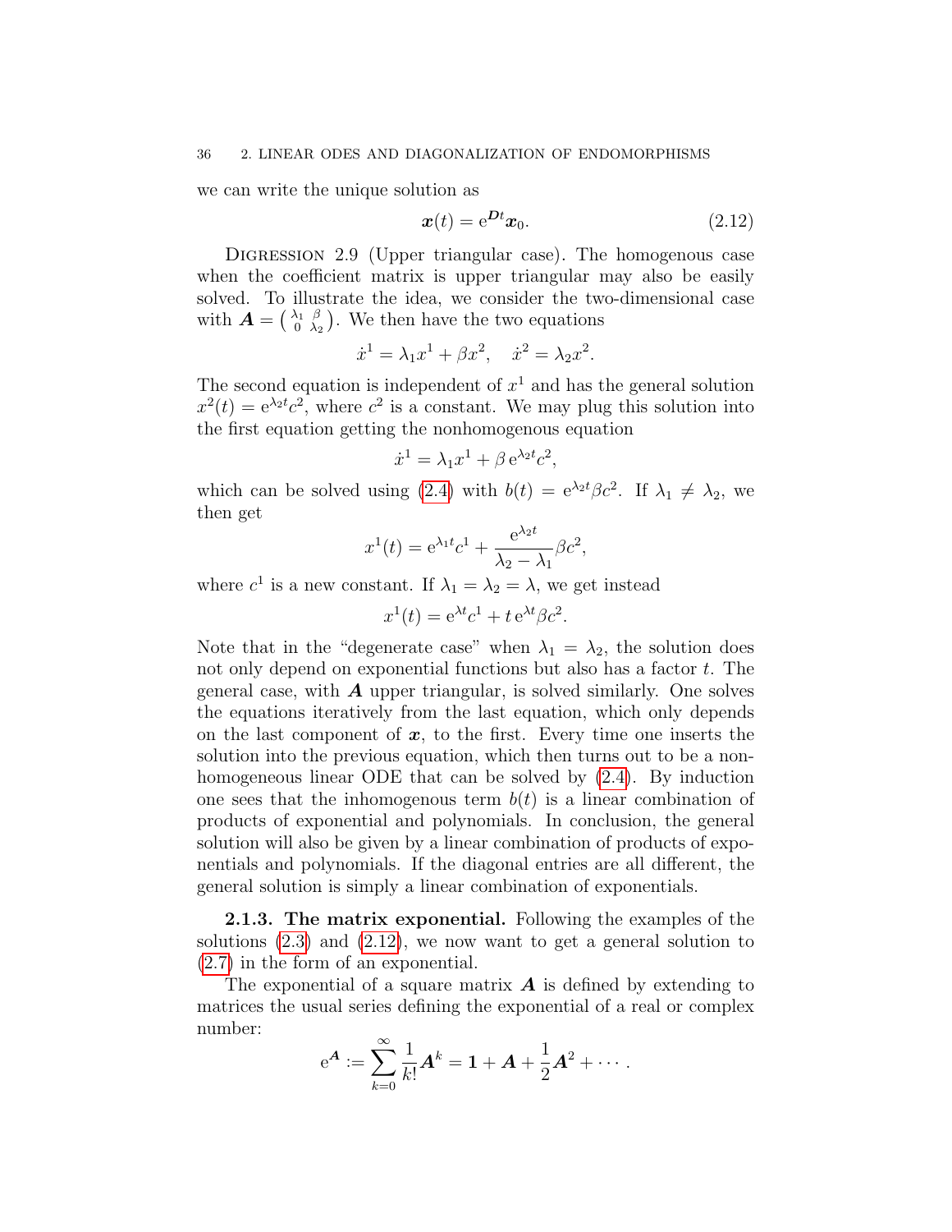we can write the unique solution as

$$\boldsymbol{x}(t) = \mathrm{e}^{\boldsymbol{D}t}\boldsymbol{x}_0. \tag{2.12}$$

Digression 2.9 (Upper triangular case). The homogenous case when the coefficient matrix is upper triangular may also be easily solved. To illustrate the idea, we consider the two-dimensional case with $\boldsymbol{A} = \left(\begin{smallmatrix} \lambda_1 & \beta \\ 0 & \lambda_2 \end{smallmatrix}\right)$. We then have the two equations

$$\dot{x}^1 = \lambda_1 x^1 + \beta x^2, \quad \dot{x}^2 = \lambda_2 x^2.$$

The second equation is independent of $x^1$ and has the general solution $x^2(t) = \mathrm{e}^{\lambda_2 t} c^2$, where $c^2$ is a constant. We may plug this solution into the first equation getting the nonhomogenous equation

$$\dot{x}^1 = \lambda_1 x^1 + \beta\, \mathrm{e}^{\lambda_2 t} c^2,$$

which can be solved using (2.4) with $b(t) = \mathrm{e}^{\lambda_2 t}\beta c^2$. If $\lambda_1 \neq \lambda_2$, we then get

$$x^1(t) = \mathrm{e}^{\lambda_1 t} c^1 + \frac{\mathrm{e}^{\lambda_2 t}}{\lambda_2 - \lambda_1}\beta c^2,$$

where $c^1$ is a new constant. If $\lambda_1 = \lambda_2 = \lambda$, we get instead

$$x^1(t) = \mathrm{e}^{\lambda t} c^1 + t\, \mathrm{e}^{\lambda t}\beta c^2.$$

Note that in the "degenerate case" when $\lambda_1 = \lambda_2$, the solution does not only depend on exponential functions but also has a factor $t$. The general case, with $\boldsymbol{A}$ upper triangular, is solved similarly. One solves the equations iteratively from the last equation, which only depends on the last component of $\boldsymbol{x}$, to the first. Every time one inserts the solution into the previous equation, which then turns out to be a nonhomogeneous linear ODE that can be solved by (2.4). By induction one sees that the inhomogenous term $b(t)$ is a linear combination of products of exponential and polynomials. In conclusion, the general solution will also be given by a linear combination of products of exponentials and polynomials. If the diagonal entries are all different, the general solution is simply a linear combination of exponentials.

### 2.1.3. The matrix exponential.

Following the examples of the solutions (2.3) and (2.12), we now want to get a general solution to (2.7) in the form of an exponential.

The exponential of a square matrix $\boldsymbol{A}$ is defined by extending to matrices the usual series defining the exponential of a real or complex number:

$$\mathrm{e}^{\boldsymbol{A}} := \sum_{k=0}^{\infty} \frac{1}{k!}\boldsymbol{A}^k = \boldsymbol{1} + \boldsymbol{A} + \frac{1}{2}\boldsymbol{A}^2 + \cdots .$$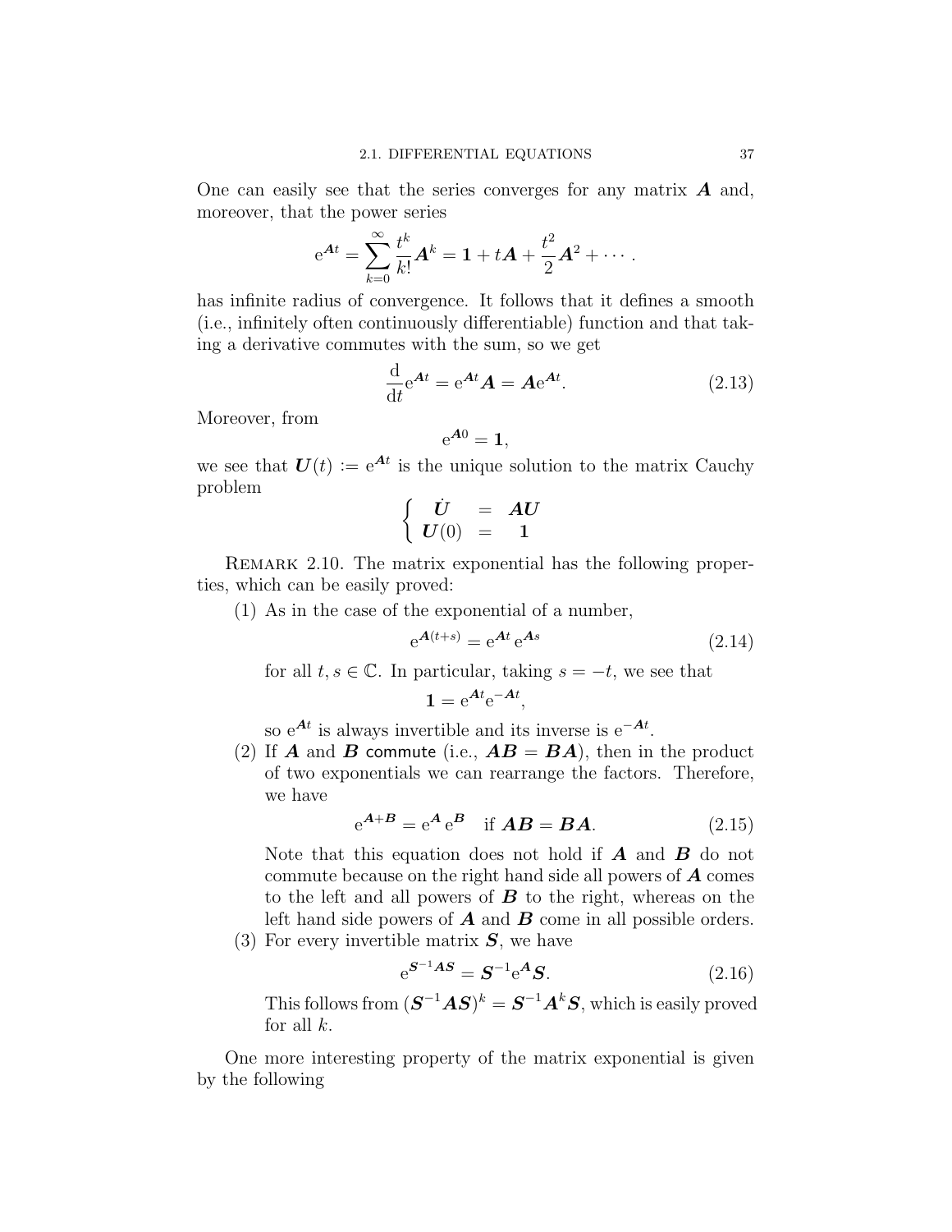One can easily see that the series converges for any matrix $\boldsymbol{A}$ and, moreover, that the power series

$$\mathrm{e}^{\boldsymbol{A}t} = \sum_{k=0}^{\infty} \frac{t^k}{k!} \boldsymbol{A}^k = \boldsymbol{1} + t\boldsymbol{A} + \frac{t^2}{2}\boldsymbol{A}^2 + \cdots .$$

has infinite radius of convergence. It follows that it defines a smooth (i.e., infinitely often continuously differentiable) function and that taking a derivative commutes with the sum, so we get

$$\frac{\mathrm{d}}{\mathrm{d}t}\mathrm{e}^{\boldsymbol{A}t} = \mathrm{e}^{\boldsymbol{A}t}\boldsymbol{A} = \boldsymbol{A}\mathrm{e}^{\boldsymbol{A}t}. \tag{2.13}$$

Moreover, from

$$\mathrm{e}^{\boldsymbol{A}0} = \boldsymbol{1},$$

we see that $\boldsymbol{U}(t) := \mathrm{e}^{\boldsymbol{A}t}$ is the unique solution to the matrix Cauchy problem

$$\begin{cases} \dot{\boldsymbol{U}} &= \boldsymbol{A}\boldsymbol{U} \\ \boldsymbol{U}(0) &= \boldsymbol{1} \end{cases}$$

Remark 2.10. The matrix exponential has the following properties, which can be easily proved:

(1) As in the case of the exponential of a number,

$$\mathrm{e}^{\boldsymbol{A}(t+s)} = \mathrm{e}^{\boldsymbol{A}t}\,\mathrm{e}^{\boldsymbol{A}s} \tag{2.14}$$

for all $t, s \in \mathbb{C}$. In particular, taking $s = -t$, we see that

$$\boldsymbol{1} = \mathrm{e}^{\boldsymbol{A}t}\mathrm{e}^{-\boldsymbol{A}t},$$

so $\mathrm{e}^{\boldsymbol{A}t}$ is always invertible and its inverse is $\mathrm{e}^{-\boldsymbol{A}t}$.

(2) If $\boldsymbol{A}$ and $\boldsymbol{B}$ commute (i.e., $\boldsymbol{A}\boldsymbol{B} = \boldsymbol{B}\boldsymbol{A}$), then in the product of two exponentials we can rearrange the factors. Therefore, we have

$$\mathrm{e}^{\boldsymbol{A}+\boldsymbol{B}} = \mathrm{e}^{\boldsymbol{A}}\,\mathrm{e}^{\boldsymbol{B}} \quad \text{if } \boldsymbol{A}\boldsymbol{B} = \boldsymbol{B}\boldsymbol{A}. \tag{2.15}$$

Note that this equation does not hold if $\boldsymbol{A}$ and $\boldsymbol{B}$ do not commute because on the right hand side all powers of $\boldsymbol{A}$ comes to the left and all powers of $\boldsymbol{B}$ to the right, whereas on the left hand side powers of $\boldsymbol{A}$ and $\boldsymbol{B}$ come in all possible orders.

(3) For every invertible matrix $\boldsymbol{S}$, we have

$$\mathrm{e}^{\boldsymbol{S}^{-1}\boldsymbol{A}\boldsymbol{S}} = \boldsymbol{S}^{-1}\mathrm{e}^{\boldsymbol{A}}\boldsymbol{S}. \tag{2.16}$$

This follows from $(\boldsymbol{S}^{-1}\boldsymbol{A}\boldsymbol{S})^k = \boldsymbol{S}^{-1}\boldsymbol{A}^k\boldsymbol{S}$, which is easily proved for all $k$.

One more interesting property of the matrix exponential is given by the following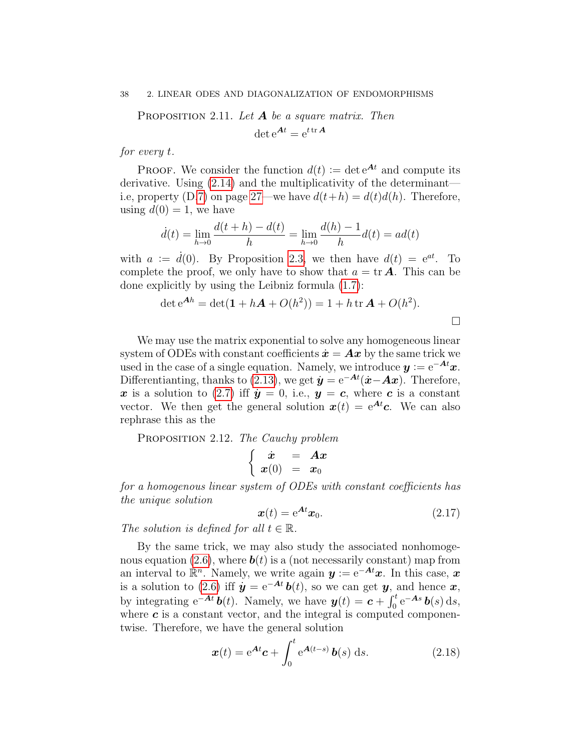Proposition 2.11. *Let $\boldsymbol{A}$ be a square matrix. Then*

$$\det \mathrm{e}^{\boldsymbol{A}t} = \mathrm{e}^{t \operatorname{tr} \boldsymbol{A}}$$

*for every $t$.*

Proof. We consider the function $d(t) := \det \mathrm{e}^{\boldsymbol{A}t}$ and compute its derivative. Using (2.14) and the multiplicativity of the determinant—i.e, property (D.7) on page 27—we have $d(t+h) = d(t)d(h)$. Therefore, using $d(0) = 1$, we have

$$\dot{d}(t) = \lim_{h \to 0} \frac{d(t+h) - d(t)}{h} = \lim_{h \to 0} \frac{d(h) - 1}{h} d(t) = a d(t)$$

with $a := \dot{d}(0)$. By Proposition 2.3, we then have $d(t) = \mathrm{e}^{at}$. To complete the proof, we only have to show that $a = \operatorname{tr} \boldsymbol{A}$. This can be done explicitly by using the Leibniz formula (1.7):

$$\det \mathrm{e}^{\boldsymbol{A}h} = \det(\mathbf{1} + h\boldsymbol{A} + O(h^2)) = 1 + h \operatorname{tr} \boldsymbol{A} + O(h^2).$$

□

We may use the matrix exponential to solve any homogeneous linear system of ODEs with constant coefficients $\dot{\boldsymbol{x}} = \boldsymbol{A}\boldsymbol{x}$ by the same trick we used in the case of a single equation. Namely, we introduce $\boldsymbol{y} := \mathrm{e}^{-\boldsymbol{A}t}\boldsymbol{x}$. Differentianting, thanks to (2.13), we get $\dot{\boldsymbol{y}} = \mathrm{e}^{-\boldsymbol{A}t}(\dot{\boldsymbol{x}} - \boldsymbol{A}\boldsymbol{x})$. Therefore, $\boldsymbol{x}$ is a solution to (2.7) iff $\dot{\boldsymbol{y}} = 0$, i.e., $\boldsymbol{y} = \boldsymbol{c}$, where $\boldsymbol{c}$ is a constant vector. We then get the general solution $\boldsymbol{x}(t) = \mathrm{e}^{\boldsymbol{A}t}\boldsymbol{c}$. We can also rephrase this as the

Proposition 2.12. *The Cauchy problem*

$$\begin{cases} \dot{\boldsymbol{x}} &= \boldsymbol{A}\boldsymbol{x} \\ \boldsymbol{x}(0) &= \boldsymbol{x}_0 \end{cases}$$

*for a homogenous linear system of ODEs with constant coefficients has the unique solution*

$$\boldsymbol{x}(t) = \mathrm{e}^{\boldsymbol{A}t}\boldsymbol{x}_0. \tag{2.17}$$

*The solution is defined for all $t \in \mathbb{R}$.*

By the same trick, we may also study the associated nonhomogenous equation (2.6), where $\boldsymbol{b}(t)$ is a (not necessarily constant) map from an interval to $\mathbb{R}^n$. Namely, we write again $\boldsymbol{y} := \mathrm{e}^{-\boldsymbol{A}t}\boldsymbol{x}$. In this case, $\boldsymbol{x}$ is a solution to (2.6) iff $\dot{\boldsymbol{y}} = \mathrm{e}^{-\boldsymbol{A}t}\,\boldsymbol{b}(t)$, so we can get $\boldsymbol{y}$, and hence $\boldsymbol{x}$, by integrating $\mathrm{e}^{-\boldsymbol{A}t}\,\boldsymbol{b}(t)$. Namely, we have $\boldsymbol{y}(t) = \boldsymbol{c} + \int_0^t \mathrm{e}^{-\boldsymbol{A}s}\,\boldsymbol{b}(s)\,\mathrm{d}s$, where $\boldsymbol{c}$ is a constant vector, and the integral is computed componentwise. Therefore, we have the general solution

$$\boldsymbol{x}(t) = \mathrm{e}^{\boldsymbol{A}t}\boldsymbol{c} + \int_0^t \mathrm{e}^{\boldsymbol{A}(t-s)}\,\boldsymbol{b}(s)\,\mathrm{d}s. \tag{2.18}$$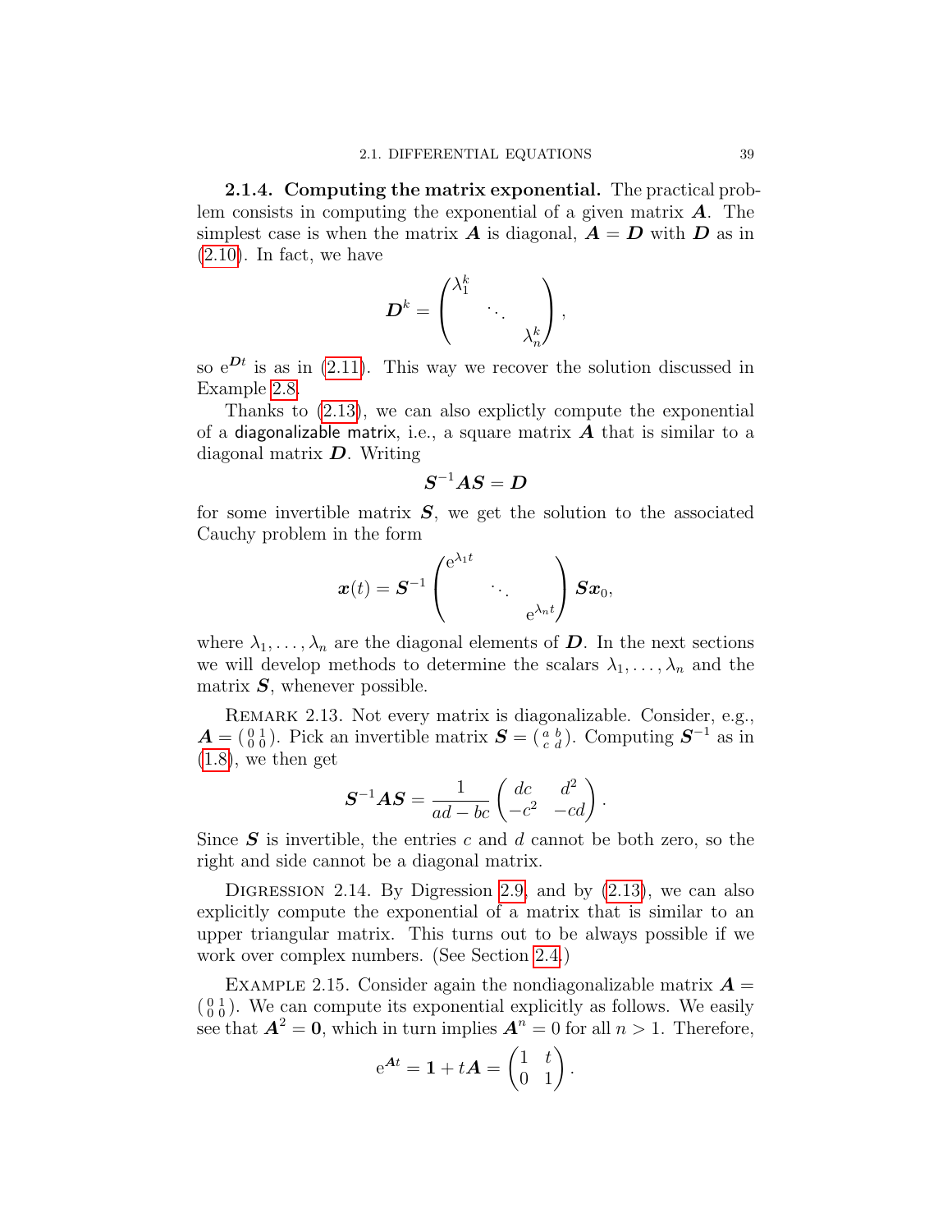**2.1.4. Computing the matrix exponential.** The practical problem consists in computing the exponential of a given matrix $\boldsymbol{A}$. The simplest case is when the matrix $\boldsymbol{A}$ is diagonal, $\boldsymbol{A} = \boldsymbol{D}$ with $\boldsymbol{D}$ as in (2.10). In fact, we have

$$\boldsymbol{D}^k = \begin{pmatrix} \lambda_1^k & & \\ & \ddots & \\ & & \lambda_n^k \end{pmatrix},$$

so $\mathrm{e}^{\boldsymbol{D}t}$ is as in (2.11). This way we recover the solution discussed in Example 2.8.

Thanks to (2.13), we can also explictly compute the exponential of a diagonalizable matrix, i.e., a square matrix $\boldsymbol{A}$ that is similar to a diagonal matrix $\boldsymbol{D}$. Writing

$$\boldsymbol{S}^{-1}\boldsymbol{A}\boldsymbol{S} = \boldsymbol{D}$$

for some invertible matrix $\boldsymbol{S}$, we get the solution to the associated Cauchy problem in the form

$$\boldsymbol{x}(t) = \boldsymbol{S}^{-1} \begin{pmatrix} \mathrm{e}^{\lambda_1 t} & & \\ & \ddots & \\ & & \mathrm{e}^{\lambda_n t} \end{pmatrix} \boldsymbol{S}\boldsymbol{x}_0,$$

where $\lambda_1, \dots, \lambda_n$ are the diagonal elements of $\boldsymbol{D}$. In the next sections we will develop methods to determine the scalars $\lambda_1, \dots, \lambda_n$ and the matrix $\boldsymbol{S}$, whenever possible.

Remark 2.13. Not every matrix is diagonalizable. Consider, e.g., $\boldsymbol{A} = \left(\begin{smallmatrix} 0 & 1 \\ 0 & 0 \end{smallmatrix}\right)$. Pick an invertible matrix $\boldsymbol{S} = \left(\begin{smallmatrix} a & b \\ c & d \end{smallmatrix}\right)$. Computing $\boldsymbol{S}^{-1}$ as in (1.8), we then get

$$\boldsymbol{S}^{-1}\boldsymbol{A}\boldsymbol{S} = \frac{1}{ad - bc} \begin{pmatrix} dc & d^2 \\ -c^2 & -cd \end{pmatrix}.$$

Since $\boldsymbol{S}$ is invertible, the entries $c$ and $d$ cannot be both zero, so the right and side cannot be a diagonal matrix.

Digression 2.14. By Digression 2.9 and by (2.13), we can also explicitly compute the exponential of a matrix that is similar to an upper triangular matrix. This turns out to be always possible if we work over complex numbers. (See Section 2.4.)

Example 2.15. Consider again the nondiagonalizable matrix $\boldsymbol{A} = \left(\begin{smallmatrix} 0 & 1 \\ 0 & 0 \end{smallmatrix}\right)$. We can compute its exponential explicitly as follows. We easily see that $\boldsymbol{A}^2 = \boldsymbol{0}$, which in turn implies $\boldsymbol{A}^n = 0$ for all $n > 1$. Therefore,

$$\mathrm{e}^{\boldsymbol{A}t} = \boldsymbol{1} + t\boldsymbol{A} = \begin{pmatrix} 1 & t \\ 0 & 1 \end{pmatrix}.$$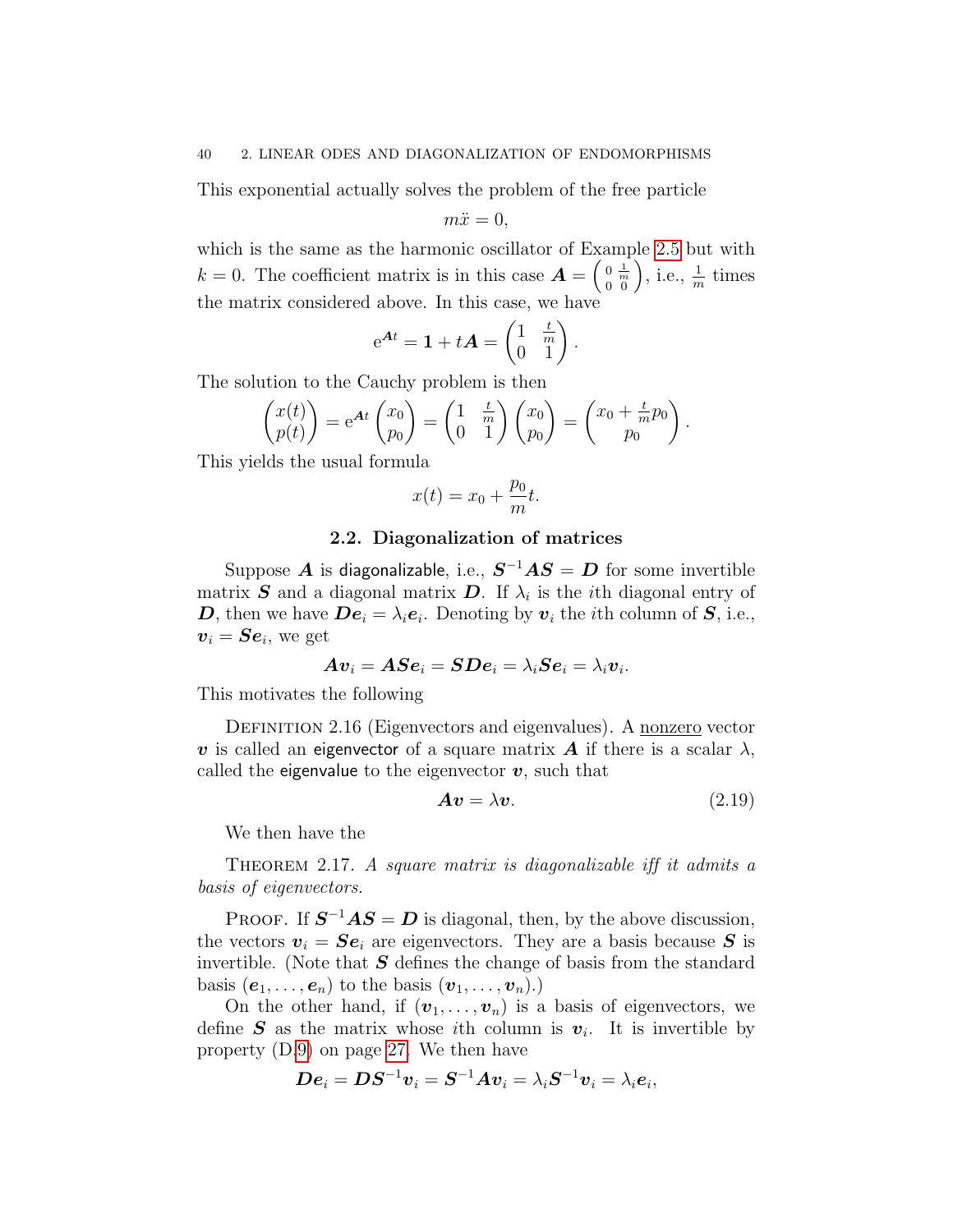This exponential actually solves the problem of the free particle

$$m\ddot{x} = 0,$$

which is the same as the harmonic oscillator of Example 2.5 but with $k = 0$. The coefficient matrix is in this case $\boldsymbol{A} = \left(\begin{smallmatrix} 0 & \frac{1}{m} \\ 0 & 0 \end{smallmatrix}\right)$, i.e., $\frac{1}{m}$ times the matrix considered above. In this case, we have

$$\mathrm{e}^{\boldsymbol{A}t} = \mathbf{1} + t\boldsymbol{A} = \begin{pmatrix} 1 & \frac{t}{m} \\ 0 & 1 \end{pmatrix}.$$

The solution to the Cauchy problem is then

$$\begin{pmatrix} x(t) \\ p(t) \end{pmatrix} = \mathrm{e}^{\boldsymbol{A}t} \begin{pmatrix} x_0 \\ p_0 \end{pmatrix} = \begin{pmatrix} 1 & \frac{t}{m} \\ 0 & 1 \end{pmatrix} \begin{pmatrix} x_0 \\ p_0 \end{pmatrix} = \begin{pmatrix} x_0 + \frac{t}{m} p_0 \\ p_0 \end{pmatrix}.$$

This yields the usual formula

$$x(t) = x_0 + \frac{p_0}{m} t.$$

## 2.2. Diagonalization of matrices

Suppose $\boldsymbol{A}$ is diagonalizable, i.e., $\boldsymbol{S}^{-1}\boldsymbol{A}\boldsymbol{S} = \boldsymbol{D}$ for some invertible matrix $\boldsymbol{S}$ and a diagonal matrix $\boldsymbol{D}$. If $\lambda_i$ is the $i$th diagonal entry of $\boldsymbol{D}$, then we have $\boldsymbol{D}\boldsymbol{e}_i = \lambda_i \boldsymbol{e}_i$. Denoting by $\boldsymbol{v}_i$ the $i$th column of $\boldsymbol{S}$, i.e., $\boldsymbol{v}_i = \boldsymbol{S}\boldsymbol{e}_i$, we get

$$\boldsymbol{A}\boldsymbol{v}_i = \boldsymbol{A}\boldsymbol{S}\boldsymbol{e}_i = \boldsymbol{S}\boldsymbol{D}\boldsymbol{e}_i = \lambda_i \boldsymbol{S}\boldsymbol{e}_i = \lambda_i \boldsymbol{v}_i.$$

This motivates the following

Definition 2.16 (Eigenvectors and eigenvalues). A nonzero vector $\boldsymbol{v}$ is called an eigenvector of a square matrix $\boldsymbol{A}$ if there is a scalar $\lambda$, called the eigenvalue to the eigenvector $\boldsymbol{v}$, such that

$$\boldsymbol{A}\boldsymbol{v} = \lambda \boldsymbol{v}. \tag{2.19}$$

We then have the

Theorem 2.17. *A square matrix is diagonalizable iff it admits a basis of eigenvectors.*

Proof. If $\boldsymbol{S}^{-1}\boldsymbol{A}\boldsymbol{S} = \boldsymbol{D}$ is diagonal, then, by the above discussion, the vectors $\boldsymbol{v}_i = \boldsymbol{S}\boldsymbol{e}_i$ are eigenvectors. They are a basis because $\boldsymbol{S}$ is invertible. (Note that $\boldsymbol{S}$ defines the change of basis from the standard basis $(\boldsymbol{e}_1, \dots, \boldsymbol{e}_n)$ to the basis $(\boldsymbol{v}_1, \dots, \boldsymbol{v}_n)$.)

On the other hand, if $(\boldsymbol{v}_1, \dots, \boldsymbol{v}_n)$ is a basis of eigenvectors, we define $\boldsymbol{S}$ as the matrix whose $i$th column is $\boldsymbol{v}_i$. It is invertible by property (D.9) on page 27. We then have

$$\boldsymbol{D}\boldsymbol{e}_i = \boldsymbol{D}\boldsymbol{S}^{-1}\boldsymbol{v}_i = \boldsymbol{S}^{-1}\boldsymbol{A}\boldsymbol{v}_i = \lambda_i \boldsymbol{S}^{-1}\boldsymbol{v}_i = \lambda_i \boldsymbol{e}_i,$$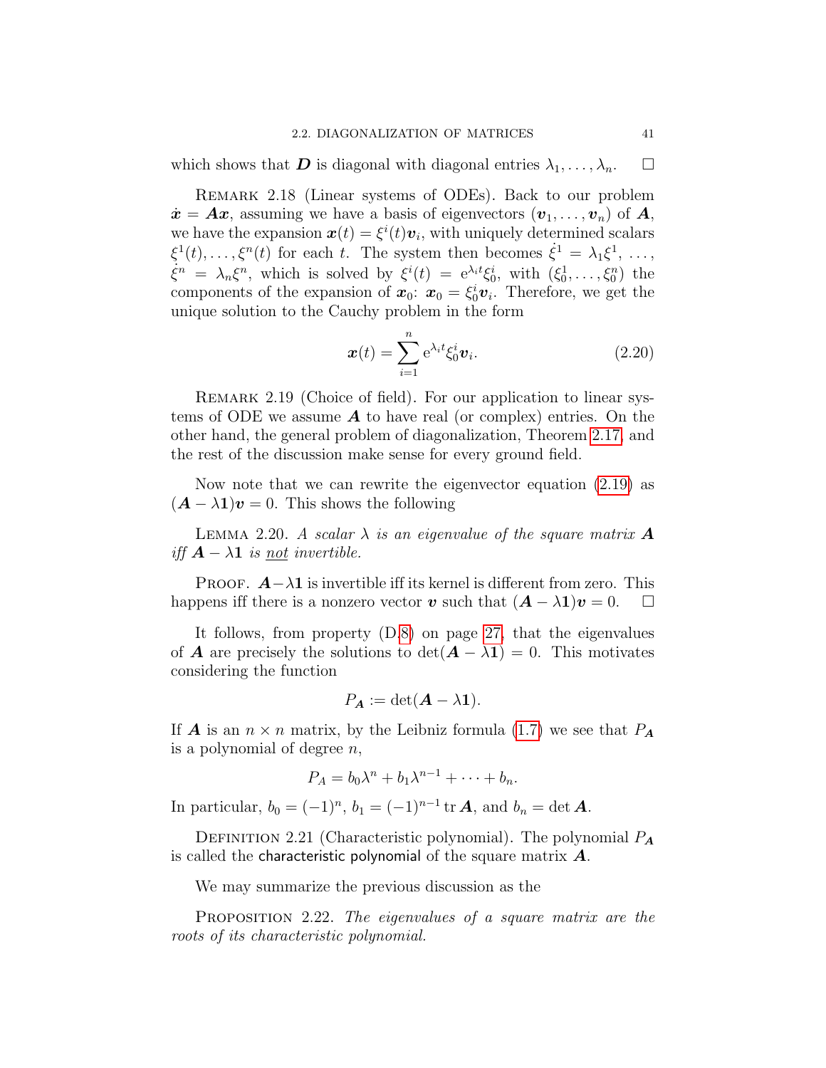which shows that $\boldsymbol{D}$ is diagonal with diagonal entries $\lambda_1, \dots, \lambda_n$. $\square$

REMARK 2.18 (Linear systems of ODEs). Back to our problem $\dot{\boldsymbol{x}} = \boldsymbol{A}\boldsymbol{x}$, assuming we have a basis of eigenvectors $(\boldsymbol{v}_1, \dots, \boldsymbol{v}_n)$ of $\boldsymbol{A}$, we have the expansion $\boldsymbol{x}(t) = \xi^i(t)\boldsymbol{v}_i$, with uniquely determined scalars $\xi^1(t), \dots, \xi^n(t)$ for each $t$. The system then becomes $\dot{\xi}^1 = \lambda_1 \xi^1$, ..., $\dot{\xi}^n = \lambda_n \xi^n$, which is solved by $\xi^i(t) = \mathrm{e}^{\lambda_i t}\xi^i_0$, with $(\xi^1_0, \dots, \xi^n_0)$ the components of the expansion of $\boldsymbol{x}_0$: $\boldsymbol{x}_0 = \xi^i_0 \boldsymbol{v}_i$. Therefore, we get the unique solution to the Cauchy problem in the form

$$\boldsymbol{x}(t) = \sum_{i=1}^{n} \mathrm{e}^{\lambda_i t}\xi^i_0 \boldsymbol{v}_i. \tag{2.20}$$

REMARK 2.19 (Choice of field). For our application to linear systems of ODE we assume $\boldsymbol{A}$ to have real (or complex) entries. On the other hand, the general problem of diagonalization, Theorem 2.17, and the rest of the discussion make sense for every ground field.

Now note that we can rewrite the eigenvector equation (2.19) as $(\boldsymbol{A} - \lambda \mathbf{1})\boldsymbol{v} = 0$. This shows the following

LEMMA 2.20. *A scalar $\lambda$ is an eigenvalue of the square matrix $\boldsymbol{A}$ iff $\boldsymbol{A} - \lambda\mathbf{1}$ is <u>not</u> invertible.*

PROOF. $\boldsymbol{A} - \lambda\mathbf{1}$ is invertible iff its kernel is different from zero. This happens iff there is a nonzero vector $\boldsymbol{v}$ such that $(\boldsymbol{A} - \lambda\mathbf{1})\boldsymbol{v} = 0$. $\square$

It follows, from property (D.8) on page 27, that the eigenvalues of $\boldsymbol{A}$ are precisely the solutions to $\det(\boldsymbol{A} - \lambda\mathbf{1}) = 0$. This motivates considering the function

$$P_{\boldsymbol{A}} := \det(\boldsymbol{A} - \lambda\mathbf{1}).$$

If $\boldsymbol{A}$ is an $n \times n$ matrix, by the Leibniz formula (1.7) we see that $P_{\boldsymbol{A}}$ is a polynomial of degree $n$,

$$P_A = b_0\lambda^n + b_1\lambda^{n-1} + \dots + b_n.$$

In particular, $b_0 = (-1)^n$, $b_1 = (-1)^{n-1}\operatorname{tr}\boldsymbol{A}$, and $b_n = \det\boldsymbol{A}$.

DEFINITION 2.21 (Characteristic polynomial). The polynomial $P_{\boldsymbol{A}}$ is called the characteristic polynomial of the square matrix $\boldsymbol{A}$.

We may summarize the previous discussion as the

PROPOSITION 2.22. *The eigenvalues of a square matrix are the roots of its characteristic polynomial.*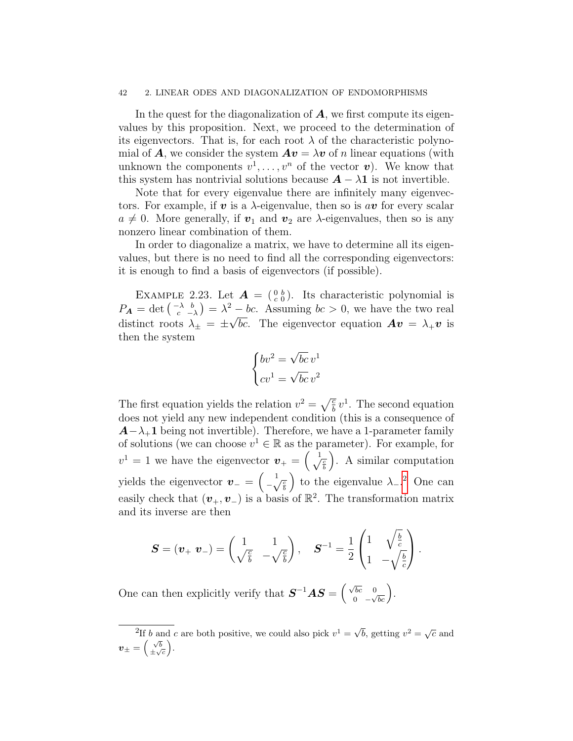In the quest for the diagonalization of $\boldsymbol{A}$, we first compute its eigenvalues by this proposition. Next, we proceed to the determination of its eigenvectors. That is, for each root $\lambda$ of the characteristic polynomial of $\boldsymbol{A}$, we consider the system $\boldsymbol{A}\boldsymbol{v} = \lambda\boldsymbol{v}$ of $n$ linear equations (with unknown the components $v^1, \dots, v^n$ of the vector $\boldsymbol{v}$). We know that this system has nontrivial solutions because $\boldsymbol{A} - \lambda\boldsymbol{1}$ is not invertible.

Note that for every eigenvalue there are infinitely many eigenvectors. For example, if $\boldsymbol{v}$ is a $\lambda$-eigenvalue, then so is $a\boldsymbol{v}$ for every scalar $a \neq 0$. More generally, if $\boldsymbol{v}_1$ and $\boldsymbol{v}_2$ are $\lambda$-eigenvalues, then so is any nonzero linear combination of them.

In order to diagonalize a matrix, we have to determine all its eigenvalues, but there is no need to find all the corresponding eigenvectors: it is enough to find a basis of eigenvectors (if possible).

Example 2.23. Let $\boldsymbol{A} = \begin{pmatrix} 0 & b \\ c & 0 \end{pmatrix}$. Its characteristic polynomial is $P_{\boldsymbol{A}} = \det \begin{pmatrix} -\lambda & b \\ c & -\lambda \end{pmatrix} = \lambda^2 - bc$. Assuming $bc > 0$, we have the two real distinct roots $\lambda_\pm = \pm\sqrt{bc}$. The eigenvector equation $\boldsymbol{A}\boldsymbol{v} = \lambda_+\boldsymbol{v}$ is then the system

$$\begin{cases} bv^2 = \sqrt{bc}\, v^1 \\ cv^1 = \sqrt{bc}\, v^2 \end{cases}$$

The first equation yields the relation $v^2 = \sqrt{\frac{c}{b}}\, v^1$. The second equation does not yield any new independent condition (this is a consequence of $\boldsymbol{A} - \lambda_+\boldsymbol{1}$ being not invertible). Therefore, we have a 1-parameter family of solutions (we can choose $v^1 \in \mathbb{R}$ as the parameter). For example, for $v^1 = 1$ we have the eigenvector $\boldsymbol{v}_+ = \begin{pmatrix} 1 \\ \sqrt{\frac{c}{b}} \end{pmatrix}$. A similar computation yields the eigenvector $\boldsymbol{v}_- = \begin{pmatrix} 1 \\ -\sqrt{\frac{c}{b}} \end{pmatrix}$ to the eigenvalue $\lambda_-$.[2] One can easily check that $(\boldsymbol{v}_+, \boldsymbol{v}_-)$ is a basis of $\mathbb{R}^2$. The transformation matrix and its inverse are then

$$\boldsymbol{S} = (\boldsymbol{v}_+\ \boldsymbol{v}_-) = \begin{pmatrix} 1 & 1 \\ \sqrt{\frac{c}{b}} & -\sqrt{\frac{c}{b}} \end{pmatrix}, \quad \boldsymbol{S}^{-1} = \frac{1}{2} \begin{pmatrix} 1 & \sqrt{\frac{b}{c}} \\ 1 & -\sqrt{\frac{b}{c}} \end{pmatrix}.$$

One can then explicitly verify that $\boldsymbol{S}^{-1}\boldsymbol{A}\boldsymbol{S} = \begin{pmatrix} \sqrt{bc} & 0 \\ 0 & -\sqrt{bc} \end{pmatrix}$.

---

[2] If $b$ and $c$ are both positive, we could also pick $v^1 = \sqrt{b}$, getting $v^2 = \sqrt{c}$ and $\boldsymbol{v}_\pm = \begin{pmatrix} \sqrt{b} \\ \pm\sqrt{c} \end{pmatrix}$.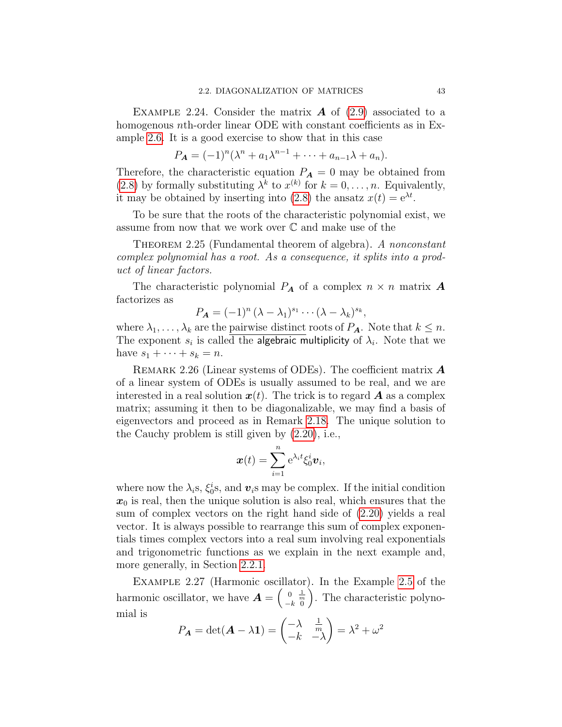Example 2.24. Consider the matrix $\boldsymbol{A}$ of (2.9) associated to a homogenous $n$th-order linear ODE with constant coefficients as in Example 2.6. It is a good exercise to show that in this case

$$P_{\boldsymbol{A}} = (-1)^n(\lambda^n + a_1\lambda^{n-1} + \cdots + a_{n-1}\lambda + a_n).$$

Therefore, the characteristic equation $P_{\boldsymbol{A}} = 0$ may be obtained from (2.8) by formally substituting $\lambda^k$ to $x^{(k)}$ for $k = 0, \ldots, n$. Equivalently, it may be obtained by inserting into (2.8) the ansatz $x(t) = \mathrm{e}^{\lambda t}$.

To be sure that the roots of the characteristic polynomial exist, we assume from now that we work over $\mathbb{C}$ and make use of the

Theorem 2.25 (Fundamental theorem of algebra). *A nonconstant complex polynomial has a root. As a consequence, it splits into a product of linear factors.*

The characteristic polynomial $P_{\boldsymbol{A}}$ of a complex $n \times n$ matrix $\boldsymbol{A}$ factorizes as

$$P_{\boldsymbol{A}} = (-1)^n\,(\lambda - \lambda_1)^{s_1} \cdots (\lambda - \lambda_k)^{s_k},$$

where $\lambda_1, \ldots, \lambda_k$ are the pairwise distinct roots of $P_{\boldsymbol{A}}$. Note that $k \leq n$. The exponent $s_i$ is called the algebraic multiplicity of $\lambda_i$. Note that we have $s_1 + \cdots + s_k = n$.

Remark 2.26 (Linear systems of ODEs). The coefficient matrix $\boldsymbol{A}$ of a linear system of ODEs is usually assumed to be real, and we are interested in a real solution $\boldsymbol{x}(t)$. The trick is to regard $\boldsymbol{A}$ as a complex matrix; assuming it then to be diagonalizable, we may find a basis of eigenvectors and proceed as in Remark 2.18. The unique solution to the Cauchy problem is still given by (2.20), i.e.,

$$\boldsymbol{x}(t) = \sum_{i=1}^{n} \mathrm{e}^{\lambda_i t}\xi_0^i \boldsymbol{v}_i,$$

where now the $\lambda_i$s, $\xi_0^i$s, and $\boldsymbol{v}_i$s may be complex. If the initial condition $\boldsymbol{x}_0$ is real, then the unique solution is also real, which ensures that the sum of complex vectors on the right hand side of (2.20) yields a real vector. It is always possible to rearrange this sum of complex exponentials times complex vectors into a real sum involving real exponentials and trigonometric functions as we explain in the next example and, more generally, in Section 2.2.1.

Example 2.27 (Harmonic oscillator). In the Example 2.5 of the harmonic oscillator, we have $\boldsymbol{A} = \begin{pmatrix} 0 & \frac{1}{m} \\ -k & 0 \end{pmatrix}$. The characteristic polynomial is

$$P_{\boldsymbol{A}} = \det(\boldsymbol{A} - \lambda \mathbf{1}) = \begin{pmatrix} -\lambda & \frac{1}{m} \\ -k & -\lambda \end{pmatrix} = \lambda^2 + \omega^2$$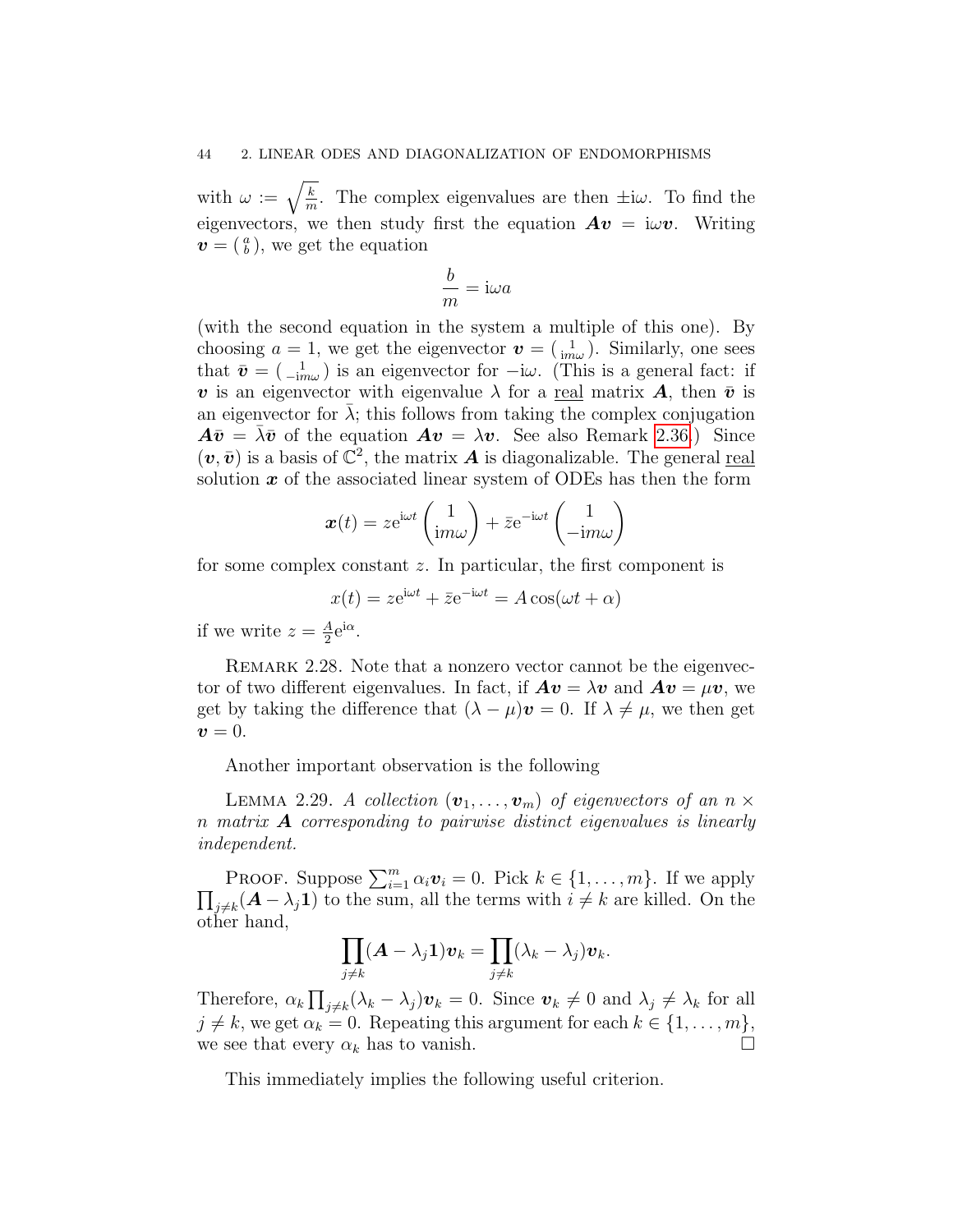with $\omega := \sqrt{\frac{k}{m}}$. The complex eigenvalues are then $\pm\mathrm{i}\omega$. To find the eigenvectors, we then study first the equation $\boldsymbol{A}\boldsymbol{v} = \mathrm{i}\omega\boldsymbol{v}$. Writing $\boldsymbol{v} = \left(\begin{smallmatrix} a \\ b \end{smallmatrix}\right)$, we get the equation

$$\frac{b}{m} = \mathrm{i}\omega a$$

(with the second equation in the system a multiple of this one). By choosing $a = 1$, we get the eigenvector $\boldsymbol{v} = \left(\begin{smallmatrix} 1 \\ \mathrm{i}m\omega \end{smallmatrix}\right)$. Similarly, one sees that $\bar{\boldsymbol{v}} = \left(\begin{smallmatrix} 1 \\ -\mathrm{i}m\omega \end{smallmatrix}\right)$ is an eigenvector for $-\mathrm{i}\omega$. (This is a general fact: if $\boldsymbol{v}$ is an eigenvector with eigenvalue $\lambda$ for a <u>real</u> matrix $\boldsymbol{A}$, then $\bar{\boldsymbol{v}}$ is an eigenvector for $\bar{\lambda}$; this follows from taking the complex conjugation $\boldsymbol{A}\bar{\boldsymbol{v}} = \bar{\lambda}\bar{\boldsymbol{v}}$ of the equation $\boldsymbol{A}\boldsymbol{v} = \lambda\boldsymbol{v}$. See also Remark 2.36.) Since $(\boldsymbol{v}, \bar{\boldsymbol{v}})$ is a basis of $\mathbb{C}^2$, the matrix $\boldsymbol{A}$ is diagonalizable. The general <u>real</u> solution $\boldsymbol{x}$ of the associated linear system of ODEs has then the form

$$\boldsymbol{x}(t) = z\mathrm{e}^{\mathrm{i}\omega t}\begin{pmatrix} 1 \\ \mathrm{i}m\omega \end{pmatrix} + \bar{z}\mathrm{e}^{-\mathrm{i}\omega t}\begin{pmatrix} 1 \\ -\mathrm{i}m\omega \end{pmatrix}$$

for some complex constant $z$. In particular, the first component is

$$x(t) = z\mathrm{e}^{\mathrm{i}\omega t} + \bar{z}\mathrm{e}^{-\mathrm{i}\omega t} = A\cos(\omega t + \alpha)$$

if we write $z = \frac{A}{2}\mathrm{e}^{\mathrm{i}\alpha}$.

Remark 2.28. Note that a nonzero vector cannot be the eigenvector of two different eigenvalues. In fact, if $\boldsymbol{A}\boldsymbol{v} = \lambda\boldsymbol{v}$ and $\boldsymbol{A}\boldsymbol{v} = \mu\boldsymbol{v}$, we get by taking the difference that $(\lambda - \mu)\boldsymbol{v} = 0$. If $\lambda \neq \mu$, we then get $\boldsymbol{v} = 0$.

Another important observation is the following

Lemma 2.29. *A collection $(\boldsymbol{v}_1, \dots, \boldsymbol{v}_m)$ of eigenvectors of an $n \times n$ matrix $\boldsymbol{A}$ corresponding to pairwise distinct eigenvalues is linearly independent.*

Proof. Suppose $\sum_{i=1}^m \alpha_i \boldsymbol{v}_i = 0$. Pick $k \in \{1, \dots, m\}$. If we apply $\prod_{j\neq k}(\boldsymbol{A} - \lambda_j \mathbf{1})$ to the sum, all the terms with $i \neq k$ are killed. On the other hand,

$$\prod_{j\neq k}(\boldsymbol{A} - \lambda_j \mathbf{1})\boldsymbol{v}_k = \prod_{j\neq k}(\lambda_k - \lambda_j)\boldsymbol{v}_k.$$

Therefore, $\alpha_k \prod_{j\neq k}(\lambda_k - \lambda_j)\boldsymbol{v}_k = 0$. Since $\boldsymbol{v}_k \neq 0$ and $\lambda_j \neq \lambda_k$ for all $j \neq k$, we get $\alpha_k = 0$. Repeating this argument for each $k \in \{1, \dots, m\}$, we see that every $\alpha_k$ has to vanish. □

This immediately implies the following useful criterion.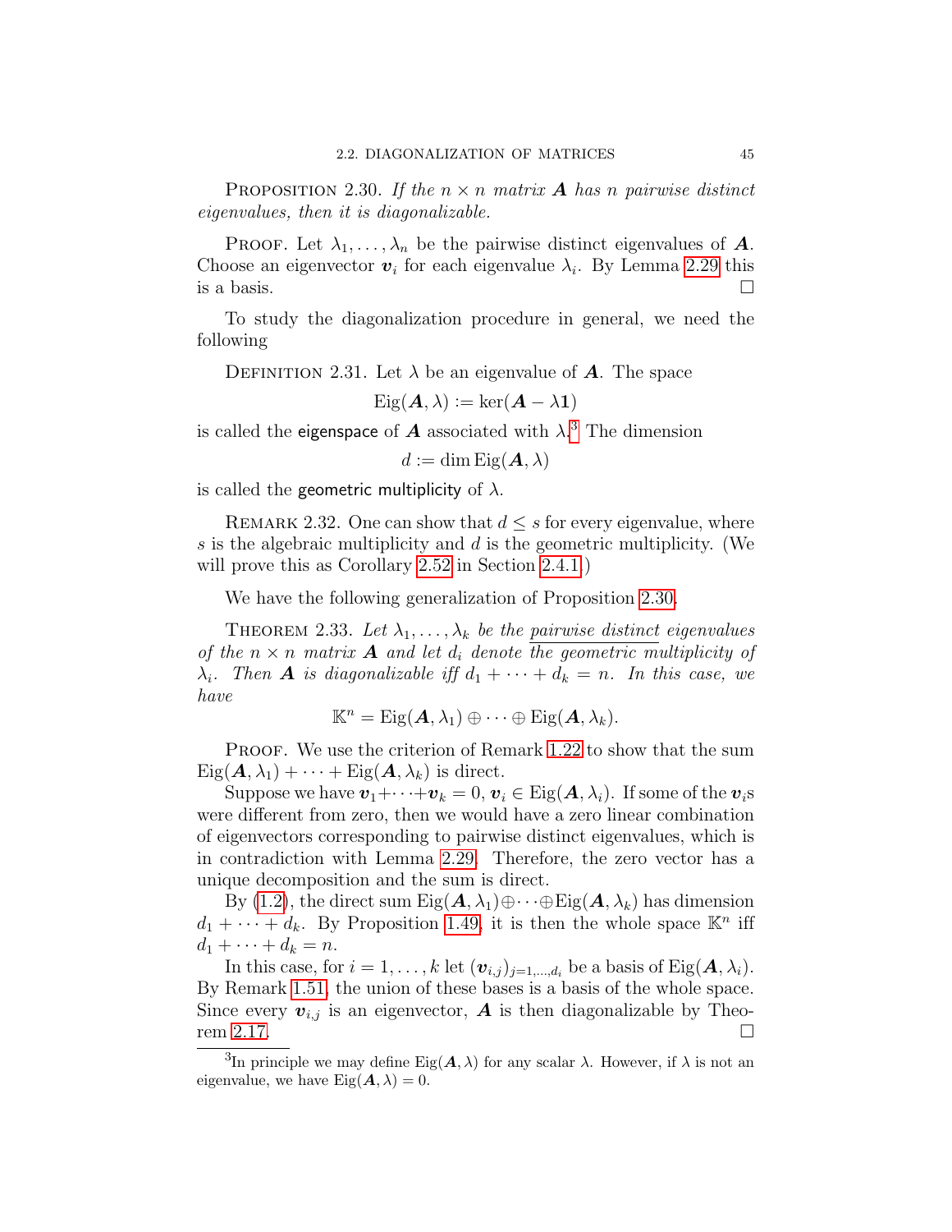Proposition 2.30. *If the $n \times n$ matrix $\boldsymbol{A}$ has $n$ pairwise distinct eigenvalues, then it is diagonalizable.*

Proof. Let $\lambda_1, \dots, \lambda_n$ be the pairwise distinct eigenvalues of $\boldsymbol{A}$. Choose an eigenvector $\boldsymbol{v}_i$ for each eigenvalue $\lambda_i$. By Lemma 2.29 this is a basis. □

To study the diagonalization procedure in general, we need the following

Definition 2.31. Let $\lambda$ be an eigenvalue of $\boldsymbol{A}$. The space

$$\mathrm{Eig}(\boldsymbol{A}, \lambda) := \ker(\boldsymbol{A} - \lambda \mathbf{1})$$

is called the eigenspace of $\boldsymbol{A}$ associated with $\lambda$.[3] The dimension

$$d := \dim \mathrm{Eig}(\boldsymbol{A}, \lambda)$$

is called the geometric multiplicity of $\lambda$.

Remark 2.32. One can show that $d \leq s$ for every eigenvalue, where $s$ is the algebraic multiplicity and $d$ is the geometric multiplicity. (We will prove this as Corollary 2.52 in Section 2.4.1.)

We have the following generalization of Proposition 2.30.

Theorem 2.33. *Let $\lambda_1, \dots, \lambda_k$ be the pairwise distinct eigenvalues of the $n \times n$ matrix $\boldsymbol{A}$ and let $d_i$ denote the geometric multiplicity of $\lambda_i$. Then $\boldsymbol{A}$ is diagonalizable iff $d_1 + \dots + d_k = n$. In this case, we have*

$$\mathbb{K}^n = \mathrm{Eig}(\boldsymbol{A}, \lambda_1) \oplus \dots \oplus \mathrm{Eig}(\boldsymbol{A}, \lambda_k).$$

Proof. We use the criterion of Remark 1.22 to show that the sum $\mathrm{Eig}(\boldsymbol{A}, \lambda_1) + \dots + \mathrm{Eig}(\boldsymbol{A}, \lambda_k)$ is direct.

Suppose we have $\boldsymbol{v}_1 + \dots + \boldsymbol{v}_k = 0$, $\boldsymbol{v}_i \in \mathrm{Eig}(\boldsymbol{A}, \lambda_i)$. If some of the $\boldsymbol{v}_i$s were different from zero, then we would have a zero linear combination of eigenvectors corresponding to pairwise distinct eigenvalues, which is in contradiction with Lemma 2.29. Therefore, the zero vector has a unique decomposition and the sum is direct.

By (1.2), the direct sum $\mathrm{Eig}(\boldsymbol{A}, \lambda_1) \oplus \dots \oplus \mathrm{Eig}(\boldsymbol{A}, \lambda_k)$ has dimension $d_1 + \dots + d_k$. By Proposition 1.49, it is then the whole space $\mathbb{K}^n$ iff $d_1 + \dots + d_k = n$.

In this case, for $i = 1, \dots, k$ let $(\boldsymbol{v}_{i,j})_{j=1,\dots,d_i}$ be a basis of $\mathrm{Eig}(\boldsymbol{A}, \lambda_i)$. By Remark 1.51, the union of these bases is a basis of the whole space. Since every $\boldsymbol{v}_{i,j}$ is an eigenvector, $\boldsymbol{A}$ is then diagonalizable by Theorem 2.17. □

[3] In principle we may define $\mathrm{Eig}(\boldsymbol{A}, \lambda)$ for any scalar $\lambda$. However, if $\lambda$ is not an eigenvalue, we have $\mathrm{Eig}(\boldsymbol{A}, \lambda) = 0$.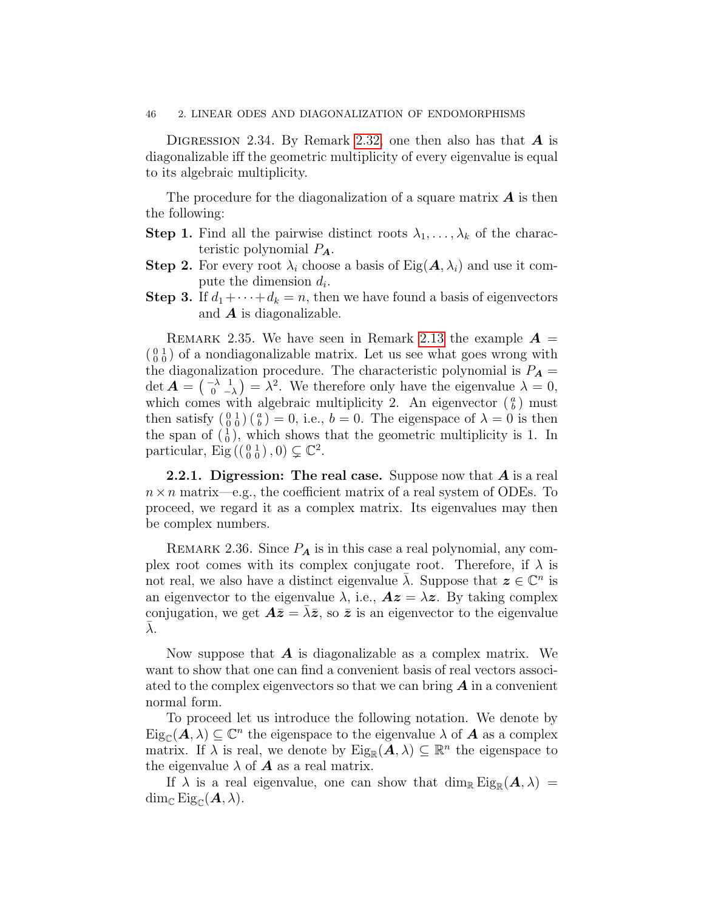DIGRESSION 2.34. By Remark 2.32, one then also has that $\boldsymbol{A}$ is diagonalizable iff the geometric multiplicity of every eigenvalue is equal to its algebraic multiplicity.

The procedure for the diagonalization of a square matrix $\boldsymbol{A}$ is then the following:

**Step 1.** Find all the pairwise distinct roots $\lambda_1, \dots, \lambda_k$ of the characteristic polynomial $P_{\boldsymbol{A}}$.

**Step 2.** For every root $\lambda_i$ choose a basis of $\operatorname{Eig}(\boldsymbol{A}, \lambda_i)$ and use it compute the dimension $d_i$.

**Step 3.** If $d_1 + \dots + d_k = n$, then we have found a basis of eigenvectors and $\boldsymbol{A}$ is diagonalizable.

REMARK 2.35. We have seen in Remark 2.13 the example $\boldsymbol{A} = \left(\begin{smallmatrix} 0 & 1 \\ 0 & 0 \end{smallmatrix}\right)$ of a nondiagonalizable matrix. Let us see what goes wrong with the diagonalization procedure. The characteristic polynomial is $P_{\boldsymbol{A}} = \det \boldsymbol{A} = \left(\begin{smallmatrix} -\lambda & 1 \\ 0 & -\lambda \end{smallmatrix}\right) = \lambda^2$. We therefore only have the eigenvalue $\lambda = 0$, which comes with algebraic multiplicity 2. An eigenvector $\left(\begin{smallmatrix} a \\ b \end{smallmatrix}\right)$ must then satisfy $\left(\begin{smallmatrix} 0 & 1 \\ 0 & 0 \end{smallmatrix}\right)\left(\begin{smallmatrix} a \\ b \end{smallmatrix}\right) = 0$, i.e., $b = 0$. The eigenspace of $\lambda = 0$ is then the span of $\left(\begin{smallmatrix} 1 \\ 0 \end{smallmatrix}\right)$, which shows that the geometric multiplicity is 1. In particular, $\operatorname{Eig}\left(\left(\begin{smallmatrix} 0 & 1 \\ 0 & 0 \end{smallmatrix}\right), 0\right) \subsetneq \mathbb{C}^2$.

**2.2.1. Digression: The real case.** Suppose now that $\boldsymbol{A}$ is a real $n \times n$ matrix—e.g., the coefficient matrix of a real system of ODEs. To proceed, we regard it as a complex matrix. Its eigenvalues may then be complex numbers.

REMARK 2.36. Since $P_{\boldsymbol{A}}$ is in this case a real polynomial, any complex root comes with its complex conjugate root. Therefore, if $\lambda$ is not real, we also have a distinct eigenvalue $\bar{\lambda}$. Suppose that $\boldsymbol{z} \in \mathbb{C}^n$ is an eigenvector to the eigenvalue $\lambda$, i.e., $\boldsymbol{A}\boldsymbol{z} = \lambda \boldsymbol{z}$. By taking complex conjugation, we get $\boldsymbol{A}\bar{\boldsymbol{z}} = \bar{\lambda}\bar{\boldsymbol{z}}$, so $\bar{\boldsymbol{z}}$ is an eigenvector to the eigenvalue $\bar{\lambda}$.

Now suppose that $\boldsymbol{A}$ is diagonalizable as a complex matrix. We want to show that one can find a convenient basis of real vectors associated to the complex eigenvectors so that we can bring $\boldsymbol{A}$ in a convenient normal form.

To proceed let us introduce the following notation. We denote by $\operatorname{Eig}_{\mathbb{C}}(\boldsymbol{A}, \lambda) \subseteq \mathbb{C}^n$ the eigenspace to the eigenvalue $\lambda$ of $\boldsymbol{A}$ as a complex matrix. If $\lambda$ is real, we denote by $\operatorname{Eig}_{\mathbb{R}}(\boldsymbol{A}, \lambda) \subseteq \mathbb{R}^n$ the eigenspace to the eigenvalue $\lambda$ of $\boldsymbol{A}$ as a real matrix.

If $\lambda$ is a real eigenvalue, one can show that $\dim_{\mathbb{R}} \operatorname{Eig}_{\mathbb{R}}(\boldsymbol{A}, \lambda) = \dim_{\mathbb{C}} \operatorname{Eig}_{\mathbb{C}}(\boldsymbol{A}, \lambda)$.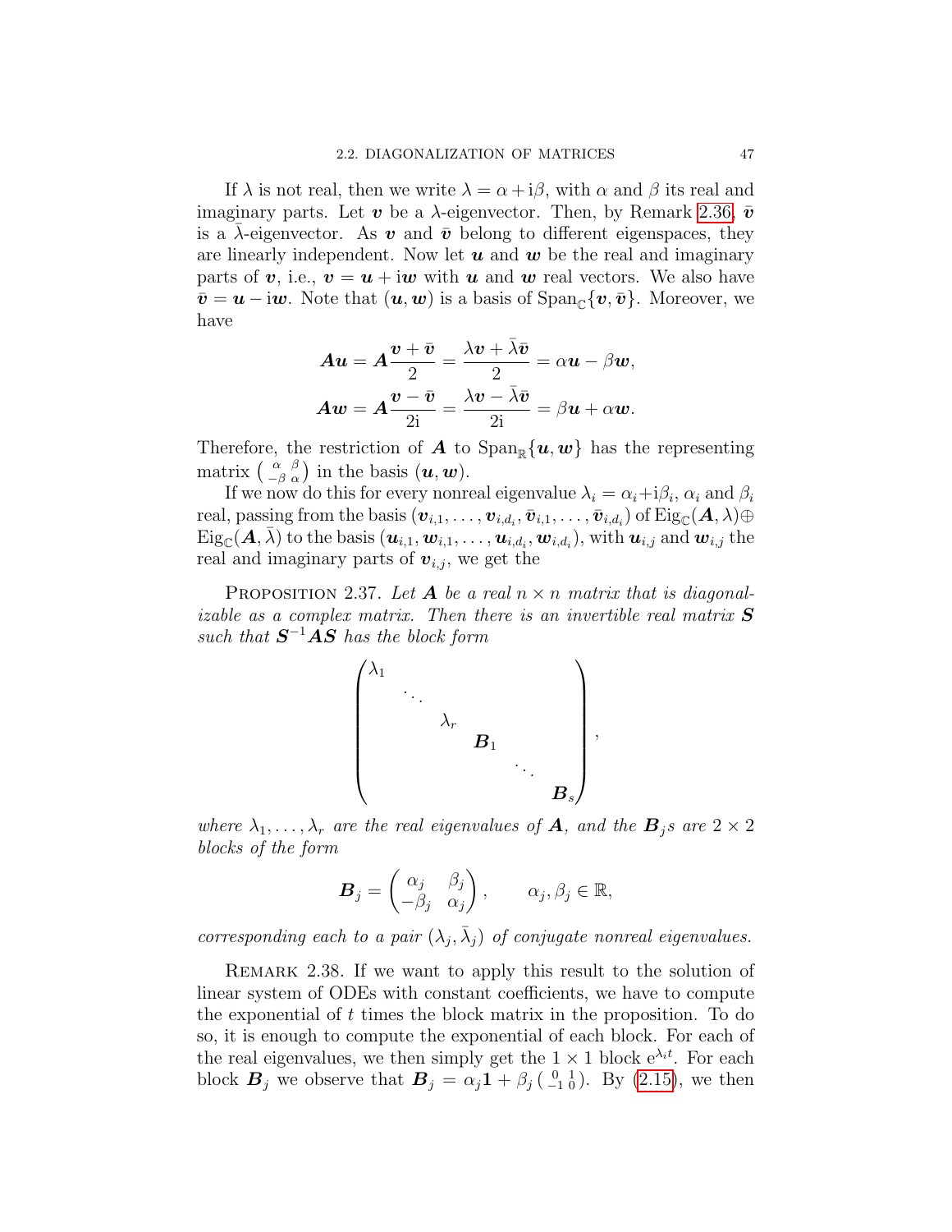If $\lambda$ is not real, then we write $\lambda = \alpha + \mathrm{i}\beta$, with $\alpha$ and $\beta$ its real and imaginary parts. Let $\boldsymbol{v}$ be a $\lambda$-eigenvector. Then, by Remark 2.36, $\bar{\boldsymbol{v}}$ is a $\bar{\lambda}$-eigenvector. As $\boldsymbol{v}$ and $\bar{\boldsymbol{v}}$ belong to different eigenspaces, they are linearly independent. Now let $\boldsymbol{u}$ and $\boldsymbol{w}$ be the real and imaginary parts of $\boldsymbol{v}$, i.e., $\boldsymbol{v} = \boldsymbol{u} + \mathrm{i}\boldsymbol{w}$ with $\boldsymbol{u}$ and $\boldsymbol{w}$ real vectors. We also have $\bar{\boldsymbol{v}} = \boldsymbol{u} - \mathrm{i}\boldsymbol{w}$. Note that $(\boldsymbol{u}, \boldsymbol{w})$ is a basis of $\mathrm{Span}_{\mathbb{C}}\{\boldsymbol{v}, \bar{\boldsymbol{v}}\}$. Moreover, we have

$$
\begin{aligned}
\boldsymbol{A}\boldsymbol{u} &= \boldsymbol{A}\frac{\boldsymbol{v} + \bar{\boldsymbol{v}}}{2} = \frac{\lambda\boldsymbol{v} + \bar{\lambda}\bar{\boldsymbol{v}}}{2} = \alpha\boldsymbol{u} - \beta\boldsymbol{w}, \\
\boldsymbol{A}\boldsymbol{w} &= \boldsymbol{A}\frac{\boldsymbol{v} - \bar{\boldsymbol{v}}}{2\mathrm{i}} = \frac{\lambda\boldsymbol{v} - \bar{\lambda}\bar{\boldsymbol{v}}}{2\mathrm{i}} = \beta\boldsymbol{u} + \alpha\boldsymbol{w}.
\end{aligned}
$$

Therefore, the restriction of $\boldsymbol{A}$ to $\mathrm{Span}_{\mathbb{R}}\{\boldsymbol{u}, \boldsymbol{w}\}$ has the representing matrix $\left(\begin{smallmatrix} \alpha & \beta \\ -\beta & \alpha \end{smallmatrix}\right)$ in the basis $(\boldsymbol{u}, \boldsymbol{w})$.

If we now do this for every nonreal eigenvalue $\lambda_i = \alpha_i + \mathrm{i}\beta_i$, $\alpha_i$ and $\beta_i$ real, passing from the basis $(\boldsymbol{v}_{i,1}, \ldots, \boldsymbol{v}_{i,d_i}, \bar{\boldsymbol{v}}_{i,1}, \ldots, \bar{\boldsymbol{v}}_{i,d_i})$ of $\mathrm{Eig}_{\mathbb{C}}(\boldsymbol{A}, \lambda) \oplus \mathrm{Eig}_{\mathbb{C}}(\boldsymbol{A}, \bar{\lambda})$ to the basis $(\boldsymbol{u}_{i,1}, \boldsymbol{w}_{i,1}, \ldots, \boldsymbol{u}_{i,d_i}, \boldsymbol{w}_{i,d_i})$, with $\boldsymbol{u}_{i,j}$ and $\boldsymbol{w}_{i,j}$ the real and imaginary parts of $\boldsymbol{v}_{i,j}$, we get the

Proposition 2.37. *Let $\boldsymbol{A}$ be a real $n \times n$ matrix that is diagonalizable as a complex matrix. Then there is an invertible real matrix $\boldsymbol{S}$ such that $\boldsymbol{S}^{-1}\boldsymbol{A}\boldsymbol{S}$ has the block form*

$$
\begin{pmatrix}
\lambda_1 & & & & & \\
& \ddots & & & & \\
& & \lambda_r & & & \\
& & & \boldsymbol{B}_1 & & \\
& & & & \ddots & \\
& & & & & \boldsymbol{B}_s
\end{pmatrix},
$$

*where $\lambda_1, \ldots, \lambda_r$ are the real eigenvalues of $\boldsymbol{A}$, and the $\boldsymbol{B}_j$s are $2 \times 2$ blocks of the form*

$$
\boldsymbol{B}_j = \begin{pmatrix} \alpha_j & \beta_j \\ -\beta_j & \alpha_j \end{pmatrix}, \qquad \alpha_j, \beta_j \in \mathbb{R},
$$

*corresponding each to a pair $(\lambda_j, \bar{\lambda}_j)$ of conjugate nonreal eigenvalues.*

Remark 2.38. If we want to apply this result to the solution of linear system of ODEs with constant coefficients, we have to compute the exponential of $t$ times the block matrix in the proposition. To do so, it is enough to compute the exponential of each block. For each of the real eigenvalues, we then simply get the $1 \times 1$ block $\mathrm{e}^{\lambda_i t}$. For each block $\boldsymbol{B}_j$ we observe that $\boldsymbol{B}_j = \alpha_j \boldsymbol{1} + \beta_j \left(\begin{smallmatrix} 0 & 1 \\ -1 & 0 \end{smallmatrix}\right)$. By (2.15), we then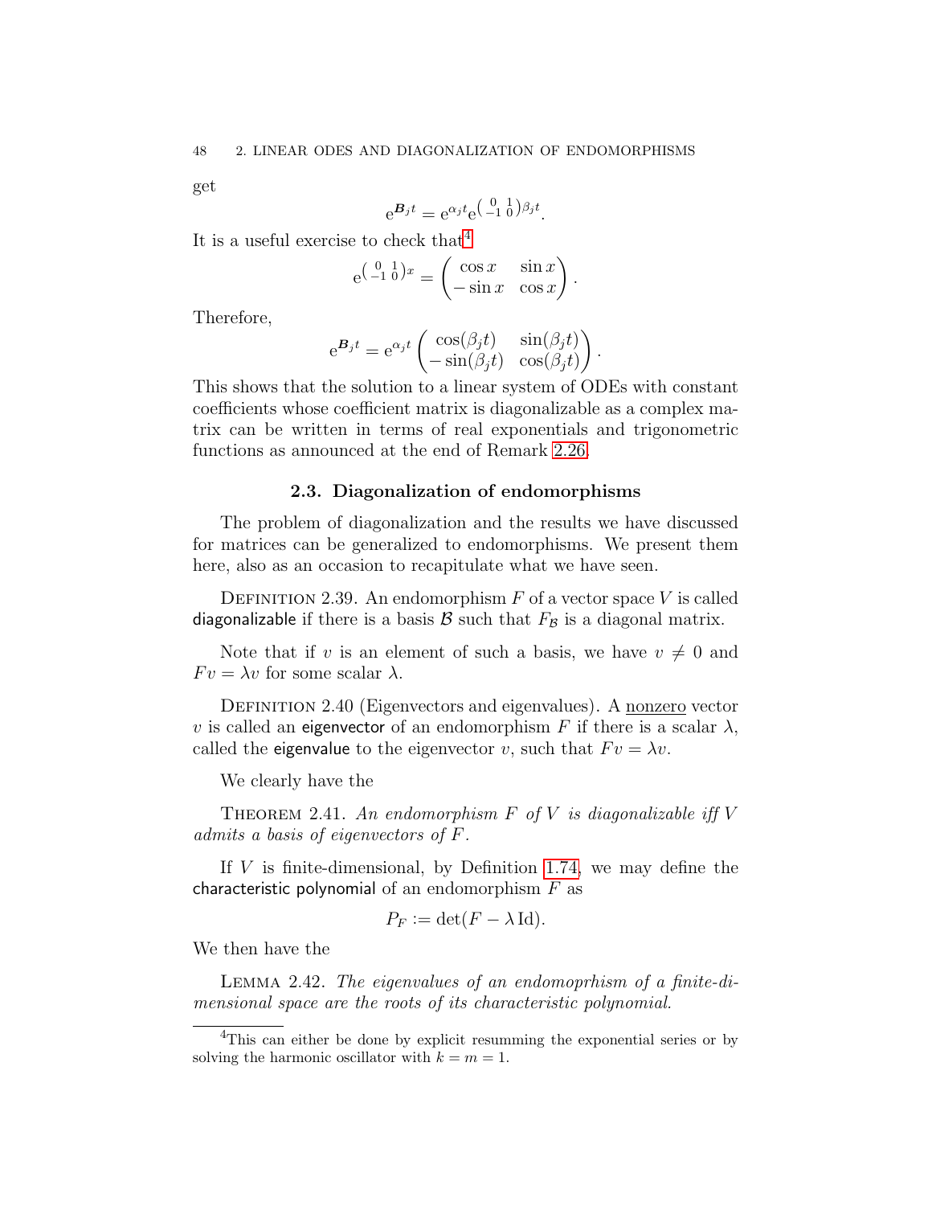get

$$\mathrm{e}^{\boldsymbol{B}_j t} = \mathrm{e}^{\alpha_j t}\mathrm{e}^{\left(\begin{smallmatrix} 0 & 1 \\ -1 & 0 \end{smallmatrix}\right)\beta_j t}.$$

It is a useful exercise to check that[4]

$$\mathrm{e}^{\left(\begin{smallmatrix} 0 & 1 \\ -1 & 0 \end{smallmatrix}\right)x} = \begin{pmatrix} \cos x & \sin x \\ -\sin x & \cos x \end{pmatrix}.$$

Therefore,

$$\mathrm{e}^{\boldsymbol{B}_j t} = \mathrm{e}^{\alpha_j t}\begin{pmatrix} \cos(\beta_j t) & \sin(\beta_j t) \\ -\sin(\beta_j t) & \cos(\beta_j t) \end{pmatrix}.$$

This shows that the solution to a linear system of ODEs with constant coefficients whose coefficient matrix is diagonalizable as a complex matrix can be written in terms of real exponentials and trigonometric functions as announced at the end of Remark 2.26.

## 2.3. Diagonalization of endomorphisms

The problem of diagonalization and the results we have discussed for matrices can be generalized to endomorphisms. We present them here, also as an occasion to recapitulate what we have seen.

DEFINITION 2.39. An endomorphism $F$ of a vector space $V$ is called diagonalizable if there is a basis $\mathcal{B}$ such that $F_{\mathcal{B}}$ is a diagonal matrix.

Note that if $v$ is an element of such a basis, we have $v \neq 0$ and $Fv = \lambda v$ for some scalar $\lambda$.

DEFINITION 2.40 (Eigenvectors and eigenvalues). A nonzero vector $v$ is called an eigenvector of an endomorphism $F$ if there is a scalar $\lambda$, called the eigenvalue to the eigenvector $v$, such that $Fv = \lambda v$.

We clearly have the

THEOREM 2.41. *An endomorphism $F$ of $V$ is diagonalizable iff $V$ admits a basis of eigenvectors of $F$.*

If $V$ is finite-dimensional, by Definition 1.74, we may define the characteristic polynomial of an endomorphism $F$ as

$$P_F := \det(F - \lambda\,\mathrm{Id}).$$

We then have the

LEMMA 2.42. *The eigenvalues of an endomoprhism of a finite-dimensional space are the roots of its characteristic polynomial.*

---

[4] This can either be done by explicit resumming the exponential series or by solving the harmonic oscillator with $k = m = 1$.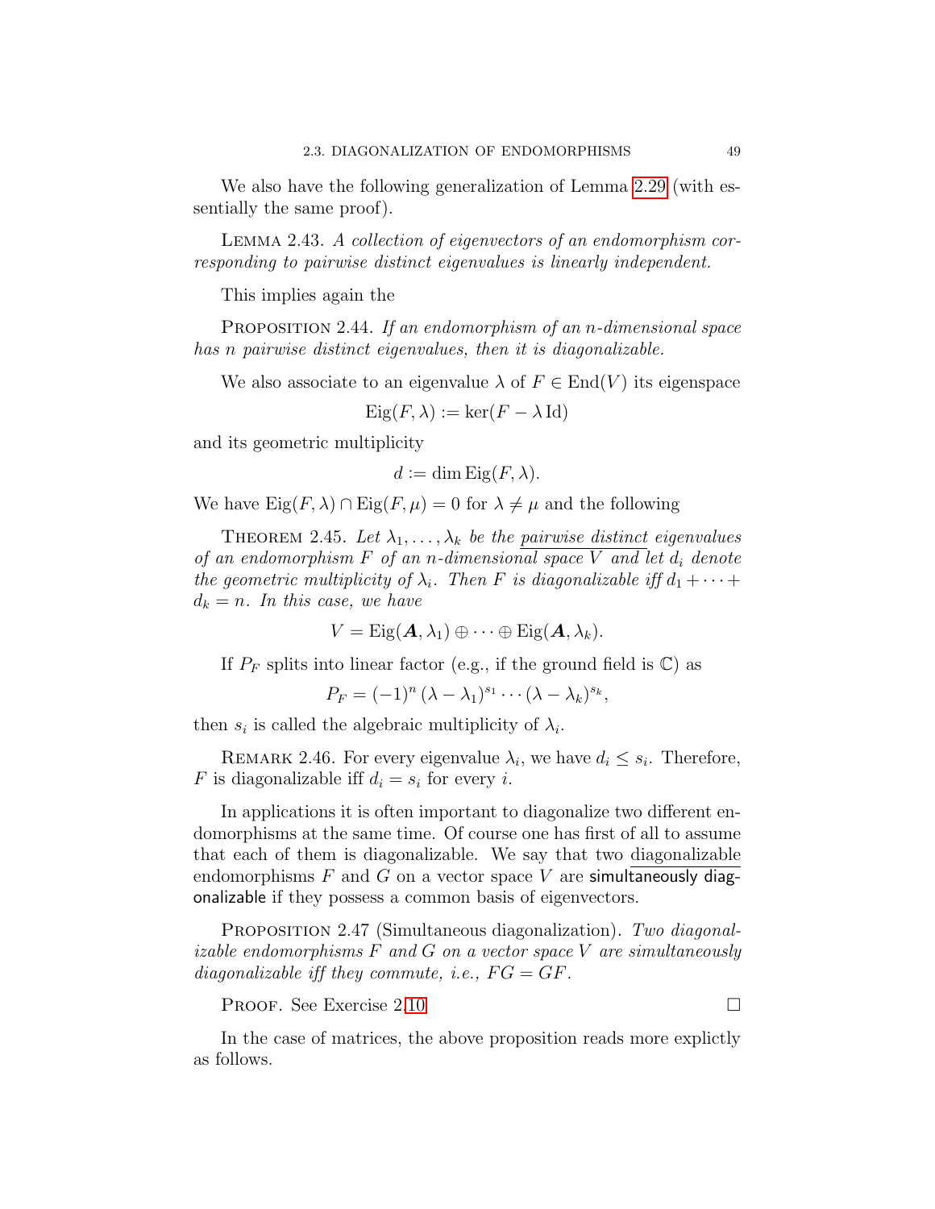We also have the following generalization of Lemma 2.29 (with essentially the same proof).

LEMMA 2.43. *A collection of eigenvectors of an endomorphism corresponding to pairwise distinct eigenvalues is linearly independent.*

This implies again the

PROPOSITION 2.44. *If an endomorphism of an $n$-dimensional space has $n$ pairwise distinct eigenvalues, then it is diagonalizable.*

We also associate to an eigenvalue $\lambda$ of $F \in \operatorname{End}(V)$ its eigenspace

$$\operatorname{Eig}(F, \lambda) := \ker(F - \lambda \operatorname{Id})$$

and its geometric multiplicity

$$d := \dim \operatorname{Eig}(F, \lambda).$$

We have $\operatorname{Eig}(F, \lambda) \cap \operatorname{Eig}(F, \mu) = 0$ for $\lambda \neq \mu$ and the following

THEOREM 2.45. *Let $\lambda_1, \ldots, \lambda_k$ be the pairwise distinct eigenvalues of an endomorphism $F$ of an $n$-dimensional space $V$ and let $d_i$ denote the geometric multiplicity of $\lambda_i$. Then $F$ is diagonalizable iff $d_1 + \cdots + d_k = n$. In this case, we have*

$$V = \operatorname{Eig}(\boldsymbol{A}, \lambda_1) \oplus \cdots \oplus \operatorname{Eig}(\boldsymbol{A}, \lambda_k).$$

If $P_F$ splits into linear factor (e.g., if the ground field is $\mathbb{C}$) as

$$P_F = (-1)^n \, (\lambda - \lambda_1)^{s_1} \cdots (\lambda - \lambda_k)^{s_k},$$

then $s_i$ is called the algebraic multiplicity of $\lambda_i$.

REMARK 2.46. For every eigenvalue $\lambda_i$, we have $d_i \leq s_i$. Therefore, $F$ is diagonalizable iff $d_i = s_i$ for every $i$.

In applications it is often important to diagonalize two different endomorphisms at the same time. Of course one has first of all to assume that each of them is diagonalizable. We say that two diagonalizable endomorphisms $F$ and $G$ on a vector space $V$ are simultaneously diagonalizable if they possess a common basis of eigenvectors.

PROPOSITION 2.47 (Simultaneous diagonalization). *Two diagonalizable endomorphisms $F$ and $G$ on a vector space $V$ are simultaneously diagonalizable iff they commute, i.e., $FG = GF$.*

PROOF. See Exercise 2.10. □

In the case of matrices, the above proposition reads more explictly as follows.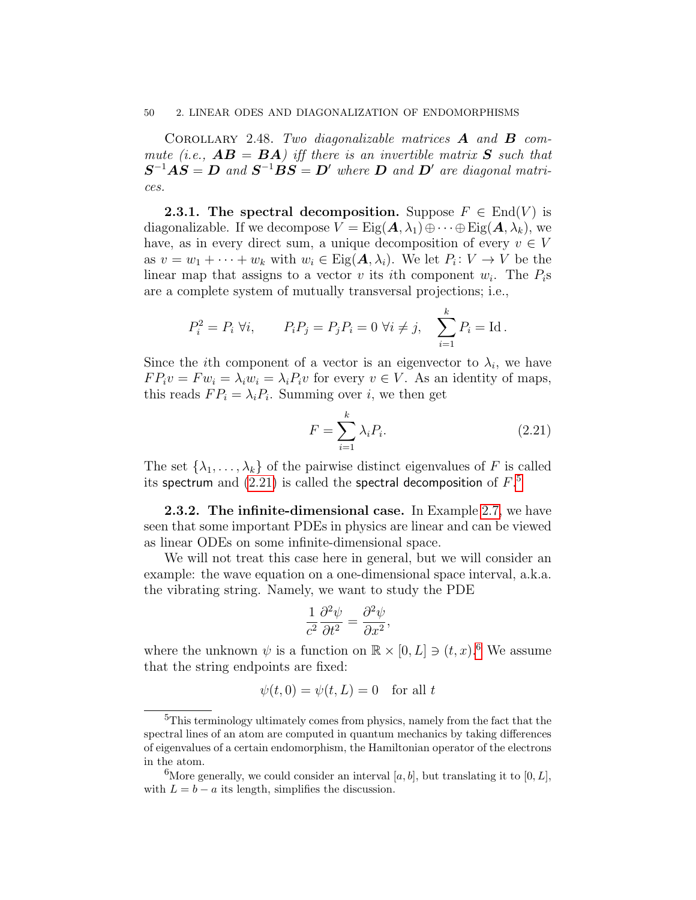COROLLARY 2.48. *Two diagonalizable matrices* $\boldsymbol{A}$ *and* $\boldsymbol{B}$ *commute (i.e.,* $\boldsymbol{AB} = \boldsymbol{BA}$*) iff there is an invertible matrix* $\boldsymbol{S}$ *such that* $\boldsymbol{S}^{-1}\boldsymbol{AS} = \boldsymbol{D}$ *and* $\boldsymbol{S}^{-1}\boldsymbol{BS} = \boldsymbol{D}'$ *where* $\boldsymbol{D}$ *and* $\boldsymbol{D}'$ *are diagonal matrices.*

**2.3.1. The spectral decomposition.** Suppose $F \in \operatorname{End}(V)$ is diagonalizable. If we decompose $V = \operatorname{Eig}(\boldsymbol{A}, \lambda_1) \oplus \cdots \oplus \operatorname{Eig}(\boldsymbol{A}, \lambda_k)$, we have, as in every direct sum, a unique decomposition of every $v \in V$ as $v = w_1 + \cdots + w_k$ with $w_i \in \operatorname{Eig}(\boldsymbol{A}, \lambda_i)$. We let $P_i \colon V \to V$ be the linear map that assigns to a vector $v$ its $i$th component $w_i$. The $P_i$s are a complete system of mutually transversal projections; i.e.,

$$P_i^2 = P_i \ \forall i, \qquad P_i P_j = P_j P_i = 0 \ \forall i \neq j, \quad \sum_{i=1}^{k} P_i = \operatorname{Id}.$$

Since the $i$th component of a vector is an eigenvector to $\lambda_i$, we have $FP_i v = Fw_i = \lambda_i w_i = \lambda_i P_i v$ for every $v \in V$. As an identity of maps, this reads $FP_i = \lambda_i P_i$. Summing over $i$, we then get

$$F = \sum_{i=1}^{k} \lambda_i P_i. \tag{2.21}$$

The set $\{\lambda_1, \dots, \lambda_k\}$ of the pairwise distinct eigenvalues of $F$ is called its spectrum and (2.21) is called the spectral decomposition of $F$.[5]

**2.3.2. The infinite-dimensional case.** In Example 2.7, we have seen that some important PDEs in physics are linear and can be viewed as linear ODEs on some infinite-dimensional space.

We will not treat this case here in general, but we will consider an example: the wave equation on a one-dimensional space interval, a.k.a. the vibrating string. Namely, we want to study the PDE

$$\frac{1}{c^2}\frac{\partial^2 \psi}{\partial t^2} = \frac{\partial^2 \psi}{\partial x^2},$$

where the unknown $\psi$ is a function on $\mathbb{R} \times [0, L] \ni (t, x)$.[6] We assume that the string endpoints are fixed:

$$\psi(t, 0) = \psi(t, L) = 0 \quad \text{for all } t$$

[5] This terminology ultimately comes from physics, namely from the fact that the spectral lines of an atom are computed in quantum mechanics by taking differences of eigenvalues of a certain endomorphism, the Hamiltonian operator of the electrons in the atom.

[6] More generally, we could consider an interval $[a, b]$, but translating it to $[0, L]$, with $L = b - a$ its length, simplifies the discussion.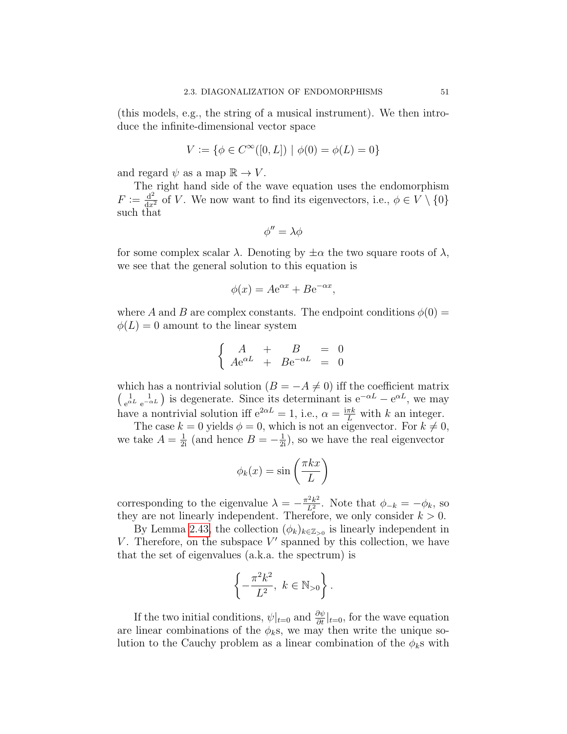(this models, e.g., the string of a musical instrument). We then introduce the infinite-dimensional vector space

$$V := \{\phi \in C^\infty([0,L]) \mid \phi(0) = \phi(L) = 0\}$$

and regard $\psi$ as a map $\mathbb{R} \to V$.

The right hand side of the wave equation uses the endomorphism $F := \frac{\mathrm{d}^2}{\mathrm{d}x^2}$ of $V$. We now want to find its eigenvectors, i.e., $\phi \in V \setminus \{0\}$ such that

$$\phi'' = \lambda\phi$$

for some complex scalar $\lambda$. Denoting by $\pm\alpha$ the two square roots of $\lambda$, we see that the general solution to this equation is

$$\phi(x) = A\mathrm{e}^{\alpha x} + B\mathrm{e}^{-\alpha x},$$

where $A$ and $B$ are complex constants. The endpoint conditions $\phi(0) = \phi(L) = 0$ amount to the linear system

$$\left\{ \begin{array}{rcrcl} A & + & B & = & 0 \\ A\mathrm{e}^{\alpha L} & + & B\mathrm{e}^{-\alpha L} & = & 0 \end{array} \right.$$

which has a nontrivial solution ($B = -A \neq 0$) iff the coefficient matrix $\left(\begin{smallmatrix} 1 & 1 \\ \mathrm{e}^{\alpha L} & \mathrm{e}^{-\alpha L} \end{smallmatrix}\right)$ is degenerate. Since its determinant is $\mathrm{e}^{-\alpha L} - \mathrm{e}^{\alpha L}$, we may have a nontrivial solution iff $\mathrm{e}^{2\alpha L} = 1$, i.e., $\alpha = \frac{\mathrm{i}\pi k}{L}$ with $k$ an integer.

The case $k = 0$ yields $\phi = 0$, which is not an eigenvector. For $k \neq 0$, we take $A = \frac{1}{2\mathrm{i}}$ (and hence $B = -\frac{1}{2\mathrm{i}}$), so we have the real eigenvector

$$\phi_k(x) = \sin\left(\frac{\pi k x}{L}\right)$$

corresponding to the eigenvalue $\lambda = -\frac{\pi^2 k^2}{L^2}$. Note that $\phi_{-k} = -\phi_k$, so they are not linearly independent. Therefore, we only consider $k > 0$.

By Lemma 2.43, the collection $(\phi_k)_{k \in \mathbb{Z}_{>0}}$ is linearly independent in $V$. Therefore, on the subspace $V'$ spanned by this collection, we have that the set of eigenvalues (a.k.a. the spectrum) is

$$\left\{ -\frac{\pi^2 k^2}{L^2},\ k \in \mathbb{N}_{>0} \right\}.$$

If the two initial conditions, $\psi|_{t=0}$ and $\frac{\partial \psi}{\partial t}|_{t=0}$, for the wave equation are linear combinations of the $\phi_k$s, we may then write the unique solution to the Cauchy problem as a linear combination of the $\phi_k$s with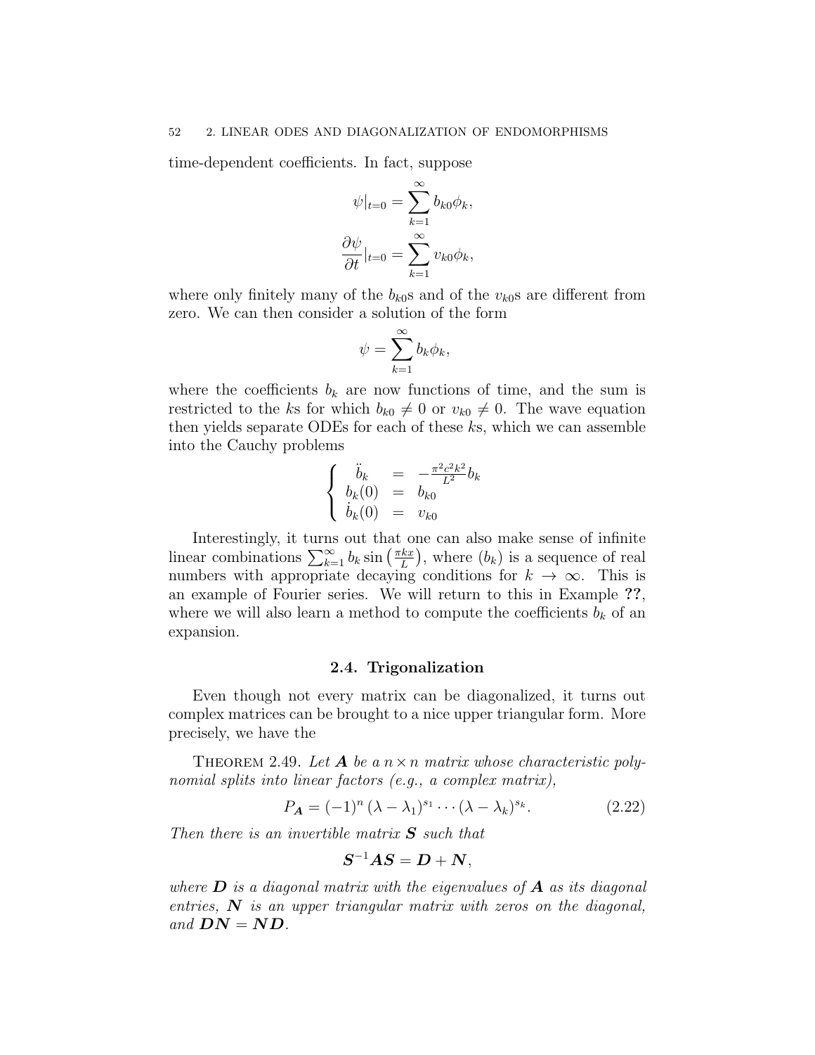time-dependent coefficients. In fact, suppose

$$\psi|_{t=0} = \sum_{k=1}^{\infty} b_{k0}\phi_k,$$
$$\frac{\partial \psi}{\partial t}|_{t=0} = \sum_{k=1}^{\infty} v_{k0}\phi_k,$$

where only finitely many of the $b_{k0}$s and of the $v_{k0}$s are different from zero. We can then consider a solution of the form

$$\psi = \sum_{k=1}^{\infty} b_k \phi_k,$$

where the coefficients $b_k$ are now functions of time, and the sum is restricted to the $k$s for which $b_{k0} \neq 0$ or $v_{k0} \neq 0$. The wave equation then yields separate ODEs for each of these $k$s, which we can assemble into the Cauchy problems

$$\left\{ \begin{array}{rcl} \ddot{b}_k & = & -\frac{\pi^2 c^2 k^2}{L^2} b_k \\ b_k(0) & = & b_{k0} \\ \dot{b}_k(0) & = & v_{k0} \end{array} \right.$$

Interestingly, it turns out that one can also make sense of infinite linear combinations $\sum_{k=1}^{\infty} b_k \sin\left(\frac{\pi k x}{L}\right)$, where $(b_k)$ is a sequence of real numbers with appropriate decaying conditions for $k \to \infty$. This is an example of Fourier series. We will return to this in Example **??**, where we will also learn a method to compute the coefficients $b_k$ of an expansion.

## 2.4. Trigonalization

Even though not every matrix can be diagonalized, it turns out complex matrices can be brought to a nice upper triangular form. More precisely, we have the

THEOREM 2.49. *Let $\boldsymbol{A}$ be a $n \times n$ matrix whose characteristic polynomial splits into linear factors (e.g., a complex matrix),*

$$P_{\boldsymbol{A}} = (-1)^n (\lambda - \lambda_1)^{s_1} \cdots (\lambda - \lambda_k)^{s_k}. \tag{2.22}$$

*Then there is an invertible matrix $\boldsymbol{S}$ such that*

$$\boldsymbol{S}^{-1}\boldsymbol{A}\boldsymbol{S} = \boldsymbol{D} + \boldsymbol{N},$$

*where $\boldsymbol{D}$ is a diagonal matrix with the eigenvalues of $\boldsymbol{A}$ as its diagonal entries, $\boldsymbol{N}$ is an upper triangular matrix with zeros on the diagonal, and $\boldsymbol{D}\boldsymbol{N} = \boldsymbol{N}\boldsymbol{D}$.*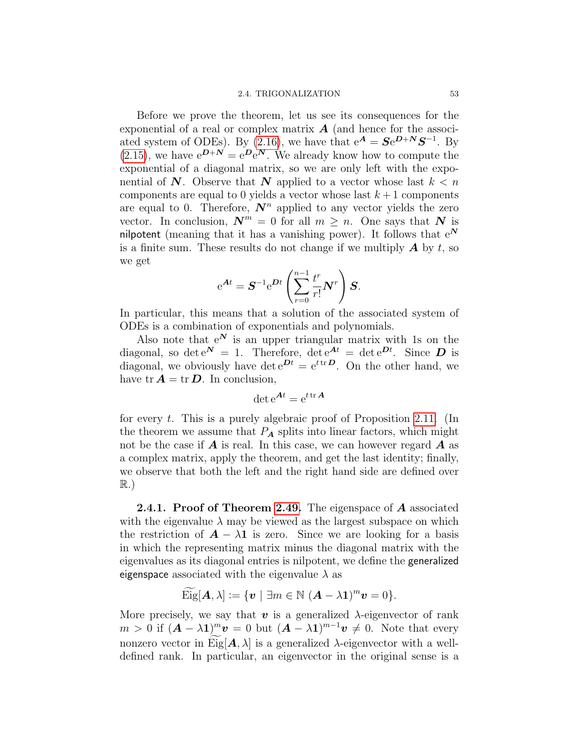Before we prove the theorem, let us see its consequences for the exponential of a real or complex matrix $\boldsymbol{A}$ (and hence for the associated system of ODEs). By (2.16), we have that $\mathrm{e}^{\boldsymbol{A}} = \boldsymbol{S}\mathrm{e}^{\boldsymbol{D}+\boldsymbol{N}}\boldsymbol{S}^{-1}$. By (2.15), we have $\mathrm{e}^{\boldsymbol{D}+\boldsymbol{N}} = \mathrm{e}^{\boldsymbol{D}}\mathrm{e}^{\boldsymbol{N}}$. We already know how to compute the exponential of a diagonal matrix, so we are only left with the exponential of $\boldsymbol{N}$. Observe that $\boldsymbol{N}$ applied to a vector whose last $k < n$ components are equal to 0 yields a vector whose last $k+1$ components are equal to 0. Therefore, $\boldsymbol{N}^n$ applied to any vector yields the zero vector. In conclusion, $\boldsymbol{N}^m = 0$ for all $m \geq n$. One says that $\boldsymbol{N}$ is nilpotent (meaning that it has a vanishing power). It follows that $\mathrm{e}^{\boldsymbol{N}}$ is a finite sum. These results do not change if we multiply $\boldsymbol{A}$ by $t$, so we get

$$\mathrm{e}^{\boldsymbol{A}t} = \boldsymbol{S}^{-1}\mathrm{e}^{\boldsymbol{D}t}\left(\sum_{r=0}^{n-1}\frac{t^r}{r!}\boldsymbol{N}^r\right)\boldsymbol{S}.$$

In particular, this means that a solution of the associated system of ODEs is a combination of exponentials and polynomials.

Also note that $\mathrm{e}^{\boldsymbol{N}}$ is an upper triangular matrix with 1s on the diagonal, so $\det \mathrm{e}^{\boldsymbol{N}} = 1$. Therefore, $\det \mathrm{e}^{\boldsymbol{A}t} = \det \mathrm{e}^{\boldsymbol{D}t}$. Since $\boldsymbol{D}$ is diagonal, we obviously have $\det \mathrm{e}^{\boldsymbol{D}t} = \mathrm{e}^{t \operatorname{tr} \boldsymbol{D}}$. On the other hand, we have $\operatorname{tr} \boldsymbol{A} = \operatorname{tr} \boldsymbol{D}$. In conclusion,

$$\det \mathrm{e}^{\boldsymbol{A}t} = \mathrm{e}^{t \operatorname{tr} \boldsymbol{A}}$$

for every $t$. This is a purely algebraic proof of Proposition 2.11. (In the theorem we assume that $P_{\boldsymbol{A}}$ splits into linear factors, which might not be the case if $\boldsymbol{A}$ is real. In this case, we can however regard $\boldsymbol{A}$ as a complex matrix, apply the theorem, and get the last identity; finally, we observe that both the left and the right hand side are defined over $\mathbb{R}$.)

**2.4.1. Proof of Theorem 2.49.** The eigenspace of $\boldsymbol{A}$ associated with the eigenvalue $\lambda$ may be viewed as the largest subspace on which the restriction of $\boldsymbol{A} - \lambda\mathbf{1}$ is zero. Since we are looking for a basis in which the representing matrix minus the diagonal matrix with the eigenvalues as its diagonal entries is nilpotent, we define the generalized eigenspace associated with the eigenvalue $\lambda$ as

$$\widetilde{\operatorname{Eig}}[\boldsymbol{A}, \lambda] := \{\boldsymbol{v} \mid \exists m \in \mathbb{N}\ (\boldsymbol{A} - \lambda\mathbf{1})^m\boldsymbol{v} = 0\}.$$

More precisely, we say that $\boldsymbol{v}$ is a generalized $\lambda$-eigenvector of rank $m > 0$ if $(\boldsymbol{A} - \lambda\mathbf{1})^m\boldsymbol{v} = 0$ but $(\boldsymbol{A} - \lambda\mathbf{1})^{m-1}\boldsymbol{v} \neq 0$. Note that every nonzero vector in $\widetilde{\operatorname{Eig}}[\boldsymbol{A}, \lambda]$ is a generalized $\lambda$-eigenvector with a well-defined rank. In particular, an eigenvector in the original sense is a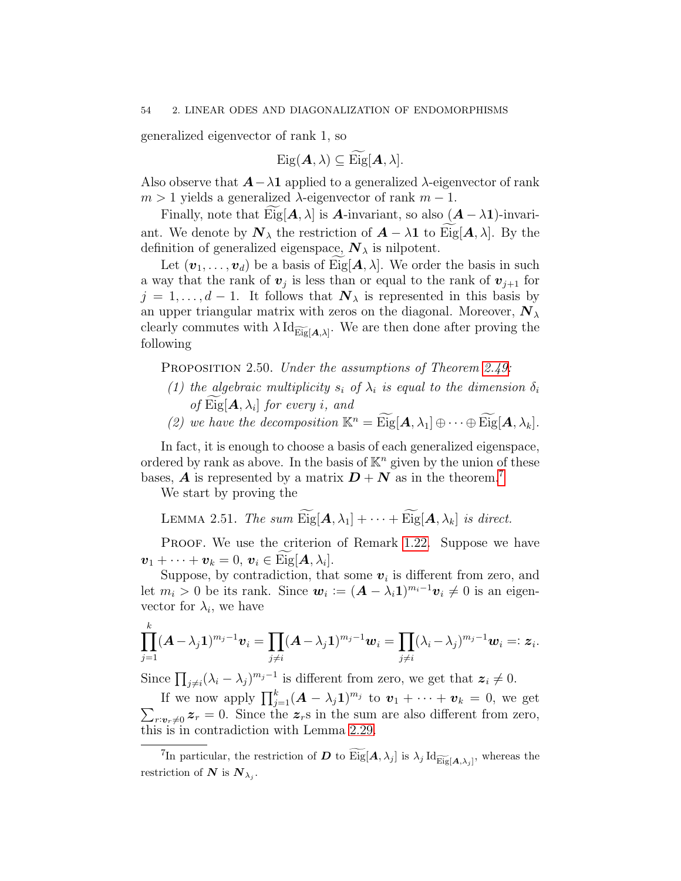generalized eigenvector of rank 1, so

$$\mathrm{Eig}(\boldsymbol{A}, \lambda) \subseteq \widetilde{\mathrm{Eig}}[\boldsymbol{A}, \lambda].$$

Also observe that $\boldsymbol{A} - \lambda\mathbf{1}$ applied to a generalized $\lambda$-eigenvector of rank $m > 1$ yields a generalized $\lambda$-eigenvector of rank $m - 1$.

Finally, note that $\widetilde{\mathrm{Eig}}[\boldsymbol{A}, \lambda]$ is $\boldsymbol{A}$-invariant, so also $(\boldsymbol{A} - \lambda\mathbf{1})$-invariant. We denote by $\boldsymbol{N}_\lambda$ the restriction of $\boldsymbol{A} - \lambda\mathbf{1}$ to $\widetilde{\mathrm{Eig}}[\boldsymbol{A}, \lambda]$. By the definition of generalized eigenspace, $\boldsymbol{N}_\lambda$ is nilpotent.

Let $(\boldsymbol{v}_1, \dots, \boldsymbol{v}_d)$ be a basis of $\widetilde{\mathrm{Eig}}[\boldsymbol{A}, \lambda]$. We order the basis in such a way that the rank of $\boldsymbol{v}_j$ is less than or equal to the rank of $\boldsymbol{v}_{j+1}$ for $j = 1, \dots, d-1$. It follows that $\boldsymbol{N}_\lambda$ is represented in this basis by an upper triangular matrix with zeros on the diagonal. Moreover, $\boldsymbol{N}_\lambda$ clearly commutes with $\lambda\,\mathrm{Id}_{\widetilde{\mathrm{Eig}}[\boldsymbol{A},\lambda]}$. We are then done after proving the following

PROPOSITION 2.50. *Under the assumptions of Theorem 2.49:*

1. *the algebraic multiplicity $s_i$ of $\lambda_i$ is equal to the dimension $\delta_i$ of $\widetilde{\mathrm{Eig}}[\boldsymbol{A}, \lambda_i]$ for every $i$, and*
2. *we have the decomposition $\mathbb{K}^n = \widetilde{\mathrm{Eig}}[\boldsymbol{A}, \lambda_1] \oplus \cdots \oplus \widetilde{\mathrm{Eig}}[\boldsymbol{A}, \lambda_k]$.*

In fact, it is enough to choose a basis of each generalized eigenspace, ordered by rank as above. In the basis of $\mathbb{K}^n$ given by the union of these bases, $\boldsymbol{A}$ is represented by a matrix $\boldsymbol{D} + \boldsymbol{N}$ as in the theorem.[7]

We start by proving the

LEMMA 2.51. *The sum $\widetilde{\mathrm{Eig}}[\boldsymbol{A}, \lambda_1] + \cdots + \widetilde{\mathrm{Eig}}[\boldsymbol{A}, \lambda_k]$ is direct.*

PROOF. We use the criterion of Remark 1.22. Suppose we have $\boldsymbol{v}_1 + \cdots + \boldsymbol{v}_k = 0$, $\boldsymbol{v}_i \in \widetilde{\mathrm{Eig}}[\boldsymbol{A}, \lambda_i]$.

Suppose, by contradiction, that some $\boldsymbol{v}_i$ is different from zero, and let $m_i > 0$ be its rank. Since $\boldsymbol{w}_i := (\boldsymbol{A} - \lambda_i\mathbf{1})^{m_i - 1}\boldsymbol{v}_i \neq 0$ is an eigenvector for $\lambda_i$, we have

$$\prod_{j=1}^{k} (\boldsymbol{A} - \lambda_j\mathbf{1})^{m_j - 1}\boldsymbol{v}_i = \prod_{j \neq i} (\boldsymbol{A} - \lambda_j\mathbf{1})^{m_j - 1}\boldsymbol{w}_i = \prod_{j \neq i} (\lambda_i - \lambda_j)^{m_j - 1}\boldsymbol{w}_i =: \boldsymbol{z}_i.$$

Since $\prod_{j \neq i}(\lambda_i - \lambda_j)^{m_j - 1}$ is different from zero, we get that $\boldsymbol{z}_i \neq 0$.

If we now apply $\prod_{j=1}^{k}(\boldsymbol{A} - \lambda_j\mathbf{1})^{m_j}$ to $\boldsymbol{v}_1 + \cdots + \boldsymbol{v}_k = 0$, we get $\sum_{r:\boldsymbol{v}_r \neq 0} \boldsymbol{z}_r = 0$. Since the $\boldsymbol{z}_r$s in the sum are also different from zero, this is in contradiction with Lemma 2.29.

---

[7] In particular, the restriction of $\boldsymbol{D}$ to $\widetilde{\mathrm{Eig}}[\boldsymbol{A}, \lambda_j]$ is $\lambda_j\,\mathrm{Id}_{\widetilde{\mathrm{Eig}}[\boldsymbol{A},\lambda_j]}$, whereas the restriction of $\boldsymbol{N}$ is $\boldsymbol{N}_{\lambda_j}$.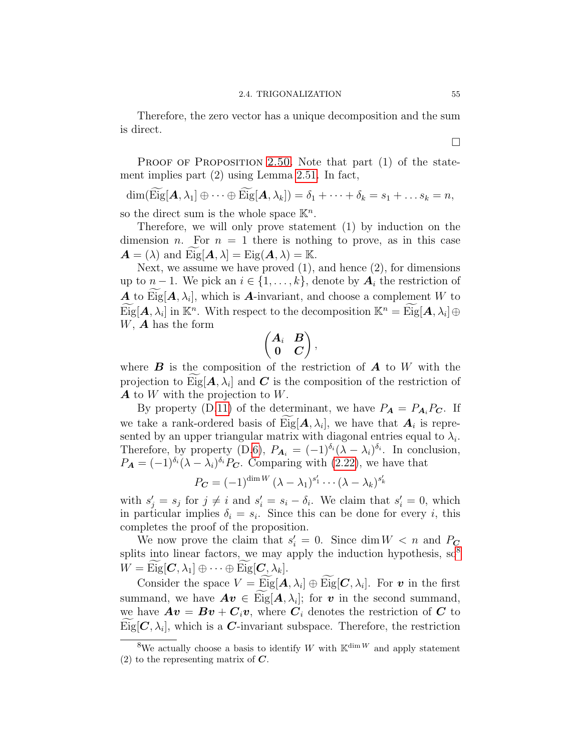Therefore, the zero vector has a unique decomposition and the sum is direct.

□

Proof of Proposition 2.50. Note that part (1) of the statement implies part (2) using Lemma 2.51. In fact,

$$\dim(\widetilde{\mathrm{Eig}}[\boldsymbol{A},\lambda_1]\oplus\cdots\oplus\widetilde{\mathrm{Eig}}[\boldsymbol{A},\lambda_k]) = \delta_1+\cdots+\delta_k = s_1+\ldots s_k = n,$$

so the direct sum is the whole space $\mathbb{K}^n$.

Therefore, we will only prove statement (1) by induction on the dimension $n$. For $n=1$ there is nothing to prove, as in this case $\boldsymbol{A}=(\lambda)$ and $\widetilde{\mathrm{Eig}}[\boldsymbol{A},\lambda]=\mathrm{Eig}(\boldsymbol{A},\lambda)=\mathbb{K}$.

Next, we assume we have proved (1), and hence (2), for dimensions up to $n-1$. We pick an $i\in\{1,\ldots,k\}$, denote by $\boldsymbol{A}_i$ the restriction of $\boldsymbol{A}$ to $\widetilde{\mathrm{Eig}}[\boldsymbol{A},\lambda_i]$, which is $\boldsymbol{A}$-invariant, and choose a complement $W$ to $\widetilde{\mathrm{Eig}}[\boldsymbol{A},\lambda_i]$ in $\mathbb{K}^n$. With respect to the decomposition $\mathbb{K}^n=\widetilde{\mathrm{Eig}}[\boldsymbol{A},\lambda_i]\oplus W$, $\boldsymbol{A}$ has the form

$$\begin{pmatrix}\boldsymbol{A}_i & \boldsymbol{B}\\ \boldsymbol{0} & \boldsymbol{C}\end{pmatrix},$$

where $\boldsymbol{B}$ is the composition of the restriction of $\boldsymbol{A}$ to $W$ with the projection to $\widetilde{\mathrm{Eig}}[\boldsymbol{A},\lambda_i]$ and $\boldsymbol{C}$ is the composition of the restriction of $\boldsymbol{A}$ to $W$ with the projection to $W$.

By property (D.11) of the determinant, we have $P_{\boldsymbol{A}}=P_{\boldsymbol{A}_i}P_{\boldsymbol{C}}$. If we take a rank-ordered basis of $\widetilde{\mathrm{Eig}}[\boldsymbol{A},\lambda_i]$, we have that $\boldsymbol{A}_i$ is represented by an upper triangular matrix with diagonal entries equal to $\lambda_i$. Therefore, by property (D.6), $P_{\boldsymbol{A}_i}=(-1)^{\delta_i}(\lambda-\lambda_i)^{\delta_i}$. In conclusion, $P_{\boldsymbol{A}}=(-1)^{\delta_i}(\lambda-\lambda_i)^{\delta_i}P_{\boldsymbol{C}}$. Comparing with (2.22), we have that

$$P_{\boldsymbol{C}}=(-1)^{\dim W}(\lambda-\lambda_1)^{s_1'}\cdots(\lambda-\lambda_k)^{s_k'}$$

with $s_j'=s_j$ for $j\neq i$ and $s_i'=s_i-\delta_i$. We claim that $s_i'=0$, which in particular implies $\delta_i=s_i$. Since this can be done for every $i$, this completes the proof of the proposition.

We now prove the claim that $s_i'=0$. Since $\dim W<n$ and $P_{\boldsymbol{C}}$ splits into linear factors, we may apply the induction hypothesis, so[8] $W=\widetilde{\mathrm{Eig}}[\boldsymbol{C},\lambda_1]\oplus\cdots\oplus\widetilde{\mathrm{Eig}}[\boldsymbol{C},\lambda_k]$.

Consider the space $V=\widetilde{\mathrm{Eig}}[\boldsymbol{A},\lambda_i]\oplus\widetilde{\mathrm{Eig}}[\boldsymbol{C},\lambda_i]$. For $\boldsymbol{v}$ in the first summand, we have $\boldsymbol{A}\boldsymbol{v}\in\widetilde{\mathrm{Eig}}[\boldsymbol{A},\lambda_i]$; for $\boldsymbol{v}$ in the second summand, we have $\boldsymbol{A}\boldsymbol{v}=\boldsymbol{B}\boldsymbol{v}+\boldsymbol{C}_i\boldsymbol{v}$, where $\boldsymbol{C}_i$ denotes the restriction of $\boldsymbol{C}$ to $\widetilde{\mathrm{Eig}}[\boldsymbol{C},\lambda_i]$, which is a $\boldsymbol{C}$-invariant subspace. Therefore, the restriction

---

[8] We actually choose a basis to identify $W$ with $\mathbb{K}^{\dim W}$ and apply statement (2) to the representing matrix of $\boldsymbol{C}$.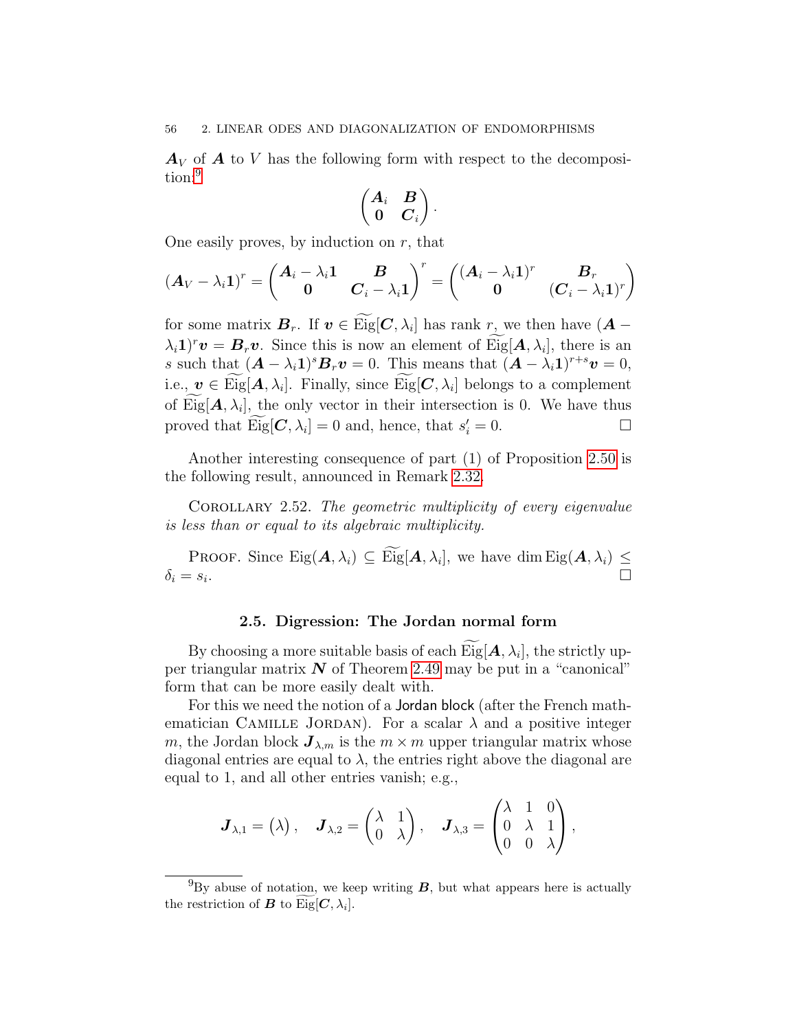$\boldsymbol{A}_V$ of $\boldsymbol{A}$ to $V$ has the following form with respect to the decomposition:[9]

$$\begin{pmatrix} \boldsymbol{A}_i & \boldsymbol{B} \\ \boldsymbol{0} & \boldsymbol{C}_i \end{pmatrix}.$$

One easily proves, by induction on $r$, that

$$(\boldsymbol{A}_V - \lambda_i \mathbf{1})^r = \begin{pmatrix} \boldsymbol{A}_i - \lambda_i \mathbf{1} & \boldsymbol{B} \\ \boldsymbol{0} & \boldsymbol{C}_i - \lambda_i \mathbf{1} \end{pmatrix}^r = \begin{pmatrix} (\boldsymbol{A}_i - \lambda_i \mathbf{1})^r & \boldsymbol{B}_r \\ \boldsymbol{0} & (\boldsymbol{C}_i - \lambda_i \mathbf{1})^r \end{pmatrix}$$

for some matrix $\boldsymbol{B}_r$. If $\boldsymbol{v} \in \widetilde{\mathrm{Eig}}[\boldsymbol{C}, \lambda_i]$ has rank $r$, we then have $(\boldsymbol{A} - \lambda_i \mathbf{1})^r \boldsymbol{v} = \boldsymbol{B}_r \boldsymbol{v}$. Since this is now an element of $\widetilde{\mathrm{Eig}}[\boldsymbol{A}, \lambda_i]$, there is an $s$ such that $(\boldsymbol{A} - \lambda_i \mathbf{1})^s \boldsymbol{B}_r \boldsymbol{v} = 0$. This means that $(\boldsymbol{A} - \lambda_i \mathbf{1})^{r+s} \boldsymbol{v} = 0$, i.e., $\boldsymbol{v} \in \widetilde{\mathrm{Eig}}[\boldsymbol{A}, \lambda_i]$. Finally, since $\widetilde{\mathrm{Eig}}[\boldsymbol{C}, \lambda_i]$ belongs to a complement of $\widetilde{\mathrm{Eig}}[\boldsymbol{A}, \lambda_i]$, the only vector in their intersection is 0. We have thus proved that $\widetilde{\mathrm{Eig}}[\boldsymbol{C}, \lambda_i] = 0$ and, hence, that $s'_i = 0$. □

Another interesting consequence of part (1) of Proposition 2.50 is the following result, announced in Remark 2.32.

Corollary 2.52. *The geometric multiplicity of every eigenvalue is less than or equal to its algebraic multiplicity.*

Proof. Since $\mathrm{Eig}(\boldsymbol{A}, \lambda_i) \subseteq \widetilde{\mathrm{Eig}}[\boldsymbol{A}, \lambda_i]$, we have $\dim \mathrm{Eig}(\boldsymbol{A}, \lambda_i) \leq \delta_i = s_i$. □

### 2.5. Digression: The Jordan normal form

By choosing a more suitable basis of each $\widetilde{\mathrm{Eig}}[\boldsymbol{A}, \lambda_i]$, the strictly upper triangular matrix $\boldsymbol{N}$ of Theorem 2.49 may be put in a "canonical" form that can be more easily dealt with.

For this we need the notion of a Jordan block (after the French mathematician Camille Jordan). For a scalar $\lambda$ and a positive integer $m$, the Jordan block $\boldsymbol{J}_{\lambda,m}$ is the $m \times m$ upper triangular matrix whose diagonal entries are equal to $\lambda$, the entries right above the diagonal are equal to 1, and all other entries vanish; e.g.,

$$\boldsymbol{J}_{\lambda,1} = \begin{pmatrix} \lambda \end{pmatrix}, \quad \boldsymbol{J}_{\lambda,2} = \begin{pmatrix} \lambda & 1 \\ 0 & \lambda \end{pmatrix}, \quad \boldsymbol{J}_{\lambda,3} = \begin{pmatrix} \lambda & 1 & 0 \\ 0 & \lambda & 1 \\ 0 & 0 & \lambda \end{pmatrix},$$

[9] By abuse of notation, we keep writing $\boldsymbol{B}$, but what appears here is actually the restriction of $\boldsymbol{B}$ to $\widetilde{\mathrm{Eig}}[\boldsymbol{C}, \lambda_i]$.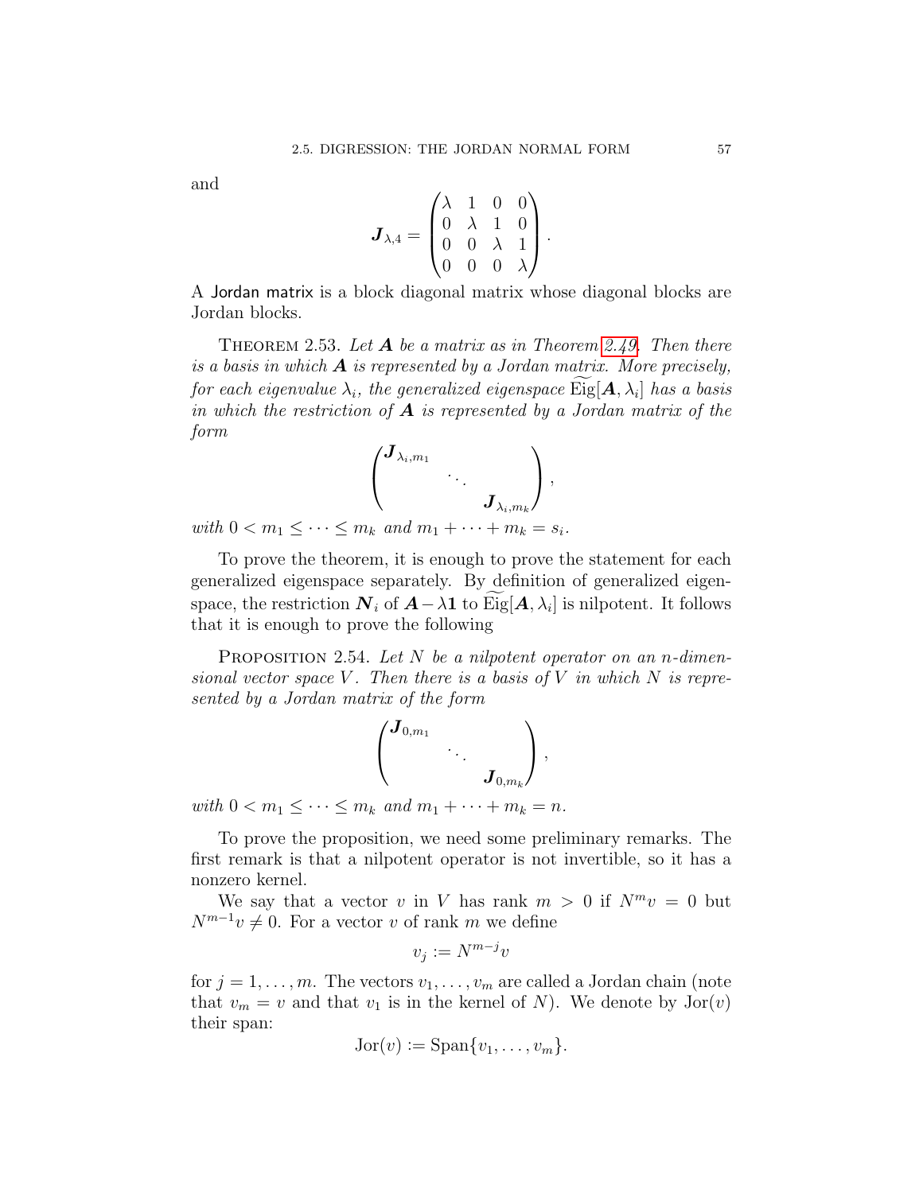and

$$\boldsymbol{J}_{\lambda,4} = \begin{pmatrix} \lambda & 1 & 0 & 0 \\ 0 & \lambda & 1 & 0 \\ 0 & 0 & \lambda & 1 \\ 0 & 0 & 0 & \lambda \end{pmatrix}.$$

A Jordan matrix is a block diagonal matrix whose diagonal blocks are Jordan blocks.

THEOREM 2.53. *Let $\boldsymbol{A}$ be a matrix as in Theorem 2.49. Then there is a basis in which $\boldsymbol{A}$ is represented by a Jordan matrix. More precisely, for each eigenvalue $\lambda_i$, the generalized eigenspace $\widetilde{\mathrm{Eig}}[\boldsymbol{A}, \lambda_i]$ has a basis in which the restriction of $\boldsymbol{A}$ is represented by a Jordan matrix of the form*

$$\begin{pmatrix} \boldsymbol{J}_{\lambda_i, m_1} & & \\ & \ddots & \\ & & \boldsymbol{J}_{\lambda_i, m_k} \end{pmatrix},$$

*with $0 < m_1 \leq \cdots \leq m_k$ and $m_1 + \cdots + m_k = s_i$.*

To prove the theorem, it is enough to prove the statement for each generalized eigenspace separately. By definition of generalized eigenspace, the restriction $\boldsymbol{N}_i$ of $\boldsymbol{A} - \lambda \mathbf{1}$ to $\widetilde{\mathrm{Eig}}[\boldsymbol{A}, \lambda_i]$ is nilpotent. It follows that it is enough to prove the following

PROPOSITION 2.54. *Let $N$ be a nilpotent operator on an $n$-dimensional vector space $V$. Then there is a basis of $V$ in which $N$ is represented by a Jordan matrix of the form*

$$\begin{pmatrix} \boldsymbol{J}_{0, m_1} & & \\ & \ddots & \\ & & \boldsymbol{J}_{0, m_k} \end{pmatrix},$$

*with $0 < m_1 \leq \cdots \leq m_k$ and $m_1 + \cdots + m_k = n$.*

To prove the proposition, we need some preliminary remarks. The first remark is that a nilpotent operator is not invertible, so it has a nonzero kernel.

We say that a vector $v$ in $V$ has rank $m > 0$ if $N^m v = 0$ but $N^{m-1} v \neq 0$. For a vector $v$ of rank $m$ we define

$$v_j := N^{m-j} v$$

for $j = 1, \ldots, m$. The vectors $v_1, \ldots, v_m$ are called a Jordan chain (note that $v_m = v$ and that $v_1$ is in the kernel of $N$). We denote by $\mathrm{Jor}(v)$ their span:

$$\mathrm{Jor}(v) := \mathrm{Span}\{v_1, \ldots, v_m\}.$$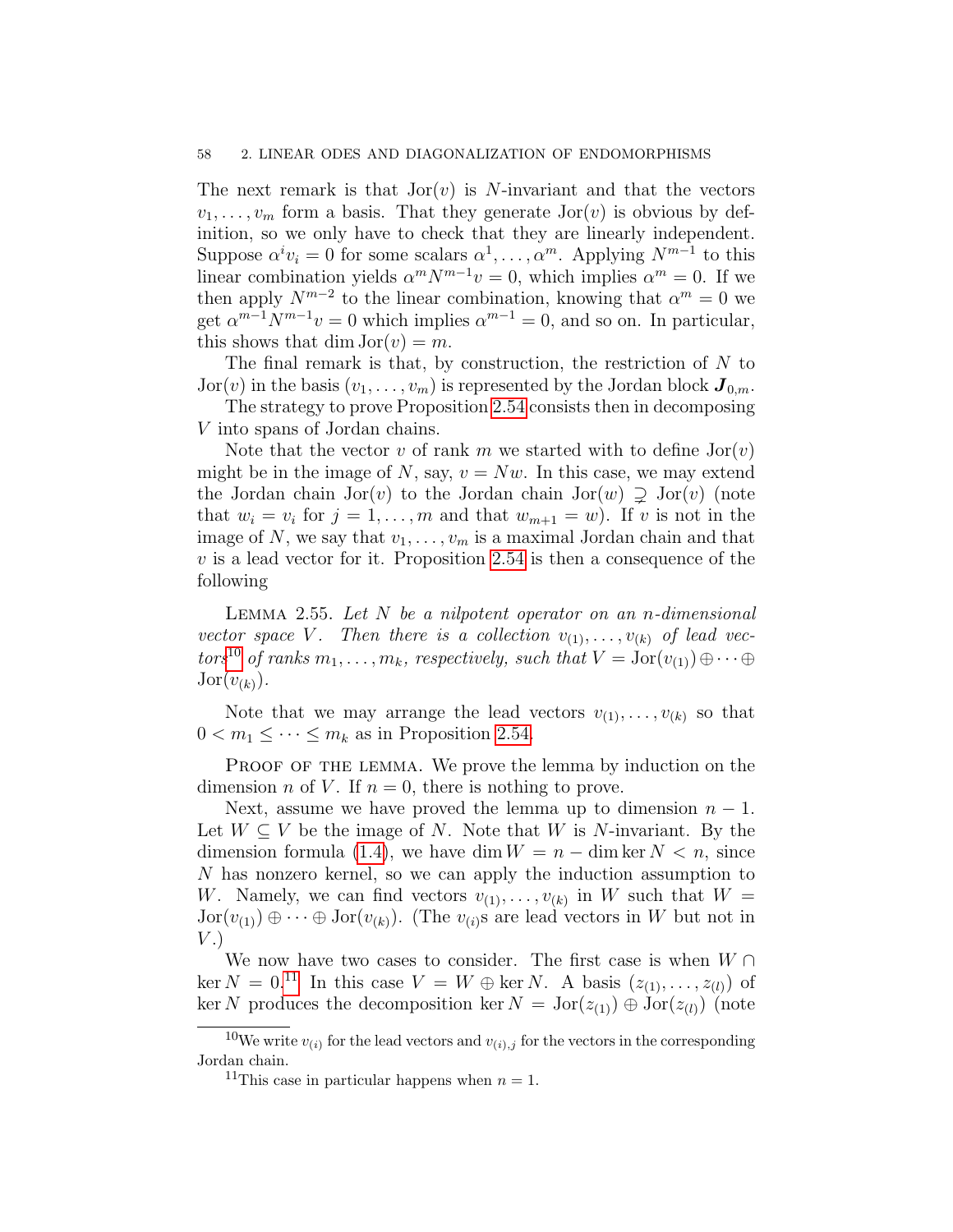The next remark is that $\mathrm{Jor}(v)$ is $N$-invariant and that the vectors $v_1, \dots, v_m$ form a basis. That they generate $\mathrm{Jor}(v)$ is obvious by definition, so we only have to check that they are linearly independent. Suppose $\alpha^i v_i = 0$ for some scalars $\alpha^1, \dots, \alpha^m$. Applying $N^{m-1}$ to this linear combination yields $\alpha^m N^{m-1} v = 0$, which implies $\alpha^m = 0$. If we then apply $N^{m-2}$ to the linear combination, knowing that $\alpha^m = 0$ we get $\alpha^{m-1} N^{m-1} v = 0$ which implies $\alpha^{m-1} = 0$, and so on. In particular, this shows that $\dim \mathrm{Jor}(v) = m$.

The final remark is that, by construction, the restriction of $N$ to $\mathrm{Jor}(v)$ in the basis $(v_1, \dots, v_m)$ is represented by the Jordan block $\boldsymbol{J}_{0,m}$.

The strategy to prove Proposition 2.54 consists then in decomposing $V$ into spans of Jordan chains.

Note that the vector $v$ of rank $m$ we started with to define $\mathrm{Jor}(v)$ might be in the image of $N$, say, $v = Nw$. In this case, we may extend the Jordan chain $\mathrm{Jor}(v)$ to the Jordan chain $\mathrm{Jor}(w) \supsetneq \mathrm{Jor}(v)$ (note that $w_i = v_i$ for $j = 1, \dots, m$ and that $w_{m+1} = w$). If $v$ is not in the image of $N$, we say that $v_1, \dots, v_m$ is a maximal Jordan chain and that $v$ is a lead vector for it. Proposition 2.54 is then a consequence of the following

Lemma 2.55. *Let $N$ be a nilpotent operator on an $n$-dimensional vector space $V$. Then there is a collection $v_{(1)}, \dots, v_{(k)}$ of lead vectors*[10] *of ranks $m_1, \dots, m_k$, respectively, such that $V = \mathrm{Jor}(v_{(1)}) \oplus \cdots \oplus \mathrm{Jor}(v_{(k)})$.*

Note that we may arrange the lead vectors $v_{(1)}, \dots, v_{(k)}$ so that $0 < m_1 \leq \cdots \leq m_k$ as in Proposition 2.54.

Proof of the lemma. We prove the lemma by induction on the dimension $n$ of $V$. If $n = 0$, there is nothing to prove.

Next, assume we have proved the lemma up to dimension $n - 1$. Let $W \subseteq V$ be the image of $N$. Note that $W$ is $N$-invariant. By the dimension formula (1.4), we have $\dim W = n - \dim \ker N < n$, since $N$ has nonzero kernel, so we can apply the induction assumption to $W$. Namely, we can find vectors $v_{(1)}, \dots, v_{(k)}$ in $W$ such that $W = \mathrm{Jor}(v_{(1)}) \oplus \cdots \oplus \mathrm{Jor}(v_{(k)})$. (The $v_{(i)}$s are lead vectors in $W$ but not in $V$.)

We now have two cases to consider. The first case is when $W \cap \ker N = 0$.[11] In this case $V = W \oplus \ker N$. A basis $(z_{(1)}, \dots, z_{(l)})$ of $\ker N$ produces the decomposition $\ker N = \mathrm{Jor}(z_{(1)}) \oplus \mathrm{Jor}(z_{(l)})$ (note

---

[10] We write $v_{(i)}$ for the lead vectors and $v_{(i),j}$ for the vectors in the corresponding Jordan chain.

[11] This case in particular happens when $n = 1$.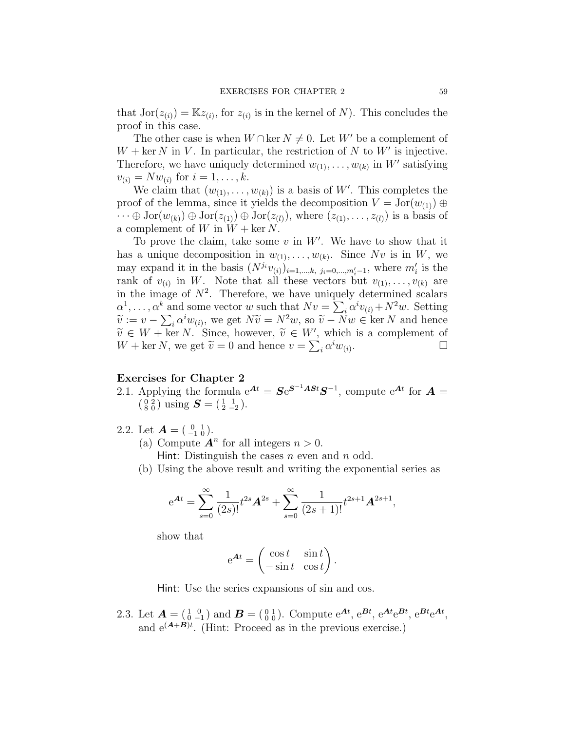that $\operatorname{Jor}(z_{(i)}) = \mathbb{K}z_{(i)}$, for $z_{(i)}$ is in the kernel of $N$). This concludes the proof in this case.

The other case is when $W \cap \ker N \neq 0$. Let $W'$ be a complement of $W + \ker N$ in $V$. In particular, the restriction of $N$ to $W'$ is injective. Therefore, we have uniquely determined $w_{(1)}, \dots, w_{(k)}$ in $W'$ satisfying $v_{(i)} = Nw_{(i)}$ for $i = 1, \dots, k$.

We claim that $(w_{(1)}, \dots, w_{(k)})$ is a basis of $W'$. This completes the proof of the lemma, since it yields the decomposition $V = \operatorname{Jor}(w_{(1)}) \oplus \cdots \oplus \operatorname{Jor}(w_{(k)}) \oplus \operatorname{Jor}(z_{(1)}) \oplus \operatorname{Jor}(z_{(l)})$, where $(z_{(1)}, \dots, z_{(l)})$ is a basis of a complement of $W$ in $W + \ker N$.

To prove the claim, take some $v$ in $W'$. We have to show that it has a unique decomposition in $w_{(1)}, \dots, w_{(k)}$. Since $Nv$ is in $W$, we may expand it in the basis $(N^{j_i}v_{(i)})_{i=1,\dots,k,\ j_i=0,\dots,m'_i-1}$, where $m'_i$ is the rank of $v_{(i)}$ in $W$. Note that all these vectors but $v_{(1)}, \dots, v_{(k)}$ are in the image of $N^2$. Therefore, we have uniquely determined scalars $\alpha^1, \dots, \alpha^k$ and some vector $w$ such that $Nv = \sum_i \alpha^i v_{(i)} + N^2 w$. Setting $\widetilde{v} := v - \sum_i \alpha^i w_{(i)}$, we get $N\widetilde{v} = N^2 w$, so $\widetilde{v} - Nw \in \ker N$ and hence $\widetilde{v} \in W + \ker N$. Since, however, $\widetilde{v} \in W'$, which is a complement of $W + \ker N$, we get $\widetilde{v} = 0$ and hence $v = \sum_i \alpha^i w_{(i)}$. $\square$

### Exercises for Chapter 2

2.1. Applying the formula $e^{\boldsymbol{A}t} = \boldsymbol{S}e^{\boldsymbol{S}^{-1}\boldsymbol{A}\boldsymbol{S}t}\boldsymbol{S}^{-1}$, compute $e^{\boldsymbol{A}t}$ for $\boldsymbol{A} = \left(\begin{smallmatrix} 0 & 2 \\ 8 & 0 \end{smallmatrix}\right)$ using $\boldsymbol{S} = \left(\begin{smallmatrix} 1 & 1 \\ 2 & -2 \end{smallmatrix}\right)$.

2.2. Let $\boldsymbol{A} = \left(\begin{smallmatrix} 0 & 1 \\ -1 & 0 \end{smallmatrix}\right)$.

(a) Compute $\boldsymbol{A}^n$ for all integers $n > 0$.
Hint: Distinguish the cases $n$ even and $n$ odd.

(b) Using the above result and writing the exponential series as

$$e^{\boldsymbol{A}t} = \sum_{s=0}^{\infty} \frac{1}{(2s)!} t^{2s} \boldsymbol{A}^{2s} + \sum_{s=0}^{\infty} \frac{1}{(2s+1)!} t^{2s+1} \boldsymbol{A}^{2s+1},$$

show that

$$e^{\boldsymbol{A}t} = \begin{pmatrix} \cos t & \sin t \\ -\sin t & \cos t \end{pmatrix}.$$

Hint: Use the series expansions of sin and cos.

2.3. Let $\boldsymbol{A} = \left(\begin{smallmatrix} 1 & 0 \\ 0 & -1 \end{smallmatrix}\right)$ and $\boldsymbol{B} = \left(\begin{smallmatrix} 0 & 1 \\ 0 & 0 \end{smallmatrix}\right)$. Compute $e^{\boldsymbol{A}t}$, $e^{\boldsymbol{B}t}$, $e^{\boldsymbol{A}t}e^{\boldsymbol{B}t}$, $e^{\boldsymbol{B}t}e^{\boldsymbol{A}t}$, and $e^{(\boldsymbol{A}+\boldsymbol{B})t}$. (Hint: Proceed as in the previous exercise.)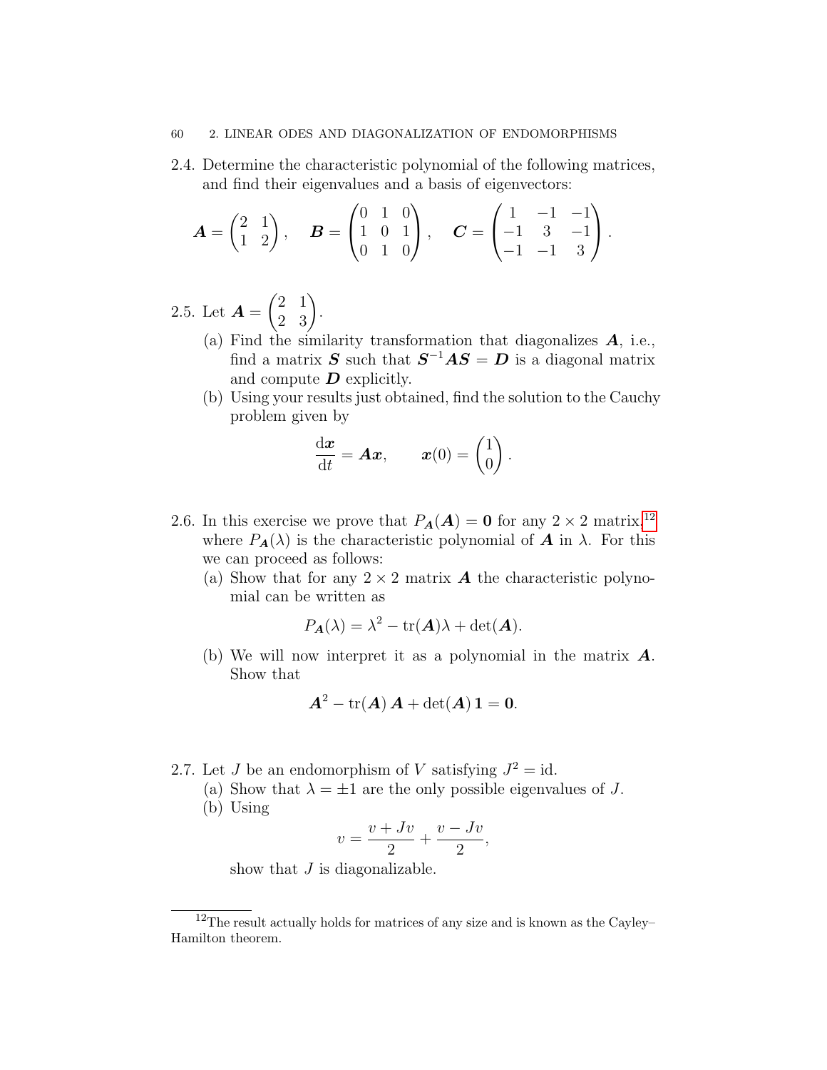2.4. Determine the characteristic polynomial of the following matrices, and find their eigenvalues and a basis of eigenvectors:

$$\boldsymbol{A} = \begin{pmatrix} 2 & 1 \\ 1 & 2 \end{pmatrix}, \quad \boldsymbol{B} = \begin{pmatrix} 0 & 1 & 0 \\ 1 & 0 & 1 \\ 0 & 1 & 0 \end{pmatrix}, \quad \boldsymbol{C} = \begin{pmatrix} 1 & -1 & -1 \\ -1 & 3 & -1 \\ -1 & -1 & 3 \end{pmatrix}.$$

2.5. Let $\boldsymbol{A} = \begin{pmatrix} 2 & 1 \\ 2 & 3 \end{pmatrix}$.

(a) Find the similarity transformation that diagonalizes $\boldsymbol{A}$, i.e., find a matrix $\boldsymbol{S}$ such that $\boldsymbol{S}^{-1}\boldsymbol{A}\boldsymbol{S} = \boldsymbol{D}$ is a diagonal matrix and compute $\boldsymbol{D}$ explicitly.

(b) Using your results just obtained, find the solution to the Cauchy problem given by

$$\frac{\mathrm{d}\boldsymbol{x}}{\mathrm{d}t} = \boldsymbol{A}\boldsymbol{x}, \qquad \boldsymbol{x}(0) = \begin{pmatrix} 1 \\ 0 \end{pmatrix}.$$

2.6. In this exercise we prove that $P_{\boldsymbol{A}}(\boldsymbol{A}) = \boldsymbol{0}$ for any $2 \times 2$ matrix,[12] where $P_{\boldsymbol{A}}(\lambda)$ is the characteristic polynomial of $\boldsymbol{A}$ in $\lambda$. For this we can proceed as follows:

(a) Show that for any $2 \times 2$ matrix $\boldsymbol{A}$ the characteristic polynomial can be written as

$$P_{\boldsymbol{A}}(\lambda) = \lambda^2 - \operatorname{tr}(\boldsymbol{A})\lambda + \det(\boldsymbol{A}).$$

(b) We will now interpret it as a polynomial in the matrix $\boldsymbol{A}$. Show that

$$\boldsymbol{A}^2 - \operatorname{tr}(\boldsymbol{A})\,\boldsymbol{A} + \det(\boldsymbol{A})\,\boldsymbol{1} = \boldsymbol{0}.$$

2.7. Let $J$ be an endomorphism of $V$ satisfying $J^2 = \mathrm{id}$.

(a) Show that $\lambda = \pm 1$ are the only possible eigenvalues of $J$.

(b) Using

$$v = \frac{v + Jv}{2} + \frac{v - Jv}{2},$$

show that $J$ is diagonalizable.

[12] The result actually holds for matrices of any size and is known as the Cayley–Hamilton theorem.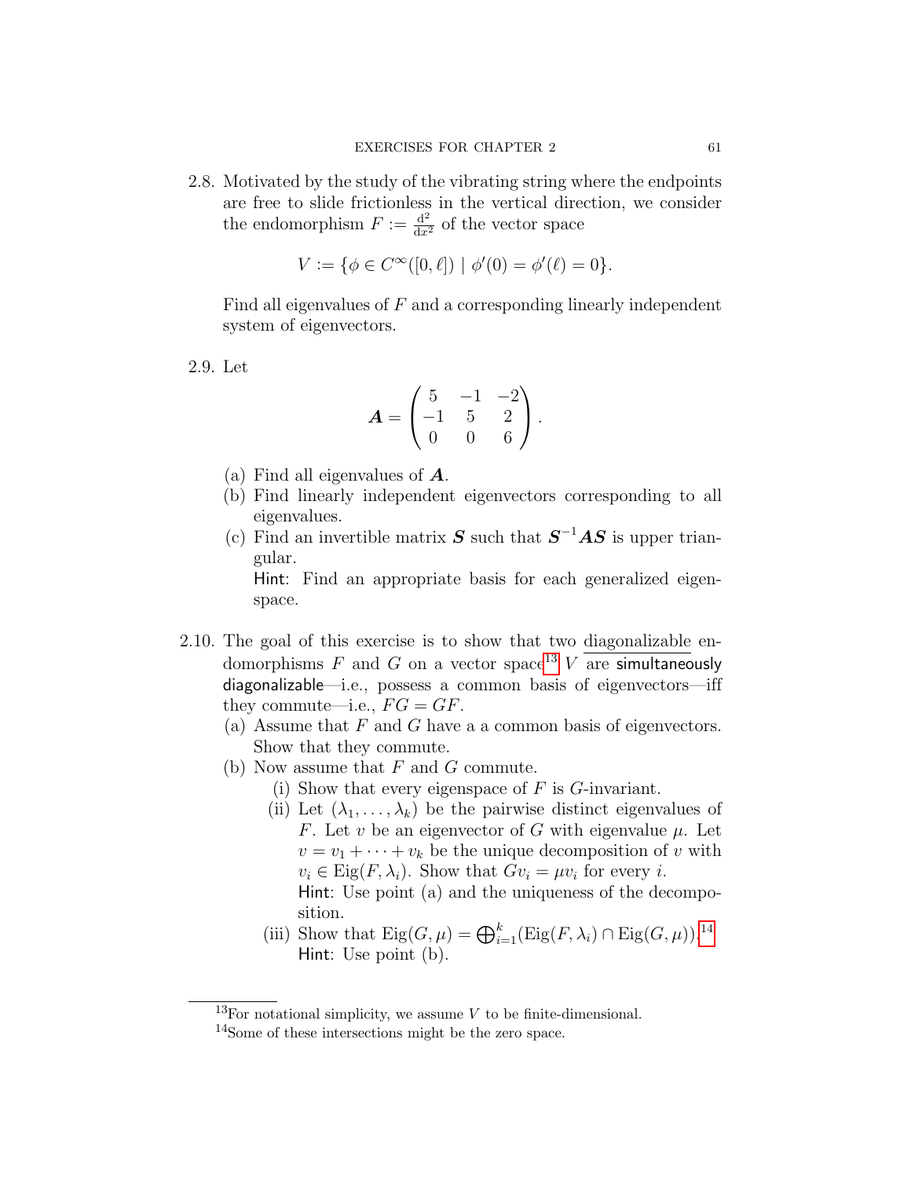2.8. Motivated by the study of the vibrating string where the endpoints are free to slide frictionless in the vertical direction, we consider the endomorphism $F := \frac{\mathrm{d}^2}{\mathrm{d}x^2}$ of the vector space

$$V := \{\phi \in C^\infty([0, \ell]) \mid \phi'(0) = \phi'(\ell) = 0\}.$$

Find all eigenvalues of $F$ and a corresponding linearly independent system of eigenvectors.

2.9. Let

$$\boldsymbol{A} = \begin{pmatrix} 5 & -1 & -2 \\ -1 & 5 & 2 \\ 0 & 0 & 6 \end{pmatrix}.$$

(a) Find all eigenvalues of $\boldsymbol{A}$.

(b) Find linearly independent eigenvectors corresponding to all eigenvalues.

(c) Find an invertible matrix $\boldsymbol{S}$ such that $\boldsymbol{S}^{-1}\boldsymbol{A}\boldsymbol{S}$ is upper triangular.
Hint: Find an appropriate basis for each generalized eigenspace.

2.10. The goal of this exercise is to show that two diagonalizable endomorphisms $F$ and $G$ on a vector space[13] $V$ are simultaneously diagonalizable—i.e., possess a common basis of eigenvectors—iff they commute—i.e., $FG = GF$.

(a) Assume that $F$ and $G$ have a a common basis of eigenvectors. Show that they commute.

(b) Now assume that $F$ and $G$ commute.

(i) Show that every eigenspace of $F$ is $G$-invariant.

(ii) Let $(\lambda_1, \ldots, \lambda_k)$ be the pairwise distinct eigenvalues of $F$. Let $v$ be an eigenvector of $G$ with eigenvalue $\mu$. Let $v = v_1 + \cdots + v_k$ be the unique decomposition of $v$ with $v_i \in \mathrm{Eig}(F, \lambda_i)$. Show that $Gv_i = \mu v_i$ for every $i$.
Hint: Use point (a) and the uniqueness of the decomposition.

(iii) Show that $\mathrm{Eig}(G, \mu) = \bigoplus_{i=1}^{k} (\mathrm{Eig}(F, \lambda_i) \cap \mathrm{Eig}(G, \mu))$.[14]
Hint: Use point (b).

---

[13] For notational simplicity, we assume $V$ to be finite-dimensional.

[14] Some of these intersections might be the zero space.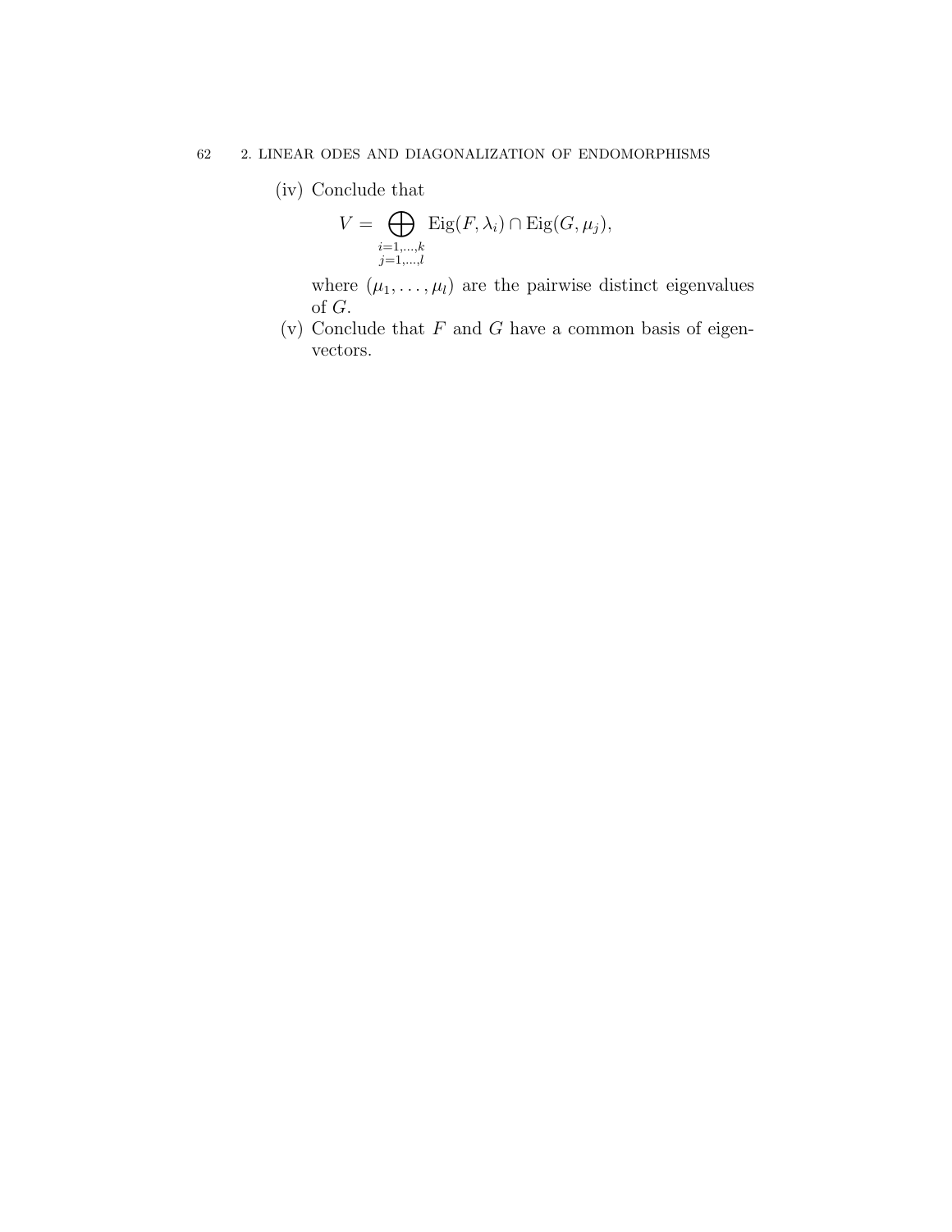(iv) Conclude that

$$V = \bigoplus_{\substack{i=1,\ldots,k \\ j=1,\ldots,l}} \mathrm{Eig}(F, \lambda_i) \cap \mathrm{Eig}(G, \mu_j),$$

where $(\mu_1, \ldots, \mu_l)$ are the pairwise distinct eigenvalues of $G$.

(v) Conclude that $F$ and $G$ have a common basis of eigenvectors.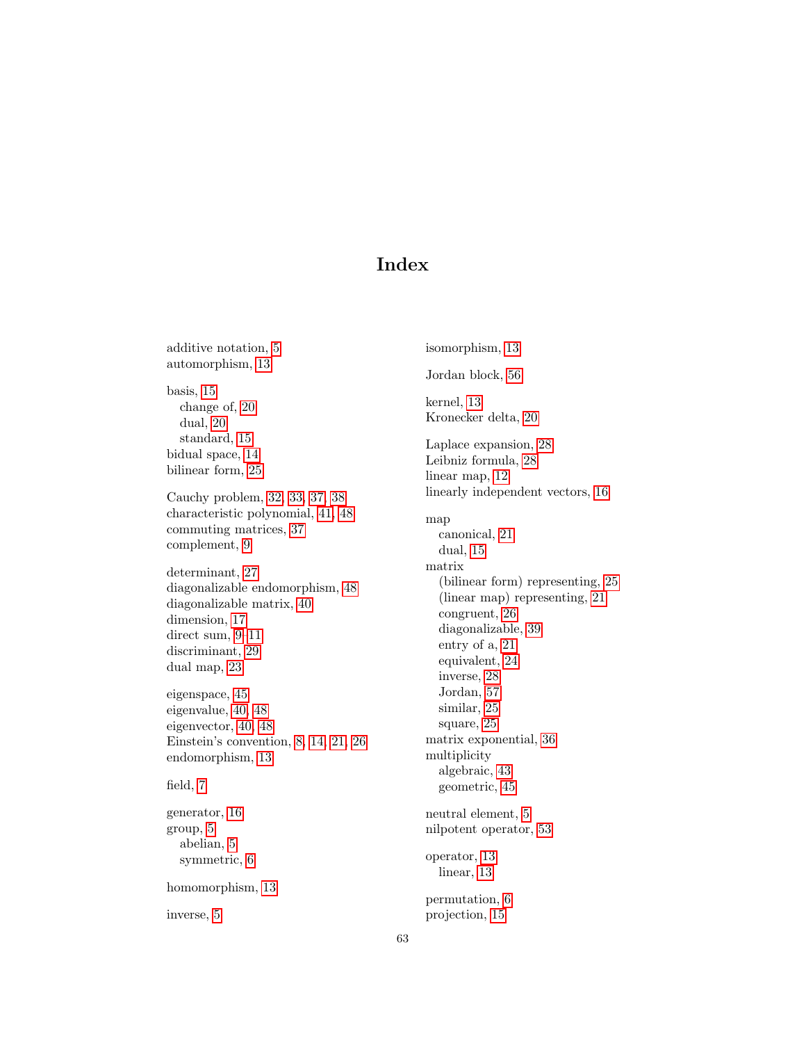# Index

additive notation, 5
automorphism, 13

basis, 15
  change of, 20
  dual, 20
  standard, 15
bidual space, 14
bilinear form, 25

Cauchy problem, 32, 33, 37, 38
characteristic polynomial, 41, 48
commuting matrices, 37
complement, 9

determinant, 27
diagonalizable endomorphism, 48
diagonalizable matrix, 40
dimension, 17
direct sum, 9, 11
discriminant, 29
dual map, 23

eigenspace, 45
eigenvalue, 40, 48
eigenvector, 40, 48
Einstein's convention, 8, 14, 21, 26
endomorphism, 13

field, 7

generator, 16
group, 5
  abelian, 5
  symmetric, 6

homomorphism, 13

inverse, 5

isomorphism, 13

Jordan block, 56

kernel, 13
Kronecker delta, 20

Laplace expansion, 28
Leibniz formula, 28
linear map, 12
linearly independent vectors, 16

map
  canonical, 21
  dual, 15
matrix
  (bilinear form) representing, 25
  (linear map) representing, 21
  congruent, 26
  diagonalizable, 39
  entry of a, 21
  equivalent, 24
  inverse, 28
  Jordan, 57
  similar, 25
  square, 25
matrix exponential, 36
multiplicity
  algebraic, 43
  geometric, 45

neutral element, 5
nilpotent operator, 53

operator, 13
  linear, 13

permutation, 6
projection, 15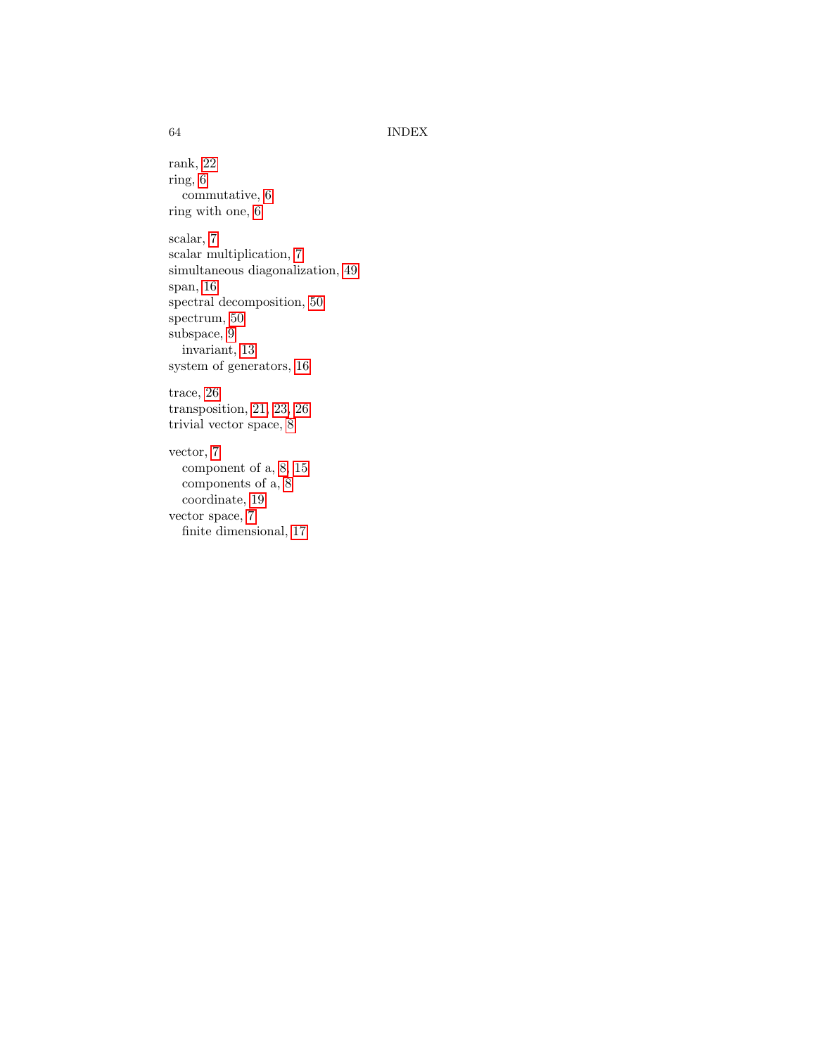rank, 22
ring, 6
  commutative, 6
ring with one, 6

scalar, 7
scalar multiplication, 7
simultaneous diagonalization, 49
span, 16
spectral decomposition, 50
spectrum, 50
subspace, 9
  invariant, 13
system of generators, 16

trace, 26
transposition, 21, 23, 26
trivial vector space, 8

vector, 7
  component of a, 8, 15
  components of a, 8
  coordinate, 19
vector space, 7
  finite dimensional, 17